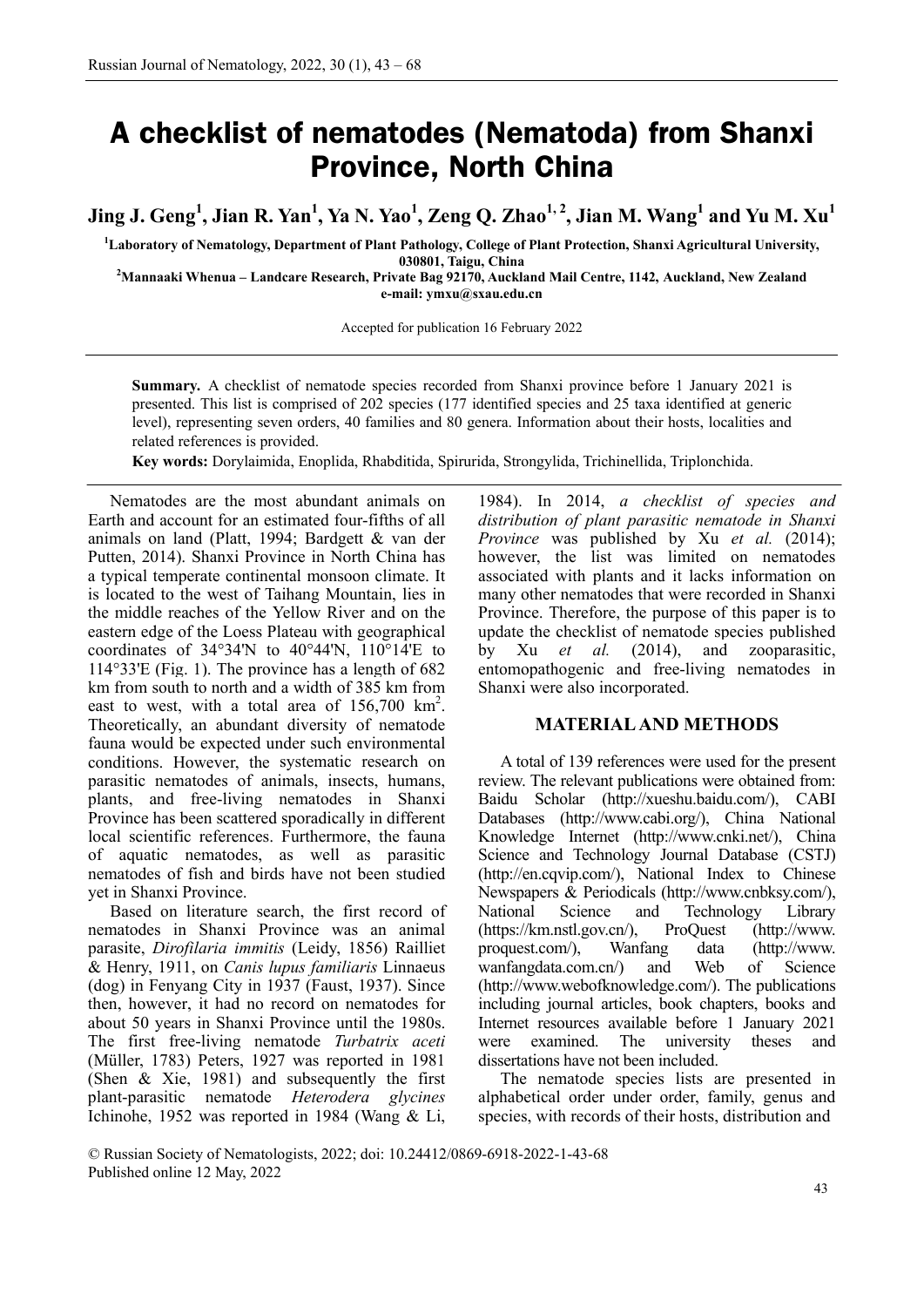# A checklist of nematodes (Nematoda) from Shanxi Province, North China

**Jing J. Geng[1], Jian R. Yan[1], Ya N. Yao[1], Zeng Q. Zhao[1,2], Jian M. Wang[1] and Yu M. Xu[1]**

[1]**Laboratory of Nematology, Department of Plant Pathology, College of Plant Protection, Shanxi Agricultural University, 030801, Taigu, China**
[2]**Mannaaki Whenua – Landcare Research, Private Bag 92170, Auckland Mail Centre, 1142, Auckland, New Zealand**
**e-mail: ymxu@sxau.edu.cn**

Accepted for publication 16 February 2022

**Summary.** A checklist of nematode species recorded from Shanxi province before 1 January 2021 is presented. This list is comprised of 202 species (177 identified species and 25 taxa identified at generic level), representing seven orders, 40 families and 80 genera. Information about their hosts, localities and related references is provided.

**Key words:** Dorylaimida, Enoplida, Rhabditida, Spirurida, Strongylida, Trichinellida, Triplonchida.

Nematodes are the most abundant animals on Earth and account for an estimated four-fifths of all animals on land (Platt, 1994; Bardgett & van der Putten, 2014). Shanxi Province in North China has a typical temperate continental monsoon climate. It is located to the west of Taihang Mountain, lies in the middle reaches of the Yellow River and on the eastern edge of the Loess Plateau with geographical coordinates of 34°34'N to 40°44'N, 110°14'E to 114°33'E (Fig. 1). The province has a length of 682 km from south to north and a width of 385 km from east to west, with a total area of 156,700 km$^2$. Theoretically, an abundant diversity of nematode fauna would be expected under such environmental conditions. However, the systematic research on parasitic nematodes of animals, insects, humans, plants, and free-living nematodes in Shanxi Province has been scattered sporadically in different local scientific references. Furthermore, the fauna of aquatic nematodes, as well as parasitic nematodes of fish and birds have not been studied yet in Shanxi Province.

Based on literature search, the first record of nematodes in Shanxi Province was an animal parasite, *Dirofilaria immitis* (Leidy, 1856) Railliet & Henry, 1911, on *Canis lupus familiaris* Linnaeus (dog) in Fenyang City in 1937 (Faust, 1937). Since then, however, it had no record on nematodes for about 50 years in Shanxi Province until the 1980s. The first free-living nematode *Turbatrix aceti* (Müller, 1783) Peters, 1927 was reported in 1981 (Shen & Xie, 1981) and subsequently the first plant-parasitic nematode *Heterodera glycines* Ichinohe, 1952 was reported in 1984 (Wang & Li, 1984). In 2014, *a checklist of species and distribution of plant parasitic nematode in Shanxi Province* was published by Xu *et al.* (2014); however, the list was limited on nematodes associated with plants and it lacks information on many other nematodes that were recorded in Shanxi Province. Therefore, the purpose of this paper is to update the checklist of nematode species published by Xu *et al.* (2014), and zooparasitic, entomopathogenic and free-living nematodes in Shanxi were also incorporated.

## MATERIAL AND METHODS

A total of 139 references were used for the present review. The relevant publications were obtained from: Baidu Scholar (http://xueshu.baidu.com/), CABI Databases (http://www.cabi.org/), China National Knowledge Internet (http://www.cnki.net/), China Science and Technology Journal Database (CSTJ) (http://en.cqvip.com/), National Index to Chinese Newspapers & Periodicals (http://www.cnbksy.com/), National Science and Technology Library (https://km.nstl.gov.cn/), ProQuest (http://www.proquest.com/), Wanfang data (http://www.wanfangdata.com.cn/) and Web of Science (http://www.webofknowledge.com/). The publications including journal articles, book chapters, books and Internet resources available before 1 January 2021 were examined. The university theses and dissertations have not been included.

The nematode species lists are presented in alphabetical order under order, family, genus and species, with records of their hosts, distribution and

© Russian Society of Nematologists, 2022; doi: 10.24412/0869-6918-2022-1-43-68
Published online 12 May, 2022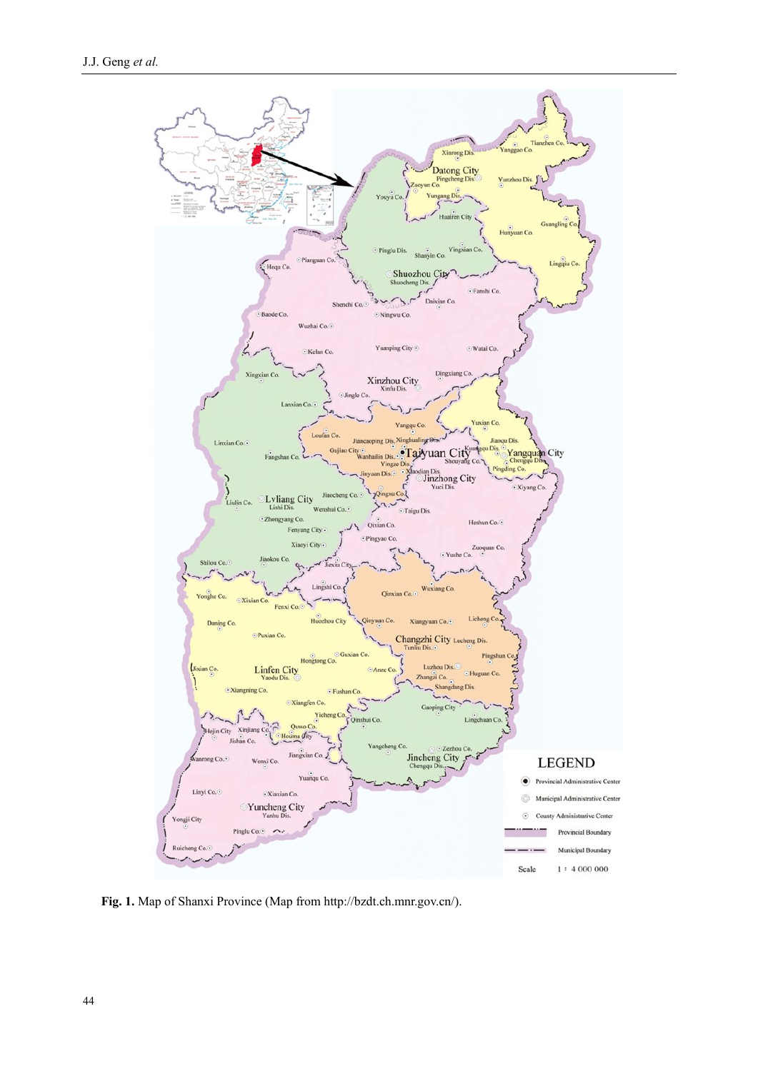Fig. 1. Map of Shanxi Province (Map from http://bzdt.ch.mnr.gov.cn/).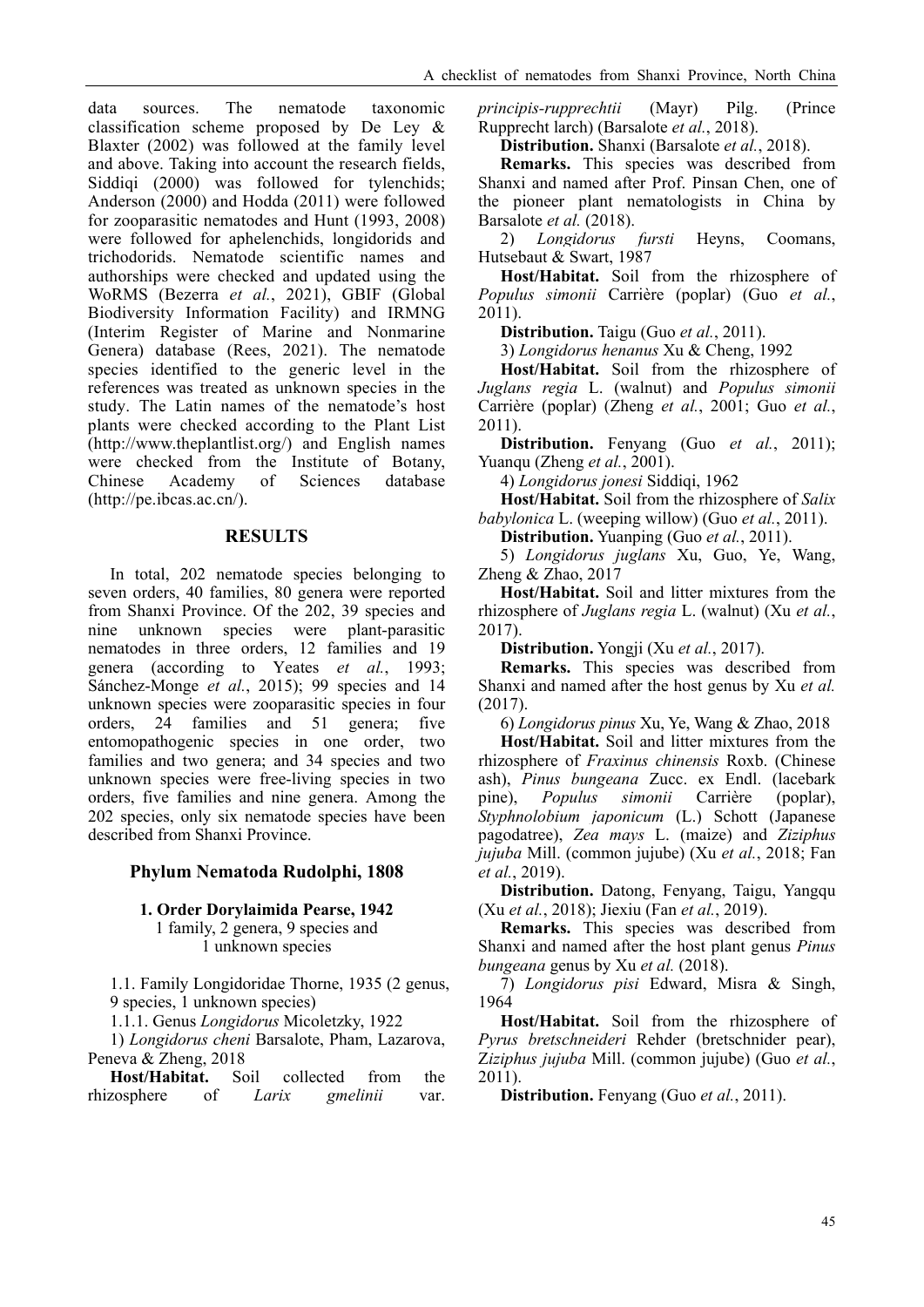data sources. The nematode taxonomic classification scheme proposed by De Ley & Blaxter (2002) was followed at the family level and above. Taking into account the research fields, Siddiqi (2000) was followed for tylenchids; Anderson (2000) and Hodda (2011) were followed for zooparasitic nematodes and Hunt (1993, 2008) were followed for aphelenchids, longidorids and trichodorids. Nematode scientific names and authorships were checked and updated using the WoRMS (Bezerra *et al.*, 2021), GBIF (Global Biodiversity Information Facility) and IRMNG (Interim Register of Marine and Nonmarine Genera) database (Rees, 2021). The nematode species identified to the generic level in the references was treated as unknown species in the study. The Latin names of the nematode's host plants were checked according to the Plant List (http://www.theplantlist.org/) and English names were checked from the Institute of Botany, Chinese Academy of Sciences database (http://pe.ibcas.ac.cn/).

## RESULTS

In total, 202 nematode species belonging to seven orders, 40 families, 80 genera were reported from Shanxi Province. Of the 202, 39 species and nine unknown species were plant-parasitic nematodes in three orders, 12 families and 19 genera (according to Yeates *et al.*, 1993; Sánchez-Monge *et al.*, 2015); 99 species and 14 unknown species were zooparasitic species in four orders, 24 families and 51 genera; five entomopathogenic species in one order, two families and two genera; and 34 species and two unknown species were free-living species in two orders, five families and nine genera. Among the 202 species, only six nematode species have been described from Shanxi Province.

## Phylum Nematoda Rudolphi, 1808

### 1. Order Dorylaimida Pearse, 1942

1 family, 2 genera, 9 species and 1 unknown species

1.1. Family Longidoridae Thorne, 1935 (2 genus, 9 species, 1 unknown species)

1.1.1. Genus *Longidorus* Micoletzky, 1922

1) *Longidorus cheni* Barsalote, Pham, Lazarova, Peneva & Zheng, 2018

**Host/Habitat.** Soil collected from the rhizosphere of *Larix gmelinii* var. *principis-rupprechtii* (Mayr) Pilg. (Prince Rupprecht larch) (Barsalote *et al.*, 2018).

**Distribution.** Shanxi (Barsalote *et al.*, 2018).

**Remarks.** This species was described from Shanxi and named after Prof. Pinsan Chen, one of the pioneer plant nematologists in China by Barsalote *et al.* (2018).

2) *Longidorus fursti* Heyns, Coomans, Hutsebaut & Swart, 1987

**Host/Habitat.** Soil from the rhizosphere of *Populus simonii* Carrière (poplar) (Guo *et al.*, 2011).

**Distribution.** Taigu (Guo *et al.*, 2011).

3) *Longidorus henanus* Xu & Cheng, 1992

**Host/Habitat.** Soil from the rhizosphere of *Juglans regia* L. (walnut) and *Populus simonii* Carrière (poplar) (Zheng *et al.*, 2001; Guo *et al.*, 2011).

**Distribution.** Fenyang (Guo *et al.*, 2011); Yuanqu (Zheng *et al.*, 2001).

4) *Longidorus jonesi* Siddiqi, 1962

**Host/Habitat.** Soil from the rhizosphere of *Salix babylonica* L. (weeping willow) (Guo *et al.*, 2011).

**Distribution.** Yuanping (Guo *et al.*, 2011).

5) *Longidorus juglans* Xu, Guo, Ye, Wang, Zheng & Zhao, 2017

**Host/Habitat.** Soil and litter mixtures from the rhizosphere of *Juglans regia* L. (walnut) (Xu *et al.*, 2017).

**Distribution.** Yongji (Xu *et al.*, 2017).

**Remarks.** This species was described from Shanxi and named after the host genus by Xu *et al.* (2017).

6) *Longidorus pinus* Xu, Ye, Wang & Zhao, 2018

**Host/Habitat.** Soil and litter mixtures from the rhizosphere of *Fraxinus chinensis* Roxb. (Chinese ash), *Pinus bungeana* Zucc. ex Endl. (lacebark pine), *Populus simonii* Carrière (poplar), *Styphnolobium japonicum* (L.) Schott (Japanese pagodatree), *Zea mays* L. (maize) and *Ziziphus jujuba* Mill. (common jujube) (Xu *et al.*, 2018; Fan *et al.*, 2019).

**Distribution.** Datong, Fenyang, Taigu, Yangqu (Xu *et al.*, 2018); Jiexiu (Fan *et al.*, 2019).

**Remarks.** This species was described from Shanxi and named after the host plant genus *Pinus bungeana* genus by Xu *et al.* (2018).

7) *Longidorus pisi* Edward, Misra & Singh, 1964

**Host/Habitat.** Soil from the rhizosphere of *Pyrus bretschneideri* Rehder (bretschnider pear), *Ziziphus jujuba* Mill. (common jujube) (Guo *et al.*, 2011).

**Distribution.** Fenyang (Guo *et al.*, 2011).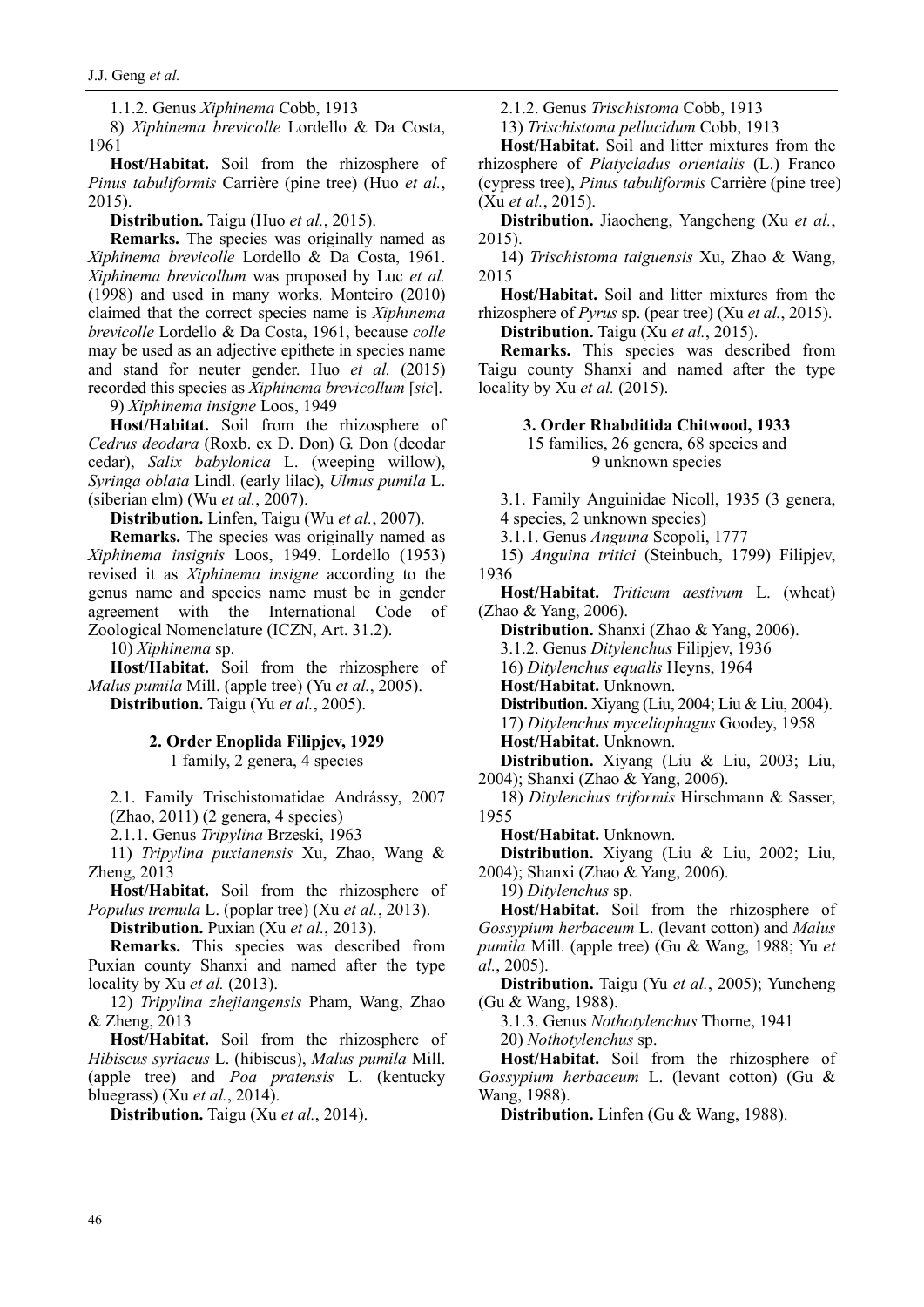1.1.2. Genus *Xiphinema* Cobb, 1913

8) *Xiphinema brevicolle* Lordello & Da Costa, 1961

**Host/Habitat.** Soil from the rhizosphere of *Pinus tabuliformis* Carrière (pine tree) (Huo *et al.*, 2015).

**Distribution.** Taigu (Huo *et al.*, 2015).

**Remarks.** The species was originally named as *Xiphinema brevicolle* Lordello & Da Costa, 1961. *Xiphinema brevicollum* was proposed by Luc *et al.* (1998) and used in many works. Monteiro (2010) claimed that the correct species name is *Xiphinema brevicolle* Lordello & Da Costa, 1961, because *colle* may be used as an adjective epithete in species name and stand for neuter gender. Huo *et al.* (2015) recorded this species as *Xiphinema brevicollum* [*sic*].

9) *Xiphinema insigne* Loos, 1949

**Host/Habitat.** Soil from the rhizosphere of *Cedrus deodara* (Roxb. ex D. Don) G. Don (deodar cedar), *Salix babylonica* L. (weeping willow), *Syringa oblata* Lindl. (early lilac), *Ulmus pumila* L. (siberian elm) (Wu *et al.*, 2007).

**Distribution.** Linfen, Taigu (Wu *et al.*, 2007).

**Remarks.** The species was originally named as *Xiphinema insignis* Loos, 1949. Lordello (1953) revised it as *Xiphinema insigne* according to the genus name and species name must be in gender agreement with the International Code of Zoological Nomenclature (ICZN, Art. 31.2).

10) *Xiphinema* sp.

**Host/Habitat.** Soil from the rhizosphere of *Malus pumila* Mill. (apple tree) (Yu *et al.*, 2005).

**Distribution.** Taigu (Yu *et al.*, 2005).

## 2. Order Enoplida Filipjev, 1929

1 family, 2 genera, 4 species

2.1. Family Trischistomatidae Andrássy, 2007 (Zhao, 2011) (2 genera, 4 species)

2.1.1. Genus *Tripylina* Brzeski, 1963

11) *Tripylina puxianensis* Xu, Zhao, Wang & Zheng, 2013

**Host/Habitat.** Soil from the rhizosphere of *Populus tremula* L. (poplar tree) (Xu *et al.*, 2013).

**Distribution.** Puxian (Xu *et al.*, 2013).

**Remarks.** This species was described from Puxian county Shanxi and named after the type locality by Xu *et al.* (2013).

12) *Tripylina zhejiangensis* Pham, Wang, Zhao & Zheng, 2013

**Host/Habitat.** Soil from the rhizosphere of *Hibiscus syriacus* L. (hibiscus), *Malus pumila* Mill. (apple tree) and *Poa pratensis* L. (kentucky bluegrass) (Xu *et al.*, 2014).

**Distribution.** Taigu (Xu *et al.*, 2014).

2.1.2. Genus *Trischistoma* Cobb, 1913

13) *Trischistoma pellucidum* Cobb, 1913

**Host/Habitat.** Soil and litter mixtures from the rhizosphere of *Platycladus orientalis* (L.) Franco (cypress tree), *Pinus tabuliformis* Carrière (pine tree) (Xu *et al.*, 2015).

**Distribution.** Jiaocheng, Yangcheng (Xu *et al.*, 2015).

14) *Trischistoma taiguensis* Xu, Zhao & Wang, 2015

**Host/Habitat.** Soil and litter mixtures from the rhizosphere of *Pyrus* sp. (pear tree) (Xu *et al.*, 2015).

**Distribution.** Taigu (Xu *et al.*, 2015).

**Remarks.** This species was described from Taigu county Shanxi and named after the type locality by Xu *et al.* (2015).

## 3. Order Rhabditida Chitwood, 1933

15 families, 26 genera, 68 species and 9 unknown species

3.1. Family Anguinidae Nicoll, 1935 (3 genera, 4 species, 2 unknown species)

3.1.1. Genus *Anguina* Scopoli, 1777

15) *Anguina tritici* (Steinbuch, 1799) Filipjev, 1936

**Host/Habitat.** *Triticum aestivum* L. (wheat) (Zhao & Yang, 2006).

**Distribution.** Shanxi (Zhao & Yang, 2006).

3.1.2. Genus *Ditylenchus* Filipjev, 1936

16) *Ditylenchus equalis* Heyns, 1964

**Host/Habitat.** Unknown.

**Distribution.** Xiyang (Liu, 2004; Liu & Liu, 2004).

17) *Ditylenchus myceliophagus* Goodey, 1958

**Host/Habitat.** Unknown.

**Distribution.** Xiyang (Liu & Liu, 2003; Liu, 2004); Shanxi (Zhao & Yang, 2006).

18) *Ditylenchus triformis* Hirschmann & Sasser, 1955

**Host/Habitat.** Unknown.

**Distribution.** Xiyang (Liu & Liu, 2002; Liu, 2004); Shanxi (Zhao & Yang, 2006).

19) *Ditylenchus* sp.

**Host/Habitat.** Soil from the rhizosphere of *Gossypium herbaceum* L. (levant cotton) and *Malus pumila* Mill. (apple tree) (Gu & Wang, 1988; Yu *et al.*, 2005).

**Distribution.** Taigu (Yu *et al.*, 2005); Yuncheng (Gu & Wang, 1988).

3.1.3. Genus *Nothotylenchus* Thorne, 1941

20) *Nothotylenchus* sp.

**Host/Habitat.** Soil from the rhizosphere of *Gossypium herbaceum* L. (levant cotton) (Gu & Wang, 1988).

**Distribution.** Linfen (Gu & Wang, 1988).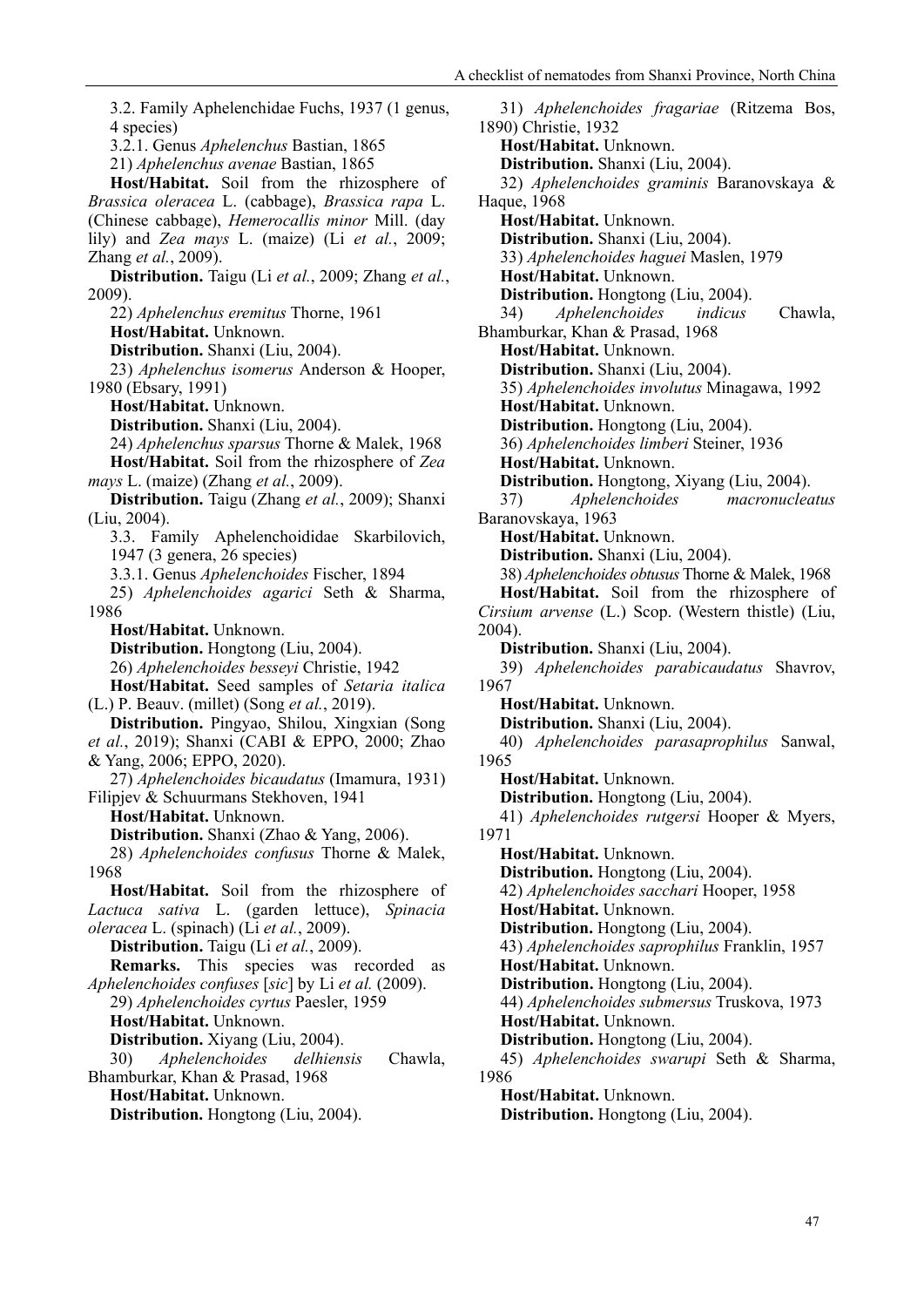3.2. Family Aphelenchidae Fuchs, 1937 (1 genus, 4 species)

3.2.1. Genus *Aphelenchus* Bastian, 1865

21) *Aphelenchus avenae* Bastian, 1865

**Host/Habitat.** Soil from the rhizosphere of *Brassica oleracea* L. (cabbage), *Brassica rapa* L. (Chinese cabbage), *Hemerocallis minor* Mill. (day lily) and *Zea mays* L. (maize) (Li *et al.*, 2009; Zhang *et al.*, 2009).

**Distribution.** Taigu (Li *et al.*, 2009; Zhang *et al.*, 2009).

22) *Aphelenchus eremitus* Thorne, 1961

**Host/Habitat.** Unknown.

**Distribution.** Shanxi (Liu, 2004).

23) *Aphelenchus isomerus* Anderson & Hooper, 1980 (Ebsary, 1991)

**Host/Habitat.** Unknown.

**Distribution.** Shanxi (Liu, 2004).

24) *Aphelenchus sparsus* Thorne & Malek, 1968

**Host/Habitat.** Soil from the rhizosphere of *Zea mays* L. (maize) (Zhang *et al.*, 2009).

**Distribution.** Taigu (Zhang *et al.*, 2009); Shanxi (Liu, 2004).

3.3. Family Aphelenchoididae Skarbilovich, 1947 (3 genera, 26 species)

3.3.1. Genus *Aphelenchoides* Fischer, 1894

25) *Aphelenchoides agarici* Seth & Sharma, 1986

**Host/Habitat.** Unknown.

**Distribution.** Hongtong (Liu, 2004).

26) *Aphelenchoides besseyi* Christie, 1942

**Host/Habitat.** Seed samples of *Setaria italica* (L.) P. Beauv. (millet) (Song *et al.*, 2019).

**Distribution.** Pingyao, Shilou, Xingxian (Song *et al.*, 2019); Shanxi (CABI & EPPO, 2000; Zhao & Yang, 2006; EPPO, 2020).

27) *Aphelenchoides bicaudatus* (Imamura, 1931) Filipjev & Schuurmans Stekhoven, 1941

**Host/Habitat.** Unknown.

**Distribution.** Shanxi (Zhao & Yang, 2006).

28) *Aphelenchoides confusus* Thorne & Malek, 1968

**Host/Habitat.** Soil from the rhizosphere of *Lactuca sativa* L. (garden lettuce), *Spinacia oleracea* L. (spinach) (Li *et al.*, 2009).

**Distribution.** Taigu (Li *et al.*, 2009).

**Remarks.** This species was recorded as *Aphelenchoides confuses* [*sic*] by Li *et al.* (2009).

29) *Aphelenchoides cyrtus* Paesler, 1959

**Host/Habitat.** Unknown.

**Distribution.** Xiyang (Liu, 2004).

30) *Aphelenchoides delhiensis* Chawla, Bhamburkar, Khan & Prasad, 1968

**Host/Habitat.** Unknown.

**Distribution.** Hongtong (Liu, 2004).

31) *Aphelenchoides fragariae* (Ritzema Bos, 1890) Christie, 1932

**Host/Habitat.** Unknown.

**Distribution.** Shanxi (Liu, 2004).

32) *Aphelenchoides graminis* Baranovskaya & Haque, 1968

**Host/Habitat.** Unknown.

**Distribution.** Shanxi (Liu, 2004).

33) *Aphelenchoides haguei* Maslen, 1979

**Host/Habitat.** Unknown.

**Distribution.** Hongtong (Liu, 2004).

34) *Aphelenchoides indicus* Chawla, Bhamburkar, Khan & Prasad, 1968

**Host/Habitat.** Unknown.

**Distribution.** Shanxi (Liu, 2004).

35) *Aphelenchoides involutus* Minagawa, 1992

**Host/Habitat.** Unknown.

**Distribution.** Hongtong (Liu, 2004).

36) *Aphelenchoides limberi* Steiner, 1936

**Host/Habitat.** Unknown.

**Distribution.** Hongtong, Xiyang (Liu, 2004).

37) *Aphelenchoides macronucleatus* Baranovskaya, 1963

**Host/Habitat.** Unknown.

**Distribution.** Shanxi (Liu, 2004).

38) *Aphelenchoides obtusus* Thorne & Malek, 1968

**Host/Habitat.** Soil from the rhizosphere of *Cirsium arvense* (L.) Scop. (Western thistle) (Liu, 2004).

**Distribution.** Shanxi (Liu, 2004).

39) *Aphelenchoides parabicaudatus* Shavrov, 1967

**Host/Habitat.** Unknown.

**Distribution.** Shanxi (Liu, 2004).

40) *Aphelenchoides parasaprophilus* Sanwal, 1965

**Host/Habitat.** Unknown.

**Distribution.** Hongtong (Liu, 2004).

41) *Aphelenchoides rutgersi* Hooper & Myers, 1971

**Host/Habitat.** Unknown.

**Distribution.** Hongtong (Liu, 2004).

42) *Aphelenchoides sacchari* Hooper, 1958

**Host/Habitat.** Unknown.

**Distribution.** Hongtong (Liu, 2004).

43) *Aphelenchoides saprophilus* Franklin, 1957

**Host/Habitat.** Unknown.

**Distribution.** Hongtong (Liu, 2004).

44) *Aphelenchoides submersus* Truskova, 1973

**Host/Habitat.** Unknown.

**Distribution.** Hongtong (Liu, 2004).

45) *Aphelenchoides swarupi* Seth & Sharma, 1986

**Host/Habitat.** Unknown.

**Distribution.** Hongtong (Liu, 2004).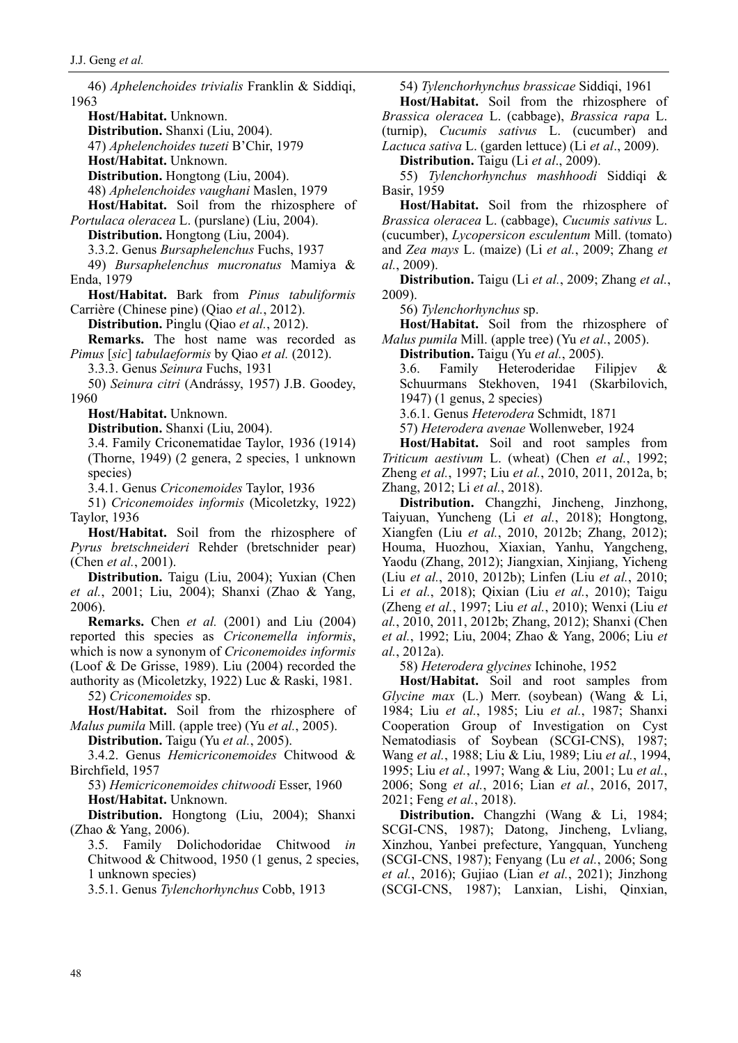46) *Aphelenchoides trivialis* Franklin & Siddiqi, 1963

**Host/Habitat.** Unknown.

**Distribution.** Shanxi (Liu, 2004).

47) *Aphelenchoides tuzeti* B'Chir, 1979

**Host/Habitat.** Unknown.

**Distribution.** Hongtong (Liu, 2004).

48) *Aphelenchoides vaughani* Maslen, 1979

**Host/Habitat.** Soil from the rhizosphere of *Portulaca oleracea* L. (purslane) (Liu, 2004).

**Distribution.** Hongtong (Liu, 2004).

3.3.2. Genus *Bursaphelenchus* Fuchs, 1937

49) *Bursaphelenchus mucronatus* Mamiya & Enda, 1979

**Host/Habitat.** Bark from *Pinus tabuliformis* Carrière (Chinese pine) (Qiao *et al.*, 2012).

**Distribution.** Pinglu (Qiao *et al.*, 2012).

**Remarks.** The host name was recorded as *Pimus* [*sic*] *tabulaeformis* by Qiao *et al.* (2012).

3.3.3. Genus *Seinura* Fuchs, 1931

50) *Seinura citri* (Andrássy, 1957) J.B. Goodey, 1960

**Host/Habitat.** Unknown.

**Distribution.** Shanxi (Liu, 2004).

3.4. Family Criconematidae Taylor, 1936 (1914) (Thorne, 1949) (2 genera, 2 species, 1 unknown species)

3.4.1. Genus *Criconemoides* Taylor, 1936

51) *Criconemoides informis* (Micoletzky, 1922) Taylor, 1936

**Host/Habitat.** Soil from the rhizosphere of *Pyrus bretschneideri* Rehder (bretschnider pear) (Chen *et al.*, 2001).

**Distribution.** Taigu (Liu, 2004); Yuxian (Chen *et al.*, 2001; Liu, 2004); Shanxi (Zhao & Yang, 2006).

**Remarks.** Chen *et al.* (2001) and Liu (2004) reported this species as *Criconemella informis*, which is now a synonym of *Criconemoides informis* (Loof & De Grisse, 1989). Liu (2004) recorded the authority as (Micoletzky, 1922) Luc & Raski, 1981.

52) *Criconemoides* sp.

**Host/Habitat.** Soil from the rhizosphere of *Malus pumila* Mill. (apple tree) (Yu *et al.*, 2005).

**Distribution.** Taigu (Yu *et al.*, 2005).

3.4.2. Genus *Hemicriconemoides* Chitwood & Birchfield, 1957

53) *Hemicriconemoides chitwoodi* Esser, 1960

**Host/Habitat.** Unknown.

**Distribution.** Hongtong (Liu, 2004); Shanxi (Zhao & Yang, 2006).

3.5. Family Dolichodoridae Chitwood *in* Chitwood & Chitwood, 1950 (1 genus, 2 species, 1 unknown species)

3.5.1. Genus *Tylenchorhynchus* Cobb, 1913

54) *Tylenchorhynchus brassicae* Siddiqi, 1961

**Host/Habitat.** Soil from the rhizosphere of *Brassica oleracea* L. (cabbage), *Brassica rapa* L. (turnip), *Cucumis sativus* L. (cucumber) and *Lactuca sativa* L. (garden lettuce) (Li *et al*., 2009).

**Distribution.** Taigu (Li *et al*., 2009).

55) *Tylenchorhynchus mashhoodi* Siddiqi & Basir, 1959

**Host/Habitat.** Soil from the rhizosphere of *Brassica oleracea* L. (cabbage), *Cucumis sativus* L. (cucumber), *Lycopersicon esculentum* Mill. (tomato) and *Zea mays* L. (maize) (Li *et al.*, 2009; Zhang *et al.*, 2009).

**Distribution.** Taigu (Li *et al.*, 2009; Zhang *et al.*, 2009).

56) *Tylenchorhynchus* sp.

**Host/Habitat.** Soil from the rhizosphere of *Malus pumila* Mill. (apple tree) (Yu *et al.*, 2005).

**Distribution.** Taigu (Yu *et al.*, 2005).

3.6. Family Heteroderidae Filipjev & Schuurmans Stekhoven, 1941 (Skarbilovich, 1947) (1 genus, 2 species)

3.6.1. Genus *Heterodera* Schmidt, 1871

57) *Heterodera avenae* Wollenweber, 1924

**Host/Habitat.** Soil and root samples from *Triticum aestivum* L. (wheat) (Chen *et al.*, 1992; Zheng *et al.*, 1997; Liu *et al.*, 2010, 2011, 2012a, b; Zhang, 2012; Li *et al.*, 2018).

**Distribution.** Changzhi, Jincheng, Jinzhong, Taiyuan, Yuncheng (Li *et al.*, 2018); Hongtong, Xiangfen (Liu *et al.*, 2010, 2012b; Zhang, 2012); Houma, Huozhou, Xiaxian, Yanhu, Yangcheng, Yaodu (Zhang, 2012); Jiangxian, Xinjiang, Yicheng (Liu *et al.*, 2010, 2012b); Linfen (Liu *et al.*, 2010; Li *et al.*, 2018); Qixian (Liu *et al.*, 2010); Taigu (Zheng *et al.*, 1997; Liu *et al.*, 2010); Wenxi (Liu *et al.*, 2010, 2011, 2012b; Zhang, 2012); Shanxi (Chen *et al.*, 1992; Liu, 2004; Zhao & Yang, 2006; Liu *et al.*, 2012a).

58) *Heterodera glycines* Ichinohe, 1952

**Host/Habitat.** Soil and root samples from *Glycine max* (L.) Merr. (soybean) (Wang & Li, 1984; Liu *et al.*, 1985; Liu *et al.*, 1987; Shanxi Cooperation Group of Investigation on Cyst Nematodiasis of Soybean (SCGI-CNS), 1987; Wang *et al.*, 1988; Liu & Liu, 1989; Liu *et al.*, 1994, 1995; Liu *et al.*, 1997; Wang & Liu, 2001; Lu *et al.*, 2006; Song *et al.*, 2016; Lian *et al.*, 2016, 2017, 2021; Feng *et al.*, 2018).

**Distribution.** Changzhi (Wang & Li, 1984; SCGI-CNS, 1987); Datong, Jincheng, Lvliang, Xinzhou, Yanbei prefecture, Yangquan, Yuncheng (SCGI-CNS, 1987); Fenyang (Lu *et al.*, 2006; Song *et al.*, 2016); Gujiao (Lian *et al.*, 2021); Jinzhong (SCGI-CNS, 1987); Lanxian, Lishi, Qinxian,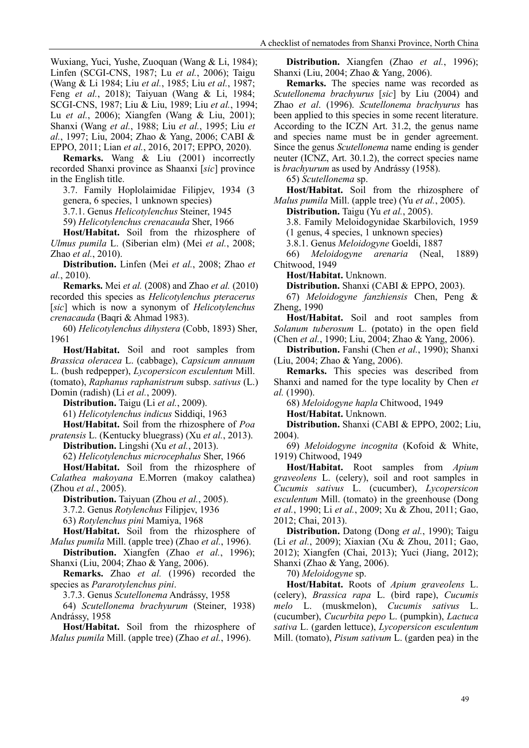Wuxiang, Yuci, Yushe, Zuoquan (Wang & Li, 1984); Linfen (SCGI-CNS, 1987; Lu *et al.*, 2006); Taigu (Wang & Li 1984; Liu *et al.*, 1985; Liu *et al.*, 1987; Feng *et al.*, 2018); Taiyuan (Wang & Li, 1984; SCGI-CNS, 1987; Liu & Liu, 1989; Liu *et al.*, 1994; Lu *et al.*, 2006); Xiangfen (Wang & Liu, 2001); Shanxi (Wang *et al.*, 1988; Liu *et al.*, 1995; Liu *et al.*, 1997; Liu, 2004; Zhao & Yang, 2006; CABI & EPPO, 2011; Lian *et al.*, 2016, 2017; EPPO, 2020).

**Remarks.** Wang & Liu (2001) incorrectly recorded Shanxi province as Shaanxi [*sic*] province in the English title.

3.7. Family Hoplolaimidae Filipjev, 1934 (3 genera, 6 species, 1 unknown species)

3.7.1. Genus *Helicotylenchus* Steiner, 1945

59) *Helicotylenchus crenacauda* Sher, 1966

**Host/Habitat.** Soil from the rhizosphere of *Ulmus pumila* L. (Siberian elm) (Mei *et al.*, 2008; Zhao *et al.*, 2010).

**Distribution.** Linfen (Mei *et al.*, 2008; Zhao *et al.*, 2010).

**Remarks.** Mei *et al.* (2008) and Zhao *et al.* (2010) recorded this species as *Helicotylenchus pteracerus* [*sic*] which is now a synonym of *Helicotylenchus crenacauda* (Baqri & Ahmad 1983).

60) *Helicotylenchus dihystera* (Cobb, 1893) Sher, 1961

**Host/Habitat.** Soil and root samples from *Brassica oleracea* L. (cabbage), *Capsicum annuum* L. (bush redpepper), *Lycopersicon esculentum* Mill. (tomato), *Raphanus raphanistrum* subsp. *sativus* (L.) Domin (radish) (Li *et al.*, 2009).

**Distribution.** Taigu (Li *et al.*, 2009).

61) *Helicotylenchus indicus* Siddiqi, 1963

**Host/Habitat.** Soil from the rhizosphere of *Poa pratensis* L. (Kentucky bluegrass) (Xu *et al.*, 2013).

**Distribution.** Lingshi (Xu *et al.*, 2013).

62) *Helicotylenchus microcephalus* Sher, 1966

**Host/Habitat.** Soil from the rhizosphere of *Calathea makoyana* E.Morren (makoy calathea) (Zhou *et al.*, 2005).

**Distribution.** Taiyuan (Zhou *et al.*, 2005).

3.7.2. Genus *Rotylenchus* Filipjev, 1936

63) *Rotylenchus pini* Mamiya, 1968

**Host/Habitat.** Soil from the rhizosphere of *Malus pumila* Mill. (apple tree) (Zhao *et al.*, 1996).

**Distribution.** Xiangfen (Zhao *et al.*, 1996); Shanxi (Liu, 2004; Zhao & Yang, 2006).

**Remarks.** Zhao *et al.* (1996) recorded the species as *Pararotylenchus pini*.

3.7.3. Genus *Scutellonema* Andrássy, 1958

64) *Scutellonema brachyurum* (Steiner, 1938) Andrássy, 1958

**Host/Habitat.** Soil from the rhizosphere of *Malus pumila* Mill. (apple tree) (Zhao *et al.*, 1996).

**Distribution.** Xiangfen (Zhao *et al.*, 1996); Shanxi (Liu, 2004; Zhao & Yang, 2006).

**Remarks.** The species name was recorded as *Scutellonema brachyurus* [*sic*] by Liu (2004) and Zhao *et al*. (1996). *Scutellonema brachyurus* has been applied to this species in some recent literature. According to the ICZN Art. 31.2, the genus name and species name must be in gender agreement. Since the genus *Scutellonema* name ending is gender neuter (ICNZ, Art. 30.1.2), the correct species name is *brachyurum* as used by Andrássy (1958).

65) *Scutellonema* sp.

**Host/Habitat.** Soil from the rhizosphere of *Malus pumila* Mill. (apple tree) (Yu *et al.*, 2005).

**Distribution.** Taigu (Yu *et al.*, 2005).

3.8. Family Meloidogynidae Skarbilovich, 1959 (1 genus, 4 species, 1 unknown species)

3.8.1. Genus *Meloidogyne* Goeldi, 1887

66) *Meloidogyne arenaria* (Neal, 1889) Chitwood, 1949

**Host/Habitat.** Unknown.

**Distribution.** Shanxi (CABI & EPPO, 2003).

67) *Meloidogyne fanzhiensis* Chen, Peng & Zheng, 1990

**Host/Habitat.** Soil and root samples from *Solanum tuberosum* L. (potato) in the open field (Chen *et al.*, 1990; Liu, 2004; Zhao & Yang, 2006).

**Distribution.** Fanshi (Chen *et al.*, 1990); Shanxi (Liu, 2004; Zhao & Yang, 2006).

**Remarks.** This species was described from Shanxi and named for the type locality by Chen *et al.* (1990).

68) *Meloidogyne hapla* Chitwood, 1949

**Host/Habitat.** Unknown.

**Distribution.** Shanxi (CABI & EPPO, 2002; Liu, 2004).

69) *Meloidogyne incognita* (Kofoid & White, 1919) Chitwood, 1949

**Host/Habitat.** Root samples from *Apium graveolens* L. (celery), soil and root samples in *Cucumis sativus* L. (cucumber), *Lycopersicon esculentum* Mill. (tomato) in the greenhouse (Dong *et al.*, 1990; Li *et al.*, 2009; Xu & Zhou, 2011; Gao, 2012; Chai, 2013).

**Distribution.** Datong (Dong *et al.*, 1990); Taigu (Li *et al.*, 2009); Xiaxian (Xu & Zhou, 2011; Gao, 2012); Xiangfen (Chai, 2013); Yuci (Jiang, 2012); Shanxi (Zhao & Yang, 2006).

70) *Meloidogyne* sp.

**Host/Habitat.** Roots of *Apium graveolens* L. (celery), *Brassica rapa* L. (bird rape), *Cucumis melo* L. (muskmelon), *Cucumis sativus* L. (cucumber), *Cucurbita pepo* L. (pumpkin), *Lactuca sativa* L. (garden lettuce), *Lycopersicon esculentum* Mill. (tomato), *Pisum sativum* L. (garden pea) in the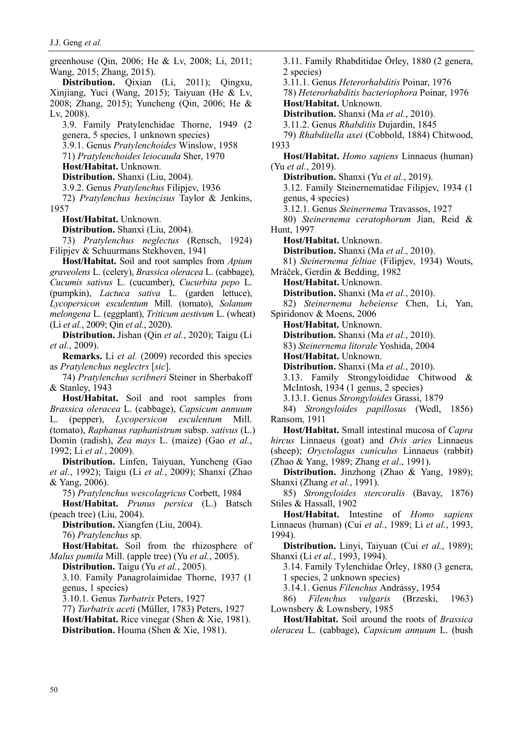greenhouse (Qin, 2006; He & Lv, 2008; Li, 2011; Wang, 2015; Zhang, 2015).

**Distribution.** Qixian (Li, 2011); Qingxu, Xinjiang, Yuci (Wang, 2015); Taiyuan (He & Lv, 2008; Zhang, 2015); Yuncheng (Qin, 2006; He & Lv, 2008).

3.9. Family Pratylenchidae Thorne, 1949 (2 genera, 5 species, 1 unknown species)

3.9.1. Genus *Pratylenchoides* Winslow, 1958

71) *Pratylenchoides leiocauda* Sher, 1970

**Host/Habitat.** Unknown.

**Distribution.** Shanxi (Liu, 2004).

3.9.2. Genus *Pratylenchus* Filipjev, 1936

72) *Pratylenchus hexincisus* Taylor & Jenkins, 1957

**Host/Habitat.** Unknown.

**Distribution.** Shanxi (Liu, 2004).

73) *Pratylenchus neglectus* (Rensch, 1924) Filipjev & Schuurmans Stekhoven, 1941

**Host/Habitat.** Soil and root samples from *Apium graveolens* L. (celery), *Brassica oleracea* L. (cabbage), *Cucumis sativus* L. (cucumber), *Cucurbita pepo* L. (pumpkin), *Lactuca sativa* L. (garden lettuce), *Lycopersicon esculentum* Mill. (tomato), *Solanum melongena* L. (eggplant), *Triticum aestivum* L. (wheat) (Li *et al.*, 2009; Qin *et al.*, 2020).

**Distribution.** Jishan (Qin *et al.*, 2020); Taigu (Li *et al.*, 2009).

**Remarks.** Li *et al.* (2009) recorded this species as *Pratylenchus neglectrs* [*sic*].

74) *Pratylenchus scribneri* Steiner in Sherbakoff & Stanley, 1943

**Host/Habitat.** Soil and root samples from *Brassica oleracea* L. (cabbage), *Capsicum annuum* L. (pepper), *Lycopersicon esculentum* Mill. (tomato), *Raphanus raphanistrum* subsp. *sativus* (L.) Domin (radish), *Zea mays* L. (maize) (Gao *et al.*, 1992; Li *et al.*, 2009).

**Distribution.** Linfen, Taiyuan, Yuncheng (Gao *et al.*, 1992); Taigu (Li *et al.*, 2009); Shanxi (Zhao & Yang, 2006).

75) *Pratylenchus wescolagricus* Corbett, 1984

**Host/Habitat.** *Prunus persica* (L.) Batsch (peach tree) (Liu, 2004).

**Distribution.** Xiangfen (Liu, 2004).

76) *Pratylenchus* sp.

**Host/Habitat.** Soil from the rhizosphere of *Malus pumila* Mill. (apple tree) (Yu *et al.*, 2005).

**Distribution.** Taigu (Yu *et al.*, 2005).

3.10. Family Panagrolaimidae Thorne, 1937 (1 genus, 1 species)

3.10.1. Genus *Turbatrix* Peters, 1927

77) *Turbatrix aceti* (Müller, 1783) Peters, 1927

**Host/Habitat.** Rice vinegar (Shen & Xie, 1981).

**Distribution.** Houma (Shen & Xie, 1981).

3.11. Family Rhabditidae Örley, 1880 (2 genera, 2 species)

3.11.1. Genus *Heterorhabditis* Poinar, 1976

78) *Heterorhabditis bacteriophora* Poinar, 1976

**Host/Habitat.** Unknown.

**Distribution.** Shanxi (Ma *et al.*, 2010).

3.11.2. Genus *Rhabditis* Dujardin, 1845

79) *Rhabditella axei* (Cobbold, 1884) Chitwood, 1933

**Host/Habitat.** *Homo sapiens* Linnaeus (human) (Yu *et al.*, 2019).

**Distribution.** Shanxi (Yu *et al.*, 2019).

3.12. Family Steinernematidae Filipjev, 1934 (1 genus, 4 species)

3.12.1. Genus *Steinernema* Travassos, 1927

80) *Steinernema ceratophorum* Jian, Reid & Hunt, 1997

**Host/Habitat.** Unknown.

**Distribution.** Shanxi (Ma *et al.*, 2010).

81) *Steinernema feltiae* (Filipjev, 1934) Wouts, Mráček, Gerdin & Bedding, 1982

**Host/Habitat.** Unknown.

**Distribution.** Shanxi (Ma *et al.*, 2010).

82) *Steinernema hebeiense* Chen, Li, Yan, Spiridonov & Moens, 2006

**Host/Habitat.** Unknown.

**Distribution.** Shanxi (Ma *et al.*, 2010).

83) *Steinernema litorale* Yoshida, 2004

**Host/Habitat.** Unknown.

**Distribution.** Shanxi (Ma *et al.*, 2010).

3.13. Family Strongyloididae Chitwood & McIntosh, 1934 (1 genus, 2 species)

3.13.1. Genus *Strongyloides* Grassi, 1879

84) *Strongyloides papillosus* (Wedl, 1856) Ransom, 1911

**Host/Habitat.** Small intestinal mucosa of *Capra hircus* Linnaeus (goat) and *Ovis aries* Linnaeus (sheep); *Oryctolagus cuniculus* Linnaeus (rabbit) (Zhao & Yang, 1989; Zhang *et al*., 1991).

**Distribution.** Jinzhong (Zhao & Yang, 1989); Shanxi (Zhang *et al.*, 1991).

85) *Strongyloides stercoralis* (Bavay, 1876) Stiles & Hassall, 1902

**Host/Habitat.** Intestine of *Homo sapiens* Linnaeus (human) (Cui *et al.*, 1989; Li *et al.*, 1993, 1994).

**Distribution.** Linyi, Taiyuan (Cui *et al.*, 1989); Shanxi (Li *et al.*, 1993, 1994).

3.14. Family Tylenchidae Örley, 1880 (3 genera, 1 species, 2 unknown species)

3.14.1. Genus *Filenchus* Andrássy, 1954

86) *Filenchus vulgaris* (Brzeski, 1963) Lownsbery & Lownsbery, 1985

**Host/Habitat.** Soil around the roots of *Brassica oleracea* L. (cabbage), *Capsicum annuum* L. (bush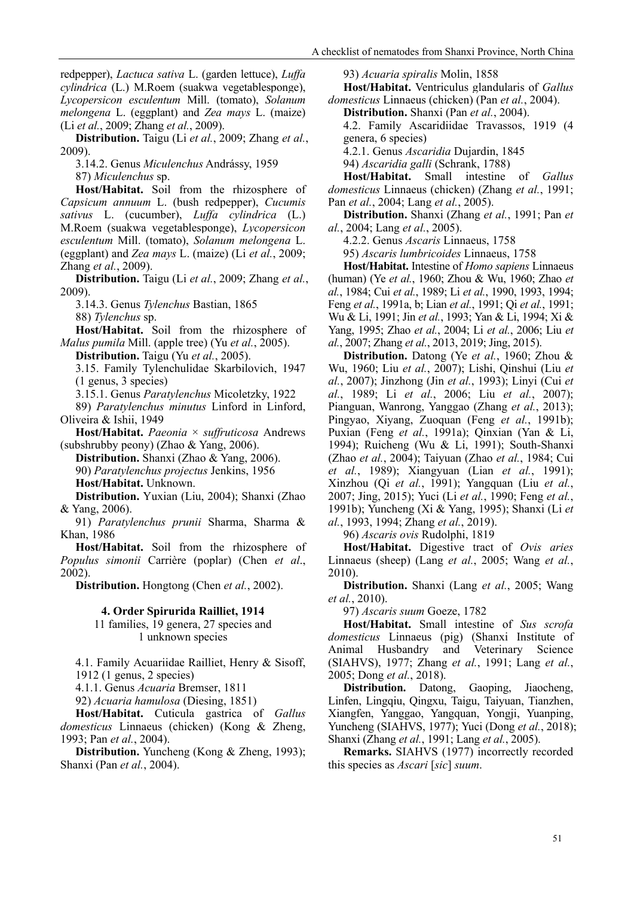redpepper), *Lactuca sativa* L. (garden lettuce), *Luffa cylindrica* (L.) M.Roem (suakwa vegetablesponge), *Lycopersicon esculentum* Mill. (tomato), *Solanum melongena* L. (eggplant) and *Zea mays* L. (maize) (Li *et al.*, 2009; Zhang *et al.*, 2009).

**Distribution.** Taigu (Li *et al.*, 2009; Zhang *et al.*, 2009).

3.14.2. Genus *Miculenchus* Andrássy, 1959

87) *Miculenchus* sp.

**Host/Habitat.** Soil from the rhizosphere of *Capsicum annuum* L. (bush redpepper), *Cucumis sativus* L. (cucumber), *Luffa cylindrica* (L.) M.Roem (suakwa vegetablesponge), *Lycopersicon esculentum* Mill. (tomato), *Solanum melongena* L. (eggplant) and *Zea mays* L. (maize) (Li *et al.*, 2009; Zhang *et al.*, 2009).

**Distribution.** Taigu (Li *et al.*, 2009; Zhang *et al.*, 2009).

3.14.3. Genus *Tylenchus* Bastian, 1865

88) *Tylenchus* sp.

**Host/Habitat.** Soil from the rhizosphere of *Malus pumila* Mill. (apple tree) (Yu *et al.*, 2005).

**Distribution.** Taigu (Yu *et al.*, 2005).

3.15. Family Tylenchulidae Skarbilovich, 1947 (1 genus, 3 species)

3.15.1. Genus *Paratylenchus* Micoletzky, 1922

89) *Paratylenchus minutus* Linford in Linford, Oliveira & Ishii, 1949

**Host/Habitat.** *Paeonia × suffruticosa* Andrews (subshrubby peony) (Zhao & Yang, 2006).

**Distribution.** Shanxi (Zhao & Yang, 2006).

90) *Paratylenchus projectus* Jenkins, 1956

**Host/Habitat.** Unknown.

**Distribution.** Yuxian (Liu, 2004); Shanxi (Zhao & Yang, 2006).

91) *Paratylenchus prunii* Sharma, Sharma & Khan, 1986

**Host/Habitat.** Soil from the rhizosphere of *Populus simonii* Carrière (poplar) (Chen *et al*., 2002).

**Distribution.** Hongtong (Chen *et al.*, 2002).

## 4. Order Spirurida Railliet, 1914

11 families, 19 genera, 27 species and 1 unknown species

4.1. Family Acuariidae Railliet, Henry & Sisoff, 1912 (1 genus, 2 species)

4.1.1. Genus *Acuaria* Bremser, 1811

92) *Acuaria hamulosa* (Diesing, 1851)

**Host/Habitat.** Cuticula gastrica of *Gallus domesticus* Linnaeus (chicken) (Kong & Zheng, 1993; Pan *et al.*, 2004).

**Distribution.** Yuncheng (Kong & Zheng, 1993); Shanxi (Pan *et al.*, 2004).

93) *Acuaria spiralis* Molin, 1858

**Host/Habitat.** Ventriculus glandularis of *Gallus domesticus* Linnaeus (chicken) (Pan *et al.*, 2004).

**Distribution.** Shanxi (Pan *et al.*, 2004).

4.2. Family Ascaridiidae Travassos, 1919 (4 genera, 6 species)

4.2.1. Genus *Ascaridia* Dujardin, 1845

94) *Ascaridia galli* (Schrank, 1788)

**Host/Habitat.** Small intestine of *Gallus domesticus* Linnaeus (chicken) (Zhang *et al.*, 1991; Pan *et al.*, 2004; Lang *et al.*, 2005).

**Distribution.** Shanxi (Zhang *et al.*, 1991; Pan *et al.*, 2004; Lang *et al.*, 2005).

4.2.2. Genus *Ascaris* Linnaeus, 1758

95) *Ascaris lumbricoides* Linnaeus, 1758

**Host/Habitat.** Intestine of *Homo sapiens* Linnaeus (human) (Ye *et al.*, 1960; Zhou & Wu, 1960; Zhao *et al.*, 1984; Cui *et al.*, 1989; Li *et al.*, 1990, 1993, 1994; Feng *et al.*, 1991a, b; Lian *et al.*, 1991; Qi *et al.*, 1991; Wu & Li, 1991; Jin *et al.*, 1993; Yan & Li, 1994; Xi & Yang, 1995; Zhao *et al.*, 2004; Li *et al.*, 2006; Liu *et al.*, 2007; Zhang *et al.*, 2013, 2019; Jing, 2015).

**Distribution.** Datong (Ye *et al.*, 1960; Zhou & Wu, 1960; Liu *et al.*, 2007); Lishi, Qinshui (Liu *et al.*, 2007); Jinzhong (Jin *et al.*, 1993); Linyi (Cui *et al.*, 1989; Li *et al.*, 2006; Liu *et al.*, 2007); Pianguan, Wanrong, Yanggao (Zhang *et al.*, 2013); Pingyao, Xiyang, Zuoquan (Feng *et al.*, 1991b); Puxian (Feng *et al.*, 1991a); Qinxian (Yan & Li, 1994); Ruicheng (Wu & Li, 1991); South-Shanxi (Zhao *et al.*, 2004); Taiyuan (Zhao *et al.*, 1984; Cui *et al.*, 1989); Xiangyuan (Lian *et al.*, 1991); Xinzhou (Qi *et al.*, 1991); Yangquan (Liu *et al.*, 2007; Jing, 2015); Yuci (Li *et al.*, 1990; Feng *et al.*, 1991b); Yuncheng (Xi & Yang, 1995); Shanxi (Li *et al.*, 1993, 1994; Zhang *et al.*, 2019).

96) *Ascaris ovis* Rudolphi, 1819

**Host/Habitat.** Digestive tract of *Ovis aries* Linnaeus (sheep) (Lang *et al.*, 2005; Wang *et al.*, 2010).

**Distribution.** Shanxi (Lang *et al.*, 2005; Wang *et al.*, 2010).

97) *Ascaris suum* Goeze, 1782

**Host/Habitat.** Small intestine of *Sus scrofa domesticus* Linnaeus (pig) (Shanxi Institute of Animal Husbandry and Veterinary Science (SIAHVS), 1977; Zhang *et al.*, 1991; Lang *et al.*, 2005; Dong *et al.*, 2018).

**Distribution.** Datong, Gaoping, Jiaocheng, Linfen, Lingqiu, Qingxu, Taigu, Taiyuan, Tianzhen, Xiangfen, Yanggao, Yangquan, Yongji, Yuanping, Yuncheng (SIAHVS, 1977); Yuci (Dong *et al.*, 2018); Shanxi (Zhang *et al.*, 1991; Lang *et al.*, 2005).

**Remarks.** SIAHVS (1977) incorrectly recorded this species as *Ascari* [*sic*] *suum*.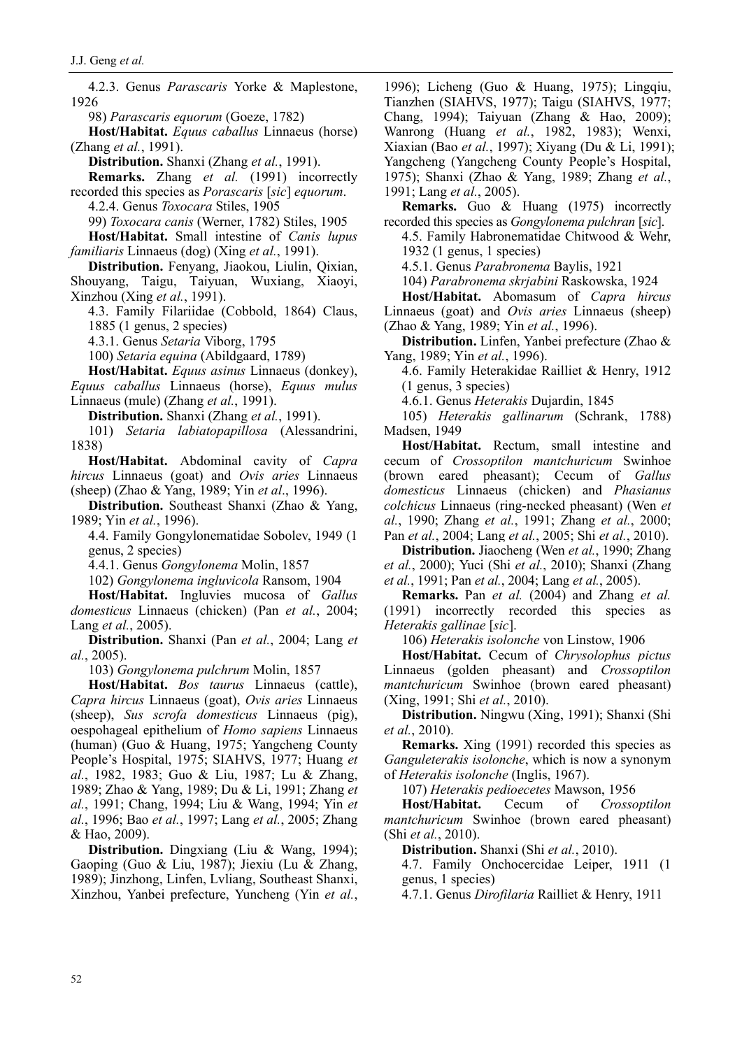4.2.3. Genus *Parascaris* Yorke & Maplestone, 1926

98) *Parascaris equorum* (Goeze, 1782)

**Host/Habitat.** *Equus caballus* Linnaeus (horse) (Zhang *et al.*, 1991).

**Distribution.** Shanxi (Zhang *et al.*, 1991).

**Remarks.** Zhang *et al.* (1991) incorrectly recorded this species as *Porascaris* [*sic*] *equorum*.

4.2.4. Genus *Toxocara* Stiles, 1905

99) *Toxocara canis* (Werner, 1782) Stiles, 1905

**Host/Habitat.** Small intestine of *Canis lupus familiaris* Linnaeus (dog) (Xing *et al.*, 1991).

**Distribution.** Fenyang, Jiaokou, Liulin, Qixian, Shouyang, Taigu, Taiyuan, Wuxiang, Xiaoyi, Xinzhou (Xing *et al.*, 1991).

4.3. Family Filariidae (Cobbold, 1864) Claus, 1885 (1 genus, 2 species)

4.3.1. Genus *Setaria* Viborg, 1795

100) *Setaria equina* (Abildgaard, 1789)

**Host/Habitat.** *Equus asinus* Linnaeus (donkey), *Equus caballus* Linnaeus (horse), *Equus mulus* Linnaeus (mule) (Zhang *et al.*, 1991).

**Distribution.** Shanxi (Zhang *et al.*, 1991).

101) *Setaria labiatopapillosa* (Alessandrini, 1838)

**Host/Habitat.** Abdominal cavity of *Capra hircus* Linnaeus (goat) and *Ovis aries* Linnaeus (sheep) (Zhao & Yang, 1989; Yin *et al*., 1996).

**Distribution.** Southeast Shanxi (Zhao & Yang, 1989; Yin *et al.*, 1996).

4.4. Family Gongylonematidae Sobolev, 1949 (1 genus, 2 species)

4.4.1. Genus *Gongylonema* Molin, 1857

102) *Gongylonema ingluvicola* Ransom, 1904

**Host/Habitat.** Ingluvies mucosa of *Gallus domesticus* Linnaeus (chicken) (Pan *et al.*, 2004; Lang *et al.*, 2005).

**Distribution.** Shanxi (Pan *et al.*, 2004; Lang *et al.*, 2005).

103) *Gongylonema pulchrum* Molin, 1857

**Host/Habitat.** *Bos taurus* Linnaeus (cattle), *Capra hircus* Linnaeus (goat), *Ovis aries* Linnaeus (sheep), *Sus scrofa domesticus* Linnaeus (pig), oespohageal epithelium of *Homo sapiens* Linnaeus (human) (Guo & Huang, 1975; Yangcheng County People's Hospital, 1975; SIAHVS, 1977; Huang *et al.*, 1982, 1983; Guo & Liu, 1987; Lu & Zhang, 1989; Zhao & Yang, 1989; Du & Li, 1991; Zhang *et al.*, 1991; Chang, 1994; Liu & Wang, 1994; Yin *et al.*, 1996; Bao *et al.*, 1997; Lang *et al.*, 2005; Zhang & Hao, 2009).

**Distribution.** Dingxiang (Liu & Wang, 1994); Gaoping (Guo & Liu, 1987); Jiexiu (Lu & Zhang, 1989); Jinzhong, Linfen, Lvliang, Southeast Shanxi, Xinzhou, Yanbei prefecture, Yuncheng (Yin *et al.*, 1996); Licheng (Guo & Huang, 1975); Lingqiu, Tianzhen (SIAHVS, 1977); Taigu (SIAHVS, 1977; Chang, 1994); Taiyuan (Zhang & Hao, 2009); Wanrong (Huang *et al.*, 1982, 1983); Wenxi, Xiaxian (Bao *et al.*, 1997); Xiyang (Du & Li, 1991); Yangcheng (Yangcheng County People's Hospital, 1975); Shanxi (Zhao & Yang, 1989; Zhang *et al.*, 1991; Lang *et al.*, 2005).

**Remarks.** Guo & Huang (1975) incorrectly recorded this species as *Gongylonema pulchran* [*sic*].

4.5. Family Habronematidae Chitwood & Wehr, 1932 (1 genus, 1 species)

4.5.1. Genus *Parabronema* Baylis, 1921

104) *Parabronema skrjabini* Raskowska, 1924

**Host/Habitat.** Abomasum of *Capra hircus* Linnaeus (goat) and *Ovis aries* Linnaeus (sheep) (Zhao & Yang, 1989; Yin *et al.*, 1996).

**Distribution.** Linfen, Yanbei prefecture (Zhao & Yang, 1989; Yin *et al.*, 1996).

4.6. Family Heterakidae Railliet & Henry, 1912 (1 genus, 3 species)

4.6.1. Genus *Heterakis* Dujardin, 1845

105) *Heterakis gallinarum* (Schrank, 1788) Madsen, 1949

**Host/Habitat.** Rectum, small intestine and cecum of *Crossoptilon mantchuricum* Swinhoe (brown eared pheasant); Cecum of *Gallus domesticus* Linnaeus (chicken) and *Phasianus colchicus* Linnaeus (ring-necked pheasant) (Wen *et al.*, 1990; Zhang *et al.*, 1991; Zhang *et al.*, 2000; Pan *et al.*, 2004; Lang *et al.*, 2005; Shi *et al.*, 2010).

**Distribution.** Jiaocheng (Wen *et al.*, 1990; Zhang *et al.*, 2000); Yuci (Shi *et al.*, 2010); Shanxi (Zhang *et al.*, 1991; Pan *et al.*, 2004; Lang *et al.*, 2005).

**Remarks.** Pan *et al.* (2004) and Zhang *et al.* (1991) incorrectly recorded this species as *Heterakis gallinae* [*sic*].

106) *Heterakis isolonche* von Linstow, 1906

**Host/Habitat.** Cecum of *Chrysolophus pictus* Linnaeus (golden pheasant) and *Crossoptilon mantchuricum* Swinhoe (brown eared pheasant) (Xing, 1991; Shi *et al.*, 2010).

**Distribution.** Ningwu (Xing, 1991); Shanxi (Shi *et al.*, 2010).

**Remarks.** Xing (1991) recorded this species as *Ganguleterakis isolonche*, which is now a synonym of *Heterakis isolonche* (Inglis, 1967).

107) *Heterakis pedioecetes* Mawson, 1956

**Host/Habitat.** Cecum of *Crossoptilon mantchuricum* Swinhoe (brown eared pheasant) (Shi *et al.*, 2010).

**Distribution.** Shanxi (Shi *et al.*, 2010).

4.7. Family Onchocercidae Leiper, 1911 (1 genus, 1 species)

4.7.1. Genus *Dirofilaria* Railliet & Henry, 1911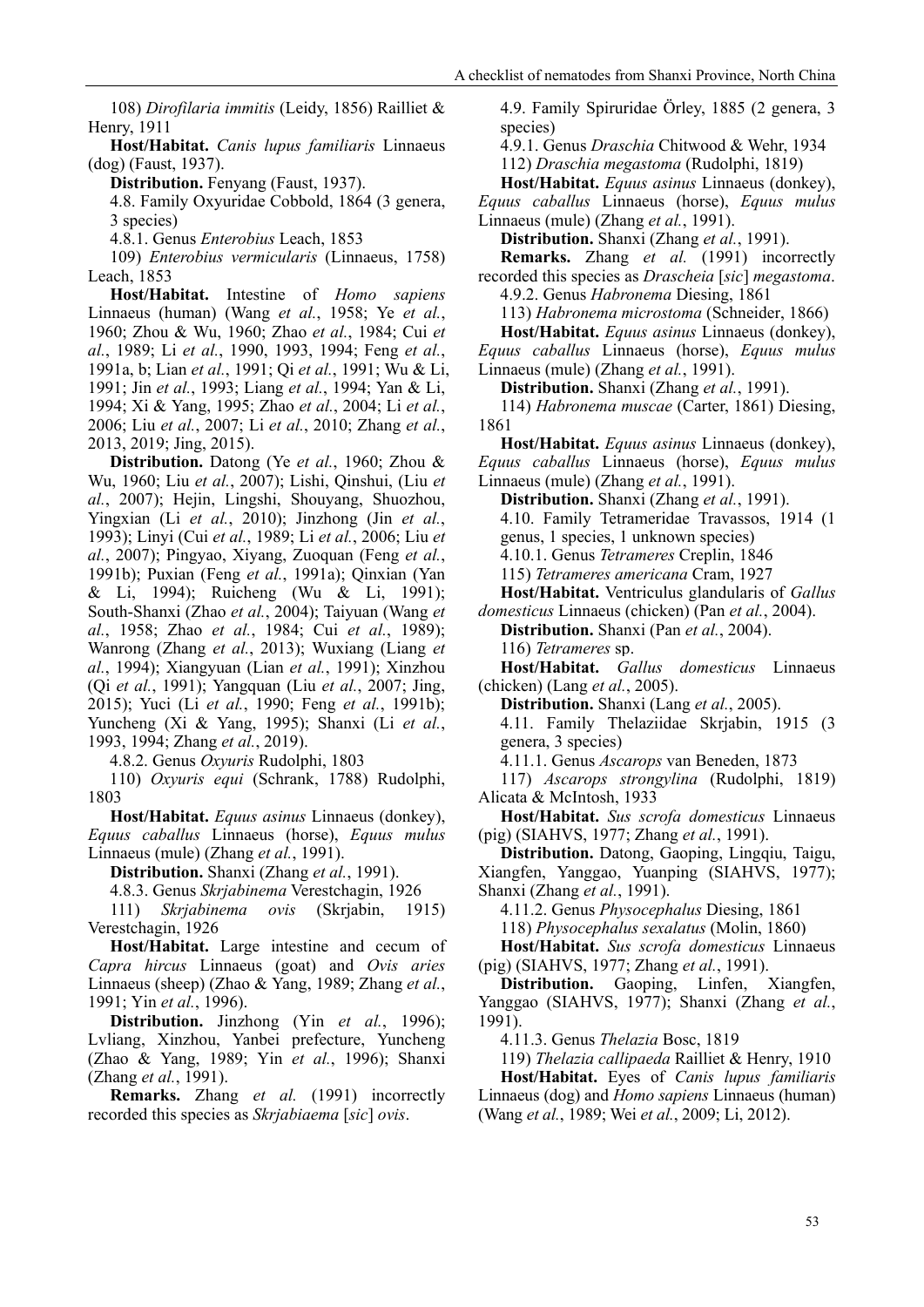108) *Dirofilaria immitis* (Leidy, 1856) Railliet & Henry, 1911

**Host/Habitat.** *Canis lupus familiaris* Linnaeus (dog) (Faust, 1937).

**Distribution.** Fenyang (Faust, 1937).

4.8. Family Oxyuridae Cobbold, 1864 (3 genera, 3 species)

4.8.1. Genus *Enterobius* Leach, 1853

109) *Enterobius vermicularis* (Linnaeus, 1758) Leach, 1853

**Host/Habitat.** Intestine of *Homo sapiens* Linnaeus (human) (Wang *et al.*, 1958; Ye *et al.*, 1960; Zhou & Wu, 1960; Zhao *et al.*, 1984; Cui *et al.*, 1989; Li *et al.*, 1990, 1993, 1994; Feng *et al.*, 1991a, b; Lian *et al.*, 1991; Qi *et al.*, 1991; Wu & Li, 1991; Jin *et al.*, 1993; Liang *et al.*, 1994; Yan & Li, 1994; Xi & Yang, 1995; Zhao *et al.*, 2004; Li *et al.*, 2006; Liu *et al.*, 2007; Li *et al.*, 2010; Zhang *et al.*, 2013, 2019; Jing, 2015).

**Distribution.** Datong (Ye *et al.*, 1960; Zhou & Wu, 1960; Liu *et al.*, 2007); Lishi, Qinshui, (Liu *et al.*, 2007); Hejin, Lingshi, Shouyang, Shuozhou, Yingxian (Li *et al.*, 2010); Jinzhong (Jin *et al.*, 1993); Linyi (Cui *et al.*, 1989; Li *et al.*, 2006; Liu *et al.*, 2007); Pingyao, Xiyang, Zuoquan (Feng *et al.*, 1991b); Puxian (Feng *et al.*, 1991a); Qinxian (Yan & Li, 1994); Ruicheng (Wu & Li, 1991); South-Shanxi (Zhao *et al.*, 2004); Taiyuan (Wang *et al.*, 1958; Zhao *et al.*, 1984; Cui *et al.*, 1989); Wanrong (Zhang *et al.*, 2013); Wuxiang (Liang *et al.*, 1994); Xiangyuan (Lian *et al.*, 1991); Xinzhou (Qi *et al.*, 1991); Yangquan (Liu *et al.*, 2007; Jing, 2015); Yuci (Li *et al.*, 1990; Feng *et al.*, 1991b); Yuncheng (Xi & Yang, 1995); Shanxi (Li *et al.*, 1993, 1994; Zhang *et al.*, 2019).

4.8.2. Genus *Oxyuris* Rudolphi, 1803

110) *Oxyuris equi* (Schrank, 1788) Rudolphi, 1803

**Host/Habitat.** *Equus asinus* Linnaeus (donkey), *Equus caballus* Linnaeus (horse), *Equus mulus* Linnaeus (mule) (Zhang *et al.*, 1991).

**Distribution.** Shanxi (Zhang *et al.*, 1991).

4.8.3. Genus *Skrjabinema* Verestchagin, 1926

111) *Skrjabinema ovis* (Skrjabin, 1915) Verestchagin, 1926

**Host/Habitat.** Large intestine and cecum of *Capra hircus* Linnaeus (goat) and *Ovis aries* Linnaeus (sheep) (Zhao & Yang, 1989; Zhang *et al.*, 1991; Yin *et al.*, 1996).

**Distribution.** Jinzhong (Yin *et al.*, 1996); Lvliang, Xinzhou, Yanbei prefecture, Yuncheng (Zhao & Yang, 1989; Yin *et al.*, 1996); Shanxi (Zhang *et al.*, 1991).

**Remarks.** Zhang *et al.* (1991) incorrectly recorded this species as *Skrjabiaema* [*sic*] *ovis*.

4.9. Family Spiruridae Örley, 1885 (2 genera, 3 species)

4.9.1. Genus *Draschia* Chitwood & Wehr, 1934

112) *Draschia megastoma* (Rudolphi, 1819)

**Host/Habitat.** *Equus asinus* Linnaeus (donkey), *Equus caballus* Linnaeus (horse), *Equus mulus* Linnaeus (mule) (Zhang *et al.*, 1991).

**Distribution.** Shanxi (Zhang *et al.*, 1991).

**Remarks.** Zhang *et al.* (1991) incorrectly recorded this species as *Drascheia* [*sic*] *megastoma*.

4.9.2. Genus *Habronema* Diesing, 1861

113) *Habronema microstoma* (Schneider, 1866)

**Host/Habitat.** *Equus asinus* Linnaeus (donkey), *Equus caballus* Linnaeus (horse), *Equus mulus* Linnaeus (mule) (Zhang *et al.*, 1991).

**Distribution.** Shanxi (Zhang *et al.*, 1991).

114) *Habronema muscae* (Carter, 1861) Diesing, 1861

**Host/Habitat.** *Equus asinus* Linnaeus (donkey), *Equus caballus* Linnaeus (horse), *Equus mulus* Linnaeus (mule) (Zhang *et al.*, 1991).

**Distribution.** Shanxi (Zhang *et al.*, 1991).

4.10. Family Tetrameridae Travassos, 1914 (1 genus, 1 species, 1 unknown species)

4.10.1. Genus *Tetrameres* Creplin, 1846

115) *Tetrameres americana* Cram, 1927

**Host/Habitat.** Ventriculus glandularis of *Gallus domesticus* Linnaeus (chicken) (Pan *et al.*, 2004).

**Distribution.** Shanxi (Pan *et al.*, 2004).

116) *Tetrameres* sp.

**Host/Habitat.** *Gallus domesticus* Linnaeus (chicken) (Lang *et al.*, 2005).

**Distribution.** Shanxi (Lang *et al.*, 2005).

4.11. Family Thelaziidae Skrjabin, 1915 (3 genera, 3 species)

4.11.1. Genus *Ascarops* van Beneden, 1873

117) *Ascarops strongylina* (Rudolphi, 1819) Alicata & McIntosh, 1933

**Host/Habitat.** *Sus scrofa domesticus* Linnaeus (pig) (SIAHVS, 1977; Zhang *et al.*, 1991).

**Distribution.** Datong, Gaoping, Lingqiu, Taigu, Xiangfen, Yanggao, Yuanping (SIAHVS, 1977); Shanxi (Zhang *et al.*, 1991).

4.11.2. Genus *Physocephalus* Diesing, 1861

118) *Physocephalus sexalatus* (Molin, 1860)

**Host/Habitat.** *Sus scrofa domesticus* Linnaeus (pig) (SIAHVS, 1977; Zhang *et al.*, 1991).

**Distribution.** Gaoping, Linfen, Xiangfen, Yanggao (SIAHVS, 1977); Shanxi (Zhang *et al.*, 1991).

4.11.3. Genus *Thelazia* Bosc, 1819

119) *Thelazia callipaeda* Railliet & Henry, 1910

**Host/Habitat.** Eyes of *Canis lupus familiaris* Linnaeus (dog) and *Homo sapiens* Linnaeus (human) (Wang *et al.*, 1989; Wei *et al.*, 2009; Li, 2012).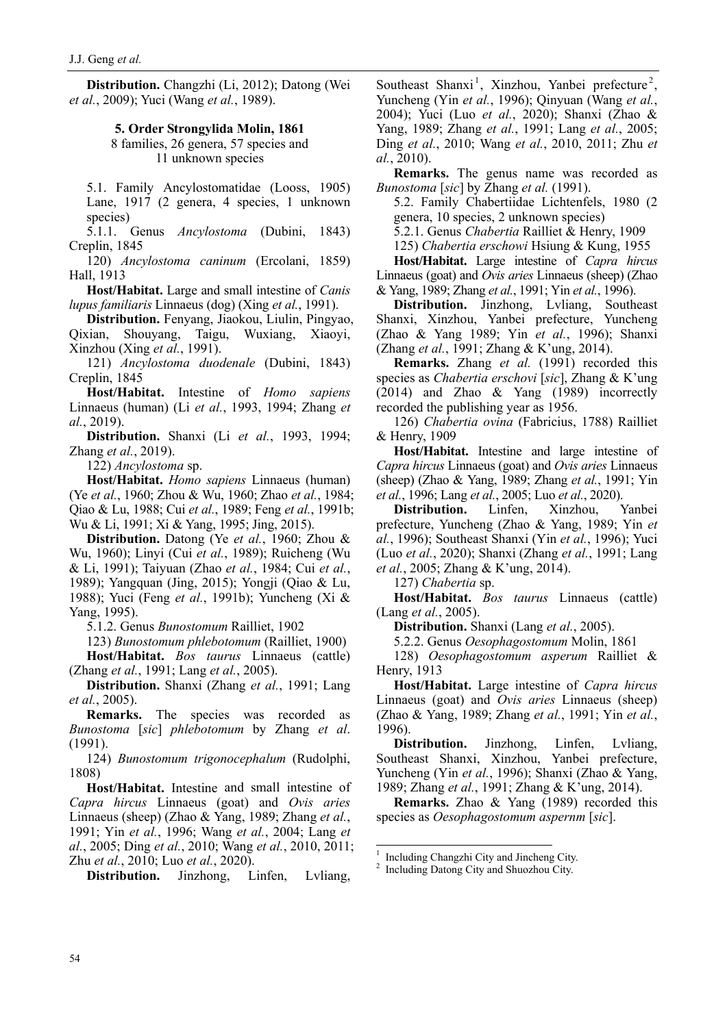**Distribution.** Changzhi (Li, 2012); Datong (Wei *et al.*, 2009); Yuci (Wang *et al.*, 1989).

### 5. Order Strongylida Molin, 1861

8 families, 26 genera, 57 species and 11 unknown species

5.1. Family Ancylostomatidae (Looss, 1905) Lane, 1917 (2 genera, 4 species, 1 unknown species)

5.1.1. Genus *Ancylostoma* (Dubini, 1843) Creplin, 1845

120) *Ancylostoma caninum* (Ercolani, 1859) Hall, 1913

**Host/Habitat.** Large and small intestine of *Canis lupus familiaris* Linnaeus (dog) (Xing *et al.*, 1991).

**Distribution.** Fenyang, Jiaokou, Liulin, Pingyao, Qixian, Shouyang, Taigu, Wuxiang, Xiaoyi, Xinzhou (Xing *et al.*, 1991).

121) *Ancylostoma duodenale* (Dubini, 1843) Creplin, 1845

**Host/Habitat.** Intestine of *Homo sapiens* Linnaeus (human) (Li *et al.*, 1993, 1994; Zhang *et al.*, 2019).

**Distribution.** Shanxi (Li *et al.*, 1993, 1994; Zhang *et al.*, 2019).

122) *Ancylostoma* sp.

**Host/Habitat.** *Homo sapiens* Linnaeus (human) (Ye *et al.*, 1960; Zhou & Wu, 1960; Zhao *et al.*, 1984; Qiao & Lu, 1988; Cui *et al.*, 1989; Feng *et al.*, 1991b; Wu & Li, 1991; Xi & Yang, 1995; Jing, 2015).

**Distribution.** Datong (Ye *et al.*, 1960; Zhou & Wu, 1960); Linyi (Cui *et al.*, 1989); Ruicheng (Wu & Li, 1991); Taiyuan (Zhao *et al.*, 1984; Cui *et al.*, 1989); Yangquan (Jing, 2015); Yongji (Qiao & Lu, 1988); Yuci (Feng *et al.*, 1991b); Yuncheng (Xi & Yang, 1995).

5.1.2. Genus *Bunostomum* Railliet, 1902

123) *Bunostomum phlebotomum* (Railliet, 1900)

**Host/Habitat.** *Bos taurus* Linnaeus (cattle) (Zhang *et al.*, 1991; Lang *et al.*, 2005).

**Distribution.** Shanxi (Zhang *et al.*, 1991; Lang *et al.*, 2005).

**Remarks.** The species was recorded as *Bunostoma* [*sic*] *phlebotomum* by Zhang *et al.* (1991).

124) *Bunostomum trigonocephalum* (Rudolphi, 1808)

**Host/Habitat.** Intestine and small intestine of *Capra hircus* Linnaeus (goat) and *Ovis aries* Linnaeus (sheep) (Zhao & Yang, 1989; Zhang *et al.*, 1991; Yin *et al.*, 1996; Wang *et al.*, 2004; Lang *et al.*, 2005; Ding *et al.*, 2010; Wang *et al.*, 2010, 2011; Zhu *et al.*, 2010; Luo *et al.*, 2020).

**Distribution.** Jinzhong, Linfen, Lvliang, Southeast Shanxi[1], Xinzhou, Yanbei prefecture[2], Yuncheng (Yin *et al.*, 1996); Qinyuan (Wang *et al.*, 2004); Yuci (Luo *et al.*, 2020); Shanxi (Zhao & Yang, 1989; Zhang *et al.*, 1991; Lang *et al.*, 2005; Ding *et al.*, 2010; Wang *et al.*, 2010, 2011; Zhu *et al.*, 2010).

**Remarks.** The genus name was recorded as *Bunostoma* [*sic*] by Zhang *et al.* (1991).

5.2. Family Chabertiidae Lichtenfels, 1980 (2 genera, 10 species, 2 unknown species)

5.2.1. Genus *Chabertia* Railliet & Henry, 1909

125) *Chabertia erschowi* Hsiung & Kung, 1955

**Host/Habitat.** Large intestine of *Capra hircus* Linnaeus (goat) and *Ovis aries* Linnaeus (sheep) (Zhao & Yang, 1989; Zhang *et al.*, 1991; Yin *et al.*, 1996).

**Distribution.** Jinzhong, Lvliang, Southeast Shanxi, Xinzhou, Yanbei prefecture, Yuncheng (Zhao & Yang 1989; Yin *et al.*, 1996); Shanxi (Zhang *et al.*, 1991; Zhang & K'ung, 2014).

**Remarks.** Zhang *et al.* (1991) recorded this species as *Chabertia erschovi* [*sic*], Zhang & K'ung (2014) and Zhao & Yang (1989) incorrectly recorded the publishing year as 1956.

126) *Chabertia ovina* (Fabricius, 1788) Railliet & Henry, 1909

**Host/Habitat.** Intestine and large intestine of *Capra hircus* Linnaeus (goat) and *Ovis aries* Linnaeus (sheep) (Zhao & Yang, 1989; Zhang *et al.*, 1991; Yin *et al.*, 1996; Lang *et al.*, 2005; Luo *et al.*, 2020).

**Distribution.** Linfen, Xinzhou, Yanbei prefecture, Yuncheng (Zhao & Yang, 1989; Yin *et al.*, 1996); Southeast Shanxi (Yin *et al.*, 1996); Yuci (Luo *et al.*, 2020); Shanxi (Zhang *et al.*, 1991; Lang *et al.*, 2005; Zhang & K'ung, 2014).

127) *Chabertia* sp.

**Host/Habitat.** *Bos taurus* Linnaeus (cattle) (Lang *et al.*, 2005).

**Distribution.** Shanxi (Lang *et al.*, 2005).

5.2.2. Genus *Oesophagostomum* Molin, 1861

128) *Oesophagostomum asperum* Railliet & Henry, 1913

**Host/Habitat.** Large intestine of *Capra hircus* Linnaeus (goat) and *Ovis aries* Linnaeus (sheep) (Zhao & Yang, 1989; Zhang *et al.*, 1991; Yin *et al.*, 1996).

**Distribution.** Jinzhong, Linfen, Lvliang, Southeast Shanxi, Xinzhou, Yanbei prefecture, Yuncheng (Yin *et al.*, 1996); Shanxi (Zhao & Yang, 1989; Zhang *et al.*, 1991; Zhang & K'ung, 2014).

**Remarks.** Zhao & Yang (1989) recorded this species as *Oesophagostomum aspernm* [*sic*].

---

[1] Including Changzhi City and Jincheng City.

[2] Including Datong City and Shuozhou City.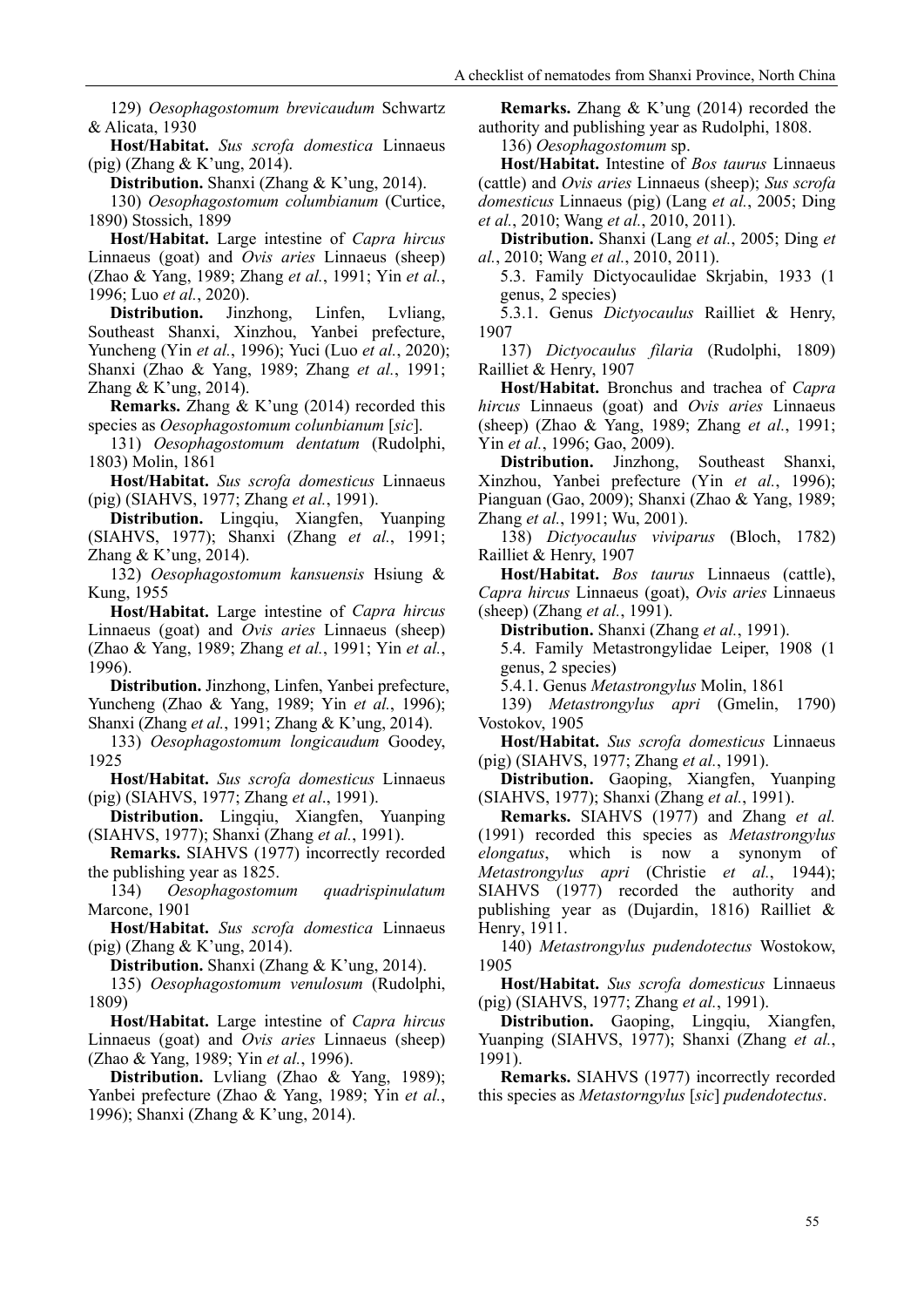129) *Oesophagostomum brevicaudum* Schwartz & Alicata, 1930

**Host/Habitat.** *Sus scrofa domestica* Linnaeus (pig) (Zhang & K'ung, 2014).

**Distribution.** Shanxi (Zhang & K'ung, 2014).

130) *Oesophagostomum columbianum* (Curtice, 1890) Stossich, 1899

**Host/Habitat.** Large intestine of *Capra hircus* Linnaeus (goat) and *Ovis aries* Linnaeus (sheep) (Zhao & Yang, 1989; Zhang *et al.*, 1991; Yin *et al.*, 1996; Luo *et al.*, 2020).

**Distribution.** Jinzhong, Linfen, Lvliang, Southeast Shanxi, Xinzhou, Yanbei prefecture, Yuncheng (Yin *et al.*, 1996); Yuci (Luo *et al.*, 2020); Shanxi (Zhao & Yang, 1989; Zhang *et al.*, 1991; Zhang & K'ung, 2014).

**Remarks.** Zhang & K'ung (2014) recorded this species as *Oesophagostomum colunbianum* [*sic*].

131) *Oesophagostomum dentatum* (Rudolphi, 1803) Molin, 1861

**Host/Habitat.** *Sus scrofa domesticus* Linnaeus (pig) (SIAHVS, 1977; Zhang *et al.*, 1991).

**Distribution.** Lingqiu, Xiangfen, Yuanping (SIAHVS, 1977); Shanxi (Zhang *et al.*, 1991; Zhang & K'ung, 2014).

132) *Oesophagostomum kansuensis* Hsiung & Kung, 1955

**Host/Habitat.** Large intestine of *Capra hircus* Linnaeus (goat) and *Ovis aries* Linnaeus (sheep) (Zhao & Yang, 1989; Zhang *et al.*, 1991; Yin *et al.*, 1996).

**Distribution.** Jinzhong, Linfen, Yanbei prefecture, Yuncheng (Zhao & Yang, 1989; Yin *et al.*, 1996); Shanxi (Zhang *et al.*, 1991; Zhang & K'ung, 2014).

133) *Oesophagostomum longicaudum* Goodey, 1925

**Host/Habitat.** *Sus scrofa domesticus* Linnaeus (pig) (SIAHVS, 1977; Zhang *et al*., 1991).

**Distribution.** Lingqiu, Xiangfen, Yuanping (SIAHVS, 1977); Shanxi (Zhang *et al.*, 1991).

**Remarks.** SIAHVS (1977) incorrectly recorded the publishing year as 1825.

134) *Oesophagostomum quadrispinulatum* Marcone, 1901

**Host/Habitat.** *Sus scrofa domestica* Linnaeus (pig) (Zhang & K'ung, 2014).

**Distribution.** Shanxi (Zhang & K'ung, 2014).

135) *Oesophagostomum venulosum* (Rudolphi, 1809)

**Host/Habitat.** Large intestine of *Capra hircus* Linnaeus (goat) and *Ovis aries* Linnaeus (sheep) (Zhao & Yang, 1989; Yin *et al.*, 1996).

**Distribution.** Lvliang (Zhao & Yang, 1989); Yanbei prefecture (Zhao & Yang, 1989; Yin *et al.*, 1996); Shanxi (Zhang & K'ung, 2014).

**Remarks.** Zhang & K'ung (2014) recorded the authority and publishing year as Rudolphi, 1808.

136) *Oesophagostomum* sp.

**Host/Habitat.** Intestine of *Bos taurus* Linnaeus (cattle) and *Ovis aries* Linnaeus (sheep); *Sus scrofa domesticus* Linnaeus (pig) (Lang *et al.*, 2005; Ding *et al.*, 2010; Wang *et al.*, 2010, 2011).

**Distribution.** Shanxi (Lang *et al.*, 2005; Ding *et al.*, 2010; Wang *et al.*, 2010, 2011).

5.3. Family Dictyocaulidae Skrjabin, 1933 (1 genus, 2 species)

5.3.1. Genus *Dictyocaulus* Railliet & Henry, 1907

137) *Dictyocaulus filaria* (Rudolphi, 1809) Railliet & Henry, 1907

**Host/Habitat.** Bronchus and trachea of *Capra hircus* Linnaeus (goat) and *Ovis aries* Linnaeus (sheep) (Zhao & Yang, 1989; Zhang *et al.*, 1991; Yin *et al.*, 1996; Gao, 2009).

**Distribution.** Jinzhong, Southeast Shanxi, Xinzhou, Yanbei prefecture (Yin *et al.*, 1996); Pianguan (Gao, 2009); Shanxi (Zhao & Yang, 1989; Zhang *et al.*, 1991; Wu, 2001).

138) *Dictyocaulus viviparus* (Bloch, 1782) Railliet & Henry, 1907

**Host/Habitat.** *Bos taurus* Linnaeus (cattle), *Capra hircus* Linnaeus (goat), *Ovis aries* Linnaeus (sheep) (Zhang *et al.*, 1991).

**Distribution.** Shanxi (Zhang *et al.*, 1991).

5.4. Family Metastrongylidae Leiper, 1908 (1 genus, 2 species)

5.4.1. Genus *Metastrongylus* Molin, 1861

139) *Metastrongylus apri* (Gmelin, 1790) Vostokov, 1905

**Host/Habitat.** *Sus scrofa domesticus* Linnaeus (pig) (SIAHVS, 1977; Zhang *et al.*, 1991).

**Distribution.** Gaoping, Xiangfen, Yuanping (SIAHVS, 1977); Shanxi (Zhang *et al.*, 1991).

**Remarks.** SIAHVS (1977) and Zhang *et al.* (1991) recorded this species as *Metastrongylus elongatus*, which is now a synonym of *Metastrongylus apri* (Christie *et al.*, 1944); SIAHVS (1977) recorded the authority and publishing year as (Dujardin, 1816) Railliet & Henry, 1911.

140) *Metastrongylus pudendotectus* Wostokow, 1905

**Host/Habitat.** *Sus scrofa domesticus* Linnaeus (pig) (SIAHVS, 1977; Zhang *et al.*, 1991).

**Distribution.** Gaoping, Lingqiu, Xiangfen, Yuanping (SIAHVS, 1977); Shanxi (Zhang *et al.*, 1991).

**Remarks.** SIAHVS (1977) incorrectly recorded this species as *Metastorngylus* [*sic*] *pudendotectus*.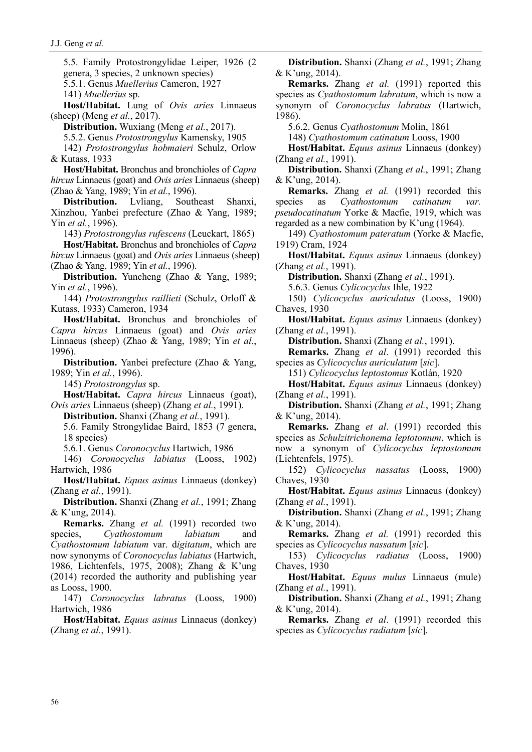5.5. Family Protostrongylidae Leiper, 1926 (2 genera, 3 species, 2 unknown species)

5.5.1. Genus *Muellerius* Cameron, 1927

141) *Muellerius* sp.

**Host/Habitat.** Lung of *Ovis aries* Linnaeus (sheep) (Meng *et al.*, 2017).

**Distribution.** Wuxiang (Meng *et al.*, 2017).

5.5.2. Genus *Protostrongylus* Kamensky, 1905

142) *Protostrongylus hobmaieri* Schulz, Orlow & Kutass, 1933

**Host/Habitat.** Bronchus and bronchioles of *Capra hircus* Linnaeus (goat) and *Ovis aries* Linnaeus (sheep) (Zhao & Yang, 1989; Yin *et al.*, 1996).

**Distribution.** Lvliang, Southeast Shanxi, Xinzhou, Yanbei prefecture (Zhao & Yang, 1989; Yin *et al.*, 1996).

143) *Protostrongylus rufescens* (Leuckart, 1865)

**Host/Habitat.** Bronchus and bronchioles of *Capra hircus* Linnaeus (goat) and *Ovis aries* Linnaeus (sheep) (Zhao & Yang, 1989; Yin *et al.*, 1996).

**Distribution.** Yuncheng (Zhao & Yang, 1989; Yin *et al.*, 1996).

144) *Protostrongylus raillieti* (Schulz, Orloff & Kutass, 1933) Cameron, 1934

**Host/Habitat.** Bronchus and bronchioles of *Capra hircus* Linnaeus (goat) and *Ovis aries* Linnaeus (sheep) (Zhao & Yang, 1989; Yin *et al*., 1996).

**Distribution.** Yanbei prefecture (Zhao & Yang, 1989; Yin *et al.*, 1996).

145) *Protostrongylus* sp.

**Host/Habitat.** *Capra hircus* Linnaeus (goat), *Ovis aries* Linnaeus (sheep) (Zhang *et al.*, 1991).

**Distribution.** Shanxi (Zhang *et al.*, 1991).

5.6. Family Strongylidae Baird, 1853 (7 genera, 18 species)

5.6.1. Genus *Coronocyclus* Hartwich, 1986

146) *Coronocyclus labiatus* (Looss, 1902) Hartwich, 1986

**Host/Habitat.** *Equus asinus* Linnaeus (donkey) (Zhang *et al.*, 1991).

**Distribution.** Shanxi (Zhang *et al.*, 1991; Zhang & K'ung, 2014).

**Remarks.** Zhang *et al.* (1991) recorded two species, *Cyathostomum labiatum* and *Cyathostomum labiatum* var. d*igitatum*, which are now synonyms of *Coronocyclus labiatus* (Hartwich, 1986, Lichtenfels, 1975, 2008); Zhang & K'ung (2014) recorded the authority and publishing year as Looss, 1900.

147) *Coronocyclus labratus* (Looss, 1900) Hartwich, 1986

**Host/Habitat.** *Equus asinus* Linnaeus (donkey) (Zhang *et al.*, 1991).

**Distribution.** Shanxi (Zhang *et al.*, 1991; Zhang & K'ung, 2014).

**Remarks.** Zhang *et al.* (1991) reported this species as *Cyathostomum labratum*, which is now a synonym of *Coronocyclus labratus* (Hartwich, 1986).

5.6.2. Genus *Cyathostomum* Molin, 1861

148) *Cyathostomum catinatum* Looss, 1900

**Host/Habitat.** *Equus asinus* Linnaeus (donkey) (Zhang *et al.*, 1991).

**Distribution.** Shanxi (Zhang *et al.*, 1991; Zhang & K'ung, 2014).

**Remarks.** Zhang *et al.* (1991) recorded this species as *Cyathostomum catinatum var. pseudocatinatum* Yorke & Macfie, 1919, which was regarded as a new combination by K'ung (1964).

149) *Cyathostomum pateratum* (Yorke & Macfie, 1919) Cram, 1924

**Host/Habitat.** *Equus asinus* Linnaeus (donkey) (Zhang *et al.*, 1991).

**Distribution.** Shanxi (Zhang *et al.*, 1991).

5.6.3. Genus *Cylicocyclus* Ihle, 1922

150) *Cylicocyclus auriculatus* (Looss, 1900) Chaves, 1930

**Host/Habitat.** *Equus asinus* Linnaeus (donkey) (Zhang *et al.*, 1991).

**Distribution.** Shanxi (Zhang *et al.*, 1991).

**Remarks.** Zhang *et al*. (1991) recorded this species as *Cylicocyclus auriculatum* [*sic*].

151) *Cylicocyclus leptostomus* Kotlán, 1920

**Host/Habitat.** *Equus asinus* Linnaeus (donkey) (Zhang *et al.*, 1991).

**Distribution.** Shanxi (Zhang *et al.*, 1991; Zhang & K'ung, 2014).

**Remarks.** Zhang *et al*. (1991) recorded this species as *Schulzitrichonema leptotomum*, which is now a synonym of *Cylicocyclus leptostomum* (Lichtenfels, 1975).

152) *Cylicocyclus nassatus* (Looss, 1900) Chaves, 1930

**Host/Habitat.** *Equus asinus* Linnaeus (donkey) (Zhang *et al.*, 1991).

**Distribution.** Shanxi (Zhang *et al.*, 1991; Zhang & K'ung, 2014).

**Remarks.** Zhang *et al.* (1991) recorded this species as *Cylicocyclus nassatum* [*sic*].

153) *Cylicocyclus radiatus* (Looss, 1900) Chaves, 1930

**Host/Habitat.** *Equus mulus* Linnaeus (mule) (Zhang *et al.*, 1991).

**Distribution.** Shanxi (Zhang *et al.*, 1991; Zhang & K'ung, 2014).

**Remarks.** Zhang *et al*. (1991) recorded this species as *Cylicocyclus radiatum* [*sic*].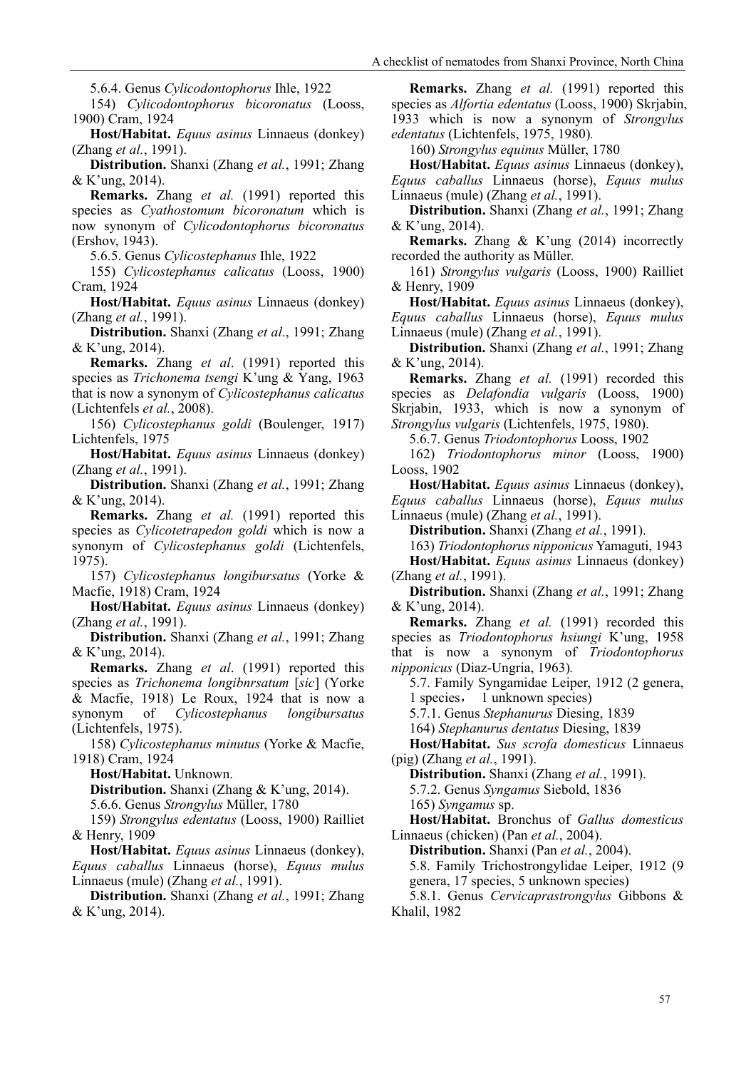5.6.4. Genus *Cylicodontophorus* Ihle, 1922

154) *Cylicodontophorus bicoronatus* (Looss, 1900) Cram, 1924

**Host/Habitat.** *Equus asinus* Linnaeus (donkey) (Zhang *et al.*, 1991).

**Distribution.** Shanxi (Zhang *et al.*, 1991; Zhang & K'ung, 2014).

**Remarks.** Zhang *et al.* (1991) reported this species as *Cyathostomum bicoronatum* which is now synonym of *Cylicodontophorus bicoronatus* (Ershov, 1943).

5.6.5. Genus *Cylicostephanus* Ihle, 1922

155) *Cylicostephanus calicatus* (Looss, 1900) Cram, 1924

**Host/Habitat.** *Equus asinus* Linnaeus (donkey) (Zhang *et al.*, 1991).

**Distribution.** Shanxi (Zhang *et al*., 1991; Zhang & K'ung, 2014).

**Remarks.** Zhang *et al*. (1991) reported this species as *Trichonema tsengi* K'ung & Yang, 1963 that is now a synonym of *Cylicostephanus calicatus* (Lichtenfels *et al.*, 2008).

156) *Cylicostephanus goldi* (Boulenger, 1917) Lichtenfels, 1975

**Host/Habitat.** *Equus asinus* Linnaeus (donkey) (Zhang *et al.*, 1991).

**Distribution.** Shanxi (Zhang *et al.*, 1991; Zhang & K'ung, 2014).

**Remarks.** Zhang *et al.* (1991) reported this species as *Cylicotetrapedon goldi* which is now a synonym of *Cylicostephanus goldi* (Lichtenfels, 1975).

157) *Cylicostephanus longibursatus* (Yorke & Macfie, 1918) Cram, 1924

**Host/Habitat.** *Equus asinus* Linnaeus (donkey) (Zhang *et al.*, 1991).

**Distribution.** Shanxi (Zhang *et al.*, 1991; Zhang & K'ung, 2014).

**Remarks.** Zhang *et al*. (1991) reported this species as *Trichonema longibnrsatum* [*sic*] (Yorke & Macfie, 1918) Le Roux, 1924 that is now a synonym of *Cylicostephanus longibursatus* (Lichtenfels, 1975).

158) *Cylicostephanus minutus* (Yorke & Macfie, 1918) Cram, 1924

**Host/Habitat.** Unknown.

**Distribution.** Shanxi (Zhang & K'ung, 2014).

5.6.6. Genus *Strongylus* Müller, 1780

159) *Strongylus edentatus* (Looss, 1900) Railliet & Henry, 1909

**Host/Habitat.** *Equus asinus* Linnaeus (donkey), *Equus caballus* Linnaeus (horse), *Equus mulus* Linnaeus (mule) (Zhang *et al.*, 1991).

**Distribution.** Shanxi (Zhang *et al.*, 1991; Zhang & K'ung, 2014).

**Remarks.** Zhang *et al.* (1991) reported this species as *Alfortia edentatus* (Looss, 1900) Skrjabin, 1933 which is now a synonym of *Strongylus edentatus* (Lichtenfels, 1975, 1980).

160) *Strongylus equinus* Müller, 1780

**Host/Habitat.** *Equus asinus* Linnaeus (donkey), *Equus caballus* Linnaeus (horse), *Equus mulus* Linnaeus (mule) (Zhang *et al.*, 1991).

**Distribution.** Shanxi (Zhang *et al.*, 1991; Zhang & K'ung, 2014).

**Remarks.** Zhang & K'ung (2014) incorrectly recorded the authority as Müller.

161) *Strongylus vulgaris* (Looss, 1900) Railliet & Henry, 1909

**Host/Habitat.** *Equus asinus* Linnaeus (donkey), *Equus caballus* Linnaeus (horse), *Equus mulus* Linnaeus (mule) (Zhang *et al.*, 1991).

**Distribution.** Shanxi (Zhang *et al.*, 1991; Zhang & K'ung, 2014).

**Remarks.** Zhang *et al.* (1991) recorded this species as *Delafondia vulgaris* (Looss, 1900) Skrjabin, 1933, which is now a synonym of *Strongylus vulgaris* (Lichtenfels, 1975, 1980).

5.6.7. Genus *Triodontophorus* Looss, 1902

162) *Triodontophorus minor* (Looss, 1900) Looss, 1902

**Host/Habitat.** *Equus asinus* Linnaeus (donkey), *Equus caballus* Linnaeus (horse), *Equus mulus* Linnaeus (mule) (Zhang *et al.*, 1991).

**Distribution.** Shanxi (Zhang *et al.*, 1991).

163) *Triodontophorus nipponicus* Yamaguti, 1943

**Host/Habitat.** *Equus asinus* Linnaeus (donkey) (Zhang *et al.*, 1991).

**Distribution.** Shanxi (Zhang *et al.*, 1991; Zhang & K'ung, 2014).

**Remarks.** Zhang *et al.* (1991) recorded this species as *Triodontophorus hsiungi* K'ung, 1958 that is now a synonym of *Triodontophorus nipponicus* (Diaz-Ungria, 1963).

5.7. Family Syngamidae Leiper, 1912 (2 genera, 1 species， 1 unknown species)

5.7.1. Genus *Stephanurus* Diesing, 1839

164) *Stephanurus dentatus* Diesing, 1839

**Host/Habitat.** *Sus scrofa domesticus* Linnaeus (pig) (Zhang *et al.*, 1991).

**Distribution.** Shanxi (Zhang *et al.*, 1991).

5.7.2. Genus *Syngamus* Siebold, 1836

165) *Syngamus* sp.

**Host/Habitat.** Bronchus of *Gallus domesticus* Linnaeus (chicken) (Pan *et al.*, 2004).

**Distribution.** Shanxi (Pan *et al.*, 2004).

5.8. Family Trichostrongylidae Leiper, 1912 (9 genera, 17 species, 5 unknown species)

5.8.1. Genus *Cervicaprastrongylus* Gibbons & Khalil, 1982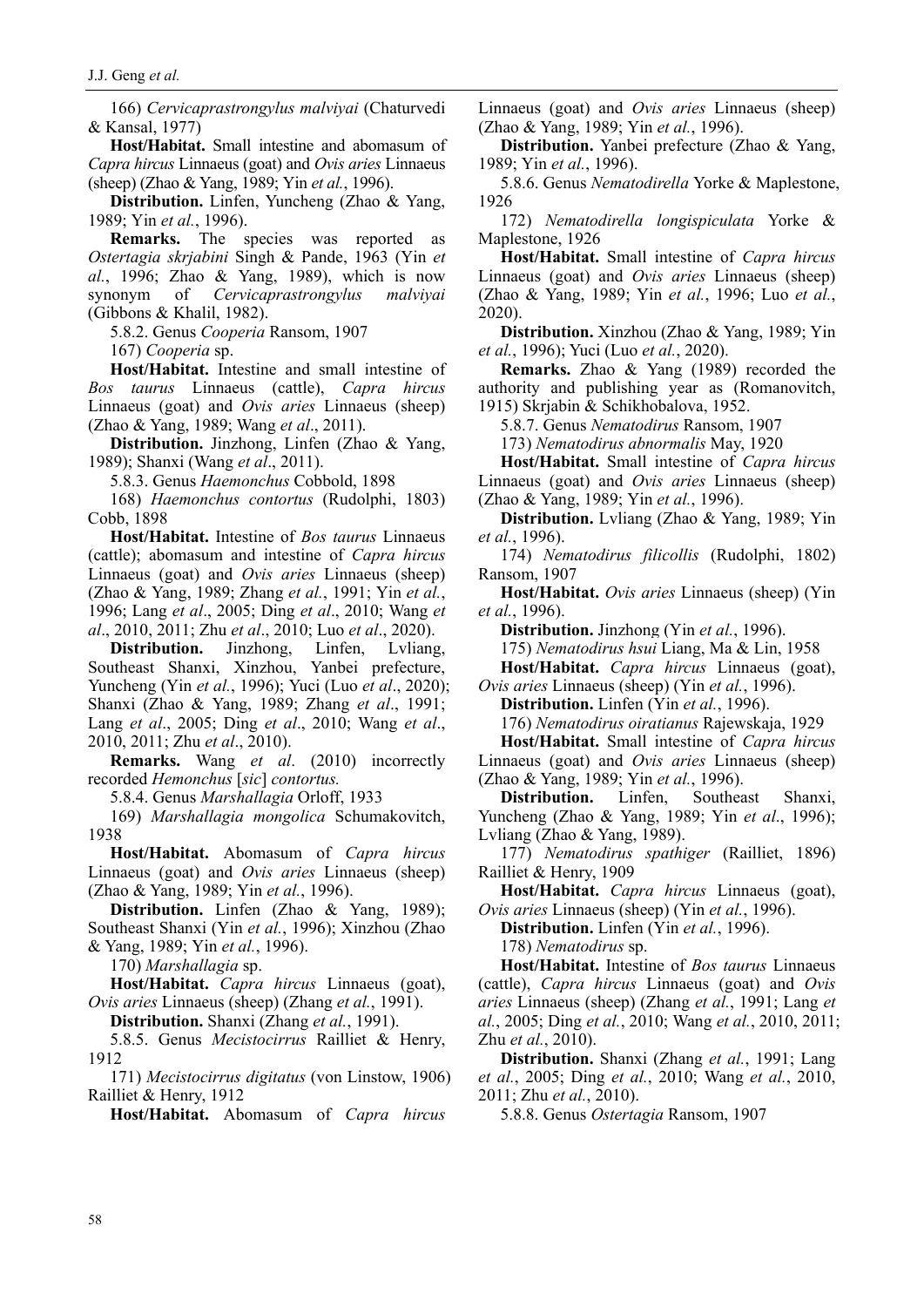166) *Cervicaprastrongylus malviyai* (Chaturvedi & Kansal, 1977)

**Host/Habitat.** Small intestine and abomasum of *Capra hircus* Linnaeus (goat) and *Ovis aries* Linnaeus (sheep) (Zhao & Yang, 1989; Yin *et al.*, 1996).

**Distribution.** Linfen, Yuncheng (Zhao & Yang, 1989; Yin *et al.*, 1996).

**Remarks.** The species was reported as *Ostertagia skrjabini* Singh & Pande, 1963 (Yin *et al.*, 1996; Zhao & Yang, 1989), which is now synonym of *Cervicaprastrongylus malviyai* (Gibbons & Khalil, 1982).

5.8.2. Genus *Cooperia* Ransom, 1907

167) *Cooperia* sp.

**Host/Habitat.** Intestine and small intestine of *Bos taurus* Linnaeus (cattle), *Capra hircus* Linnaeus (goat) and *Ovis aries* Linnaeus (sheep) (Zhao & Yang, 1989; Wang *et al*., 2011).

**Distribution.** Jinzhong, Linfen (Zhao & Yang, 1989); Shanxi (Wang *et al*., 2011).

5.8.3. Genus *Haemonchus* Cobbold, 1898

168) *Haemonchus contortus* (Rudolphi, 1803) Cobb, 1898

**Host/Habitat.** Intestine of *Bos taurus* Linnaeus (cattle); abomasum and intestine of *Capra hircus* Linnaeus (goat) and *Ovis aries* Linnaeus (sheep) (Zhao & Yang, 1989; Zhang *et al.*, 1991; Yin *et al.*, 1996; Lang *et al*., 2005; Ding *et al*., 2010; Wang *et al*., 2010, 2011; Zhu *et al*., 2010; Luo *et al*., 2020).

**Distribution.** Jinzhong, Linfen, Lvliang, Southeast Shanxi, Xinzhou, Yanbei prefecture, Yuncheng (Yin *et al.*, 1996); Yuci (Luo *et al*., 2020); Shanxi (Zhao & Yang, 1989; Zhang *et al*., 1991; Lang *et al*., 2005; Ding *et al*., 2010; Wang *et al*., 2010, 2011; Zhu *et al*., 2010).

**Remarks.** Wang *et al*. (2010) incorrectly recorded *Hemonchus* [*sic*] *contortus.*

5.8.4. Genus *Marshallagia* Orloff, 1933

169) *Marshallagia mongolica* Schumakovitch, 1938

**Host/Habitat.** Abomasum of *Capra hircus* Linnaeus (goat) and *Ovis aries* Linnaeus (sheep) (Zhao & Yang, 1989; Yin *et al.*, 1996).

**Distribution.** Linfen (Zhao & Yang, 1989); Southeast Shanxi (Yin *et al.*, 1996); Xinzhou (Zhao & Yang, 1989; Yin *et al.*, 1996).

170) *Marshallagia* sp.

**Host/Habitat.** *Capra hircus* Linnaeus (goat), *Ovis aries* Linnaeus (sheep) (Zhang *et al.*, 1991).

**Distribution.** Shanxi (Zhang *et al.*, 1991).

5.8.5. Genus *Mecistocirrus* Railliet & Henry, 1912

171) *Mecistocirrus digitatus* (von Linstow, 1906) Railliet & Henry, 1912

**Host/Habitat.** Abomasum of *Capra hircus* Linnaeus (goat) and *Ovis aries* Linnaeus (sheep) (Zhao & Yang, 1989; Yin *et al.*, 1996).

**Distribution.** Yanbei prefecture (Zhao & Yang, 1989; Yin *et al.*, 1996).

5.8.6. Genus *Nematodirella* Yorke & Maplestone, 1926

172) *Nematodirella longispiculata* Yorke & Maplestone, 1926

**Host/Habitat.** Small intestine of *Capra hircus* Linnaeus (goat) and *Ovis aries* Linnaeus (sheep) (Zhao & Yang, 1989; Yin *et al.*, 1996; Luo *et al.*, 2020).

**Distribution.** Xinzhou (Zhao & Yang, 1989; Yin *et al.*, 1996); Yuci (Luo *et al.*, 2020).

**Remarks.** Zhao & Yang (1989) recorded the authority and publishing year as (Romanovitch, 1915) Skrjabin & Schikhobalova, 1952.

5.8.7. Genus *Nematodirus* Ransom, 1907

173) *Nematodirus abnormalis* May, 1920

**Host/Habitat.** Small intestine of *Capra hircus* Linnaeus (goat) and *Ovis aries* Linnaeus (sheep) (Zhao & Yang, 1989; Yin *et al.*, 1996).

**Distribution.** Lvliang (Zhao & Yang, 1989; Yin *et al.*, 1996).

174) *Nematodirus filicollis* (Rudolphi, 1802) Ransom, 1907

**Host/Habitat.** *Ovis aries* Linnaeus (sheep) (Yin *et al.*, 1996).

**Distribution.** Jinzhong (Yin *et al.*, 1996).

175) *Nematodirus hsui* Liang, Ma & Lin, 1958

**Host/Habitat.** *Capra hircus* Linnaeus (goat), *Ovis aries* Linnaeus (sheep) (Yin *et al.*, 1996).

**Distribution.** Linfen (Yin *et al.*, 1996).

176) *Nematodirus oiratianus* Rajewskaja, 1929

**Host/Habitat.** Small intestine of *Capra hircus* Linnaeus (goat) and *Ovis aries* Linnaeus (sheep) (Zhao & Yang, 1989; Yin *et al.*, 1996).

**Distribution.** Linfen, Southeast Shanxi, Yuncheng (Zhao & Yang, 1989; Yin *et al*., 1996); Lvliang (Zhao & Yang, 1989).

177) *Nematodirus spathiger* (Railliet, 1896) Railliet & Henry, 1909

**Host/Habitat.** *Capra hircus* Linnaeus (goat), *Ovis aries* Linnaeus (sheep) (Yin *et al.*, 1996).

**Distribution.** Linfen (Yin *et al.*, 1996).

178) *Nematodirus* sp.

**Host/Habitat.** Intestine of *Bos taurus* Linnaeus (cattle), *Capra hircus* Linnaeus (goat) and *Ovis aries* Linnaeus (sheep) (Zhang *et al.*, 1991; Lang *et al.*, 2005; Ding *et al.*, 2010; Wang *et al.*, 2010, 2011; Zhu *et al.*, 2010).

**Distribution.** Shanxi (Zhang *et al.*, 1991; Lang *et al.*, 2005; Ding *et al.*, 2010; Wang *et al.*, 2010, 2011; Zhu *et al.*, 2010).

5.8.8. Genus *Ostertagia* Ransom, 1907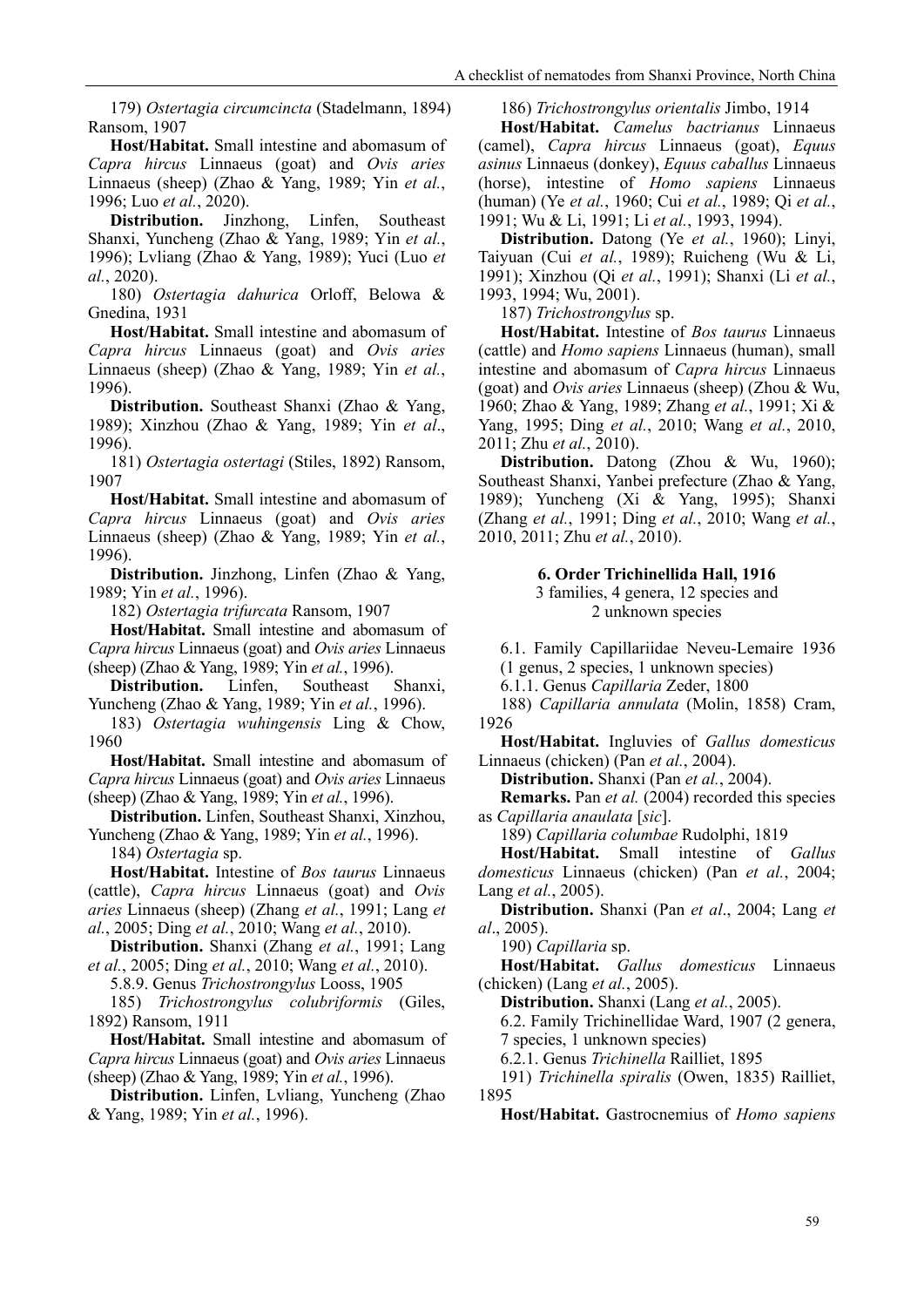179) *Ostertagia circumcincta* (Stadelmann, 1894) Ransom, 1907

**Host/Habitat.** Small intestine and abomasum of *Capra hircus* Linnaeus (goat) and *Ovis aries* Linnaeus (sheep) (Zhao & Yang, 1989; Yin *et al.*, 1996; Luo *et al.*, 2020).

**Distribution.** Jinzhong, Linfen, Southeast Shanxi, Yuncheng (Zhao & Yang, 1989; Yin *et al.*, 1996); Lvliang (Zhao & Yang, 1989); Yuci (Luo *et al.*, 2020).

180) *Ostertagia dahurica* Orloff, Belowa & Gnedina, 1931

**Host/Habitat.** Small intestine and abomasum of *Capra hircus* Linnaeus (goat) and *Ovis aries* Linnaeus (sheep) (Zhao & Yang, 1989; Yin *et al.*, 1996).

**Distribution.** Southeast Shanxi (Zhao & Yang, 1989); Xinzhou (Zhao & Yang, 1989; Yin *et al*., 1996).

181) *Ostertagia ostertagi* (Stiles, 1892) Ransom, 1907

**Host/Habitat.** Small intestine and abomasum of *Capra hircus* Linnaeus (goat) and *Ovis aries* Linnaeus (sheep) (Zhao & Yang, 1989; Yin *et al.*, 1996).

**Distribution.** Jinzhong, Linfen (Zhao & Yang, 1989; Yin *et al.*, 1996).

182) *Ostertagia trifurcata* Ransom, 1907

**Host/Habitat.** Small intestine and abomasum of *Capra hircus* Linnaeus (goat) and *Ovis aries* Linnaeus (sheep) (Zhao & Yang, 1989; Yin *et al.*, 1996).

**Distribution.** Linfen, Southeast Shanxi, Yuncheng (Zhao & Yang, 1989; Yin *et al.*, 1996).

183) *Ostertagia wuhingensis* Ling & Chow, 1960

**Host/Habitat.** Small intestine and abomasum of *Capra hircus* Linnaeus (goat) and *Ovis aries* Linnaeus (sheep) (Zhao & Yang, 1989; Yin *et al.*, 1996).

**Distribution.** Linfen, Southeast Shanxi, Xinzhou, Yuncheng (Zhao & Yang, 1989; Yin *et al.*, 1996).

184) *Ostertagia* sp.

**Host/Habitat.** Intestine of *Bos taurus* Linnaeus (cattle), *Capra hircus* Linnaeus (goat) and *Ovis aries* Linnaeus (sheep) (Zhang *et al.*, 1991; Lang *et al.*, 2005; Ding *et al.*, 2010; Wang *et al.*, 2010).

**Distribution.** Shanxi (Zhang *et al.*, 1991; Lang *et al.*, 2005; Ding *et al.*, 2010; Wang *et al.*, 2010).

5.8.9. Genus *Trichostrongylus* Looss, 1905

185) *Trichostrongylus colubriformis* (Giles, 1892) Ransom, 1911

**Host/Habitat.** Small intestine and abomasum of *Capra hircus* Linnaeus (goat) and *Ovis aries* Linnaeus (sheep) (Zhao & Yang, 1989; Yin *et al.*, 1996).

**Distribution.** Linfen, Lvliang, Yuncheng (Zhao & Yang, 1989; Yin *et al.*, 1996).

186) *Trichostrongylus orientalis* Jimbo, 1914

**Host/Habitat.** *Camelus bactrianus* Linnaeus (camel), *Capra hircus* Linnaeus (goat), *Equus asinus* Linnaeus (donkey), *Equus caballus* Linnaeus (horse), intestine of *Homo sapiens* Linnaeus (human) (Ye *et al.*, 1960; Cui *et al.*, 1989; Qi *et al.*, 1991; Wu & Li, 1991; Li *et al.*, 1993, 1994).

**Distribution.** Datong (Ye *et al.*, 1960); Linyi, Taiyuan (Cui *et al.*, 1989); Ruicheng (Wu & Li, 1991); Xinzhou (Qi *et al.*, 1991); Shanxi (Li *et al.*, 1993, 1994; Wu, 2001).

187) *Trichostrongylus* sp.

**Host/Habitat.** Intestine of *Bos taurus* Linnaeus (cattle) and *Homo sapiens* Linnaeus (human), small intestine and abomasum of *Capra hircus* Linnaeus (goat) and *Ovis aries* Linnaeus (sheep) (Zhou & Wu, 1960; Zhao & Yang, 1989; Zhang *et al.*, 1991; Xi & Yang, 1995; Ding *et al.*, 2010; Wang *et al.*, 2010, 2011; Zhu *et al.*, 2010).

**Distribution.** Datong (Zhou & Wu, 1960); Southeast Shanxi, Yanbei prefecture (Zhao & Yang, 1989); Yuncheng (Xi & Yang, 1995); Shanxi (Zhang *et al.*, 1991; Ding *et al.*, 2010; Wang *et al.*, 2010, 2011; Zhu *et al.*, 2010).

## 6. Order Trichinellida Hall, 1916

3 families, 4 genera, 12 species and 2 unknown species

6.1. Family Capillariidae Neveu-Lemaire 1936 (1 genus, 2 species, 1 unknown species)

6.1.1. Genus *Capillaria* Zeder, 1800

188) *Capillaria annulata* (Molin, 1858) Cram, 1926

**Host/Habitat.** Ingluvies of *Gallus domesticus* Linnaeus (chicken) (Pan *et al.*, 2004).

**Distribution.** Shanxi (Pan *et al.*, 2004).

**Remarks.** Pan *et al.* (2004) recorded this species as *Capillaria anaulata* [*sic*].

189) *Capillaria columbae* Rudolphi, 1819

**Host/Habitat.** Small intestine of *Gallus domesticus* Linnaeus (chicken) (Pan *et al.*, 2004; Lang *et al.*, 2005).

**Distribution.** Shanxi (Pan *et al*., 2004; Lang *et al*., 2005).

190) *Capillaria* sp.

**Host/Habitat.** *Gallus domesticus* Linnaeus (chicken) (Lang *et al.*, 2005).

**Distribution.** Shanxi (Lang *et al.*, 2005).

6.2. Family Trichinellidae Ward, 1907 (2 genera, 7 species, 1 unknown species)

6.2.1. Genus *Trichinella* Railliet, 1895

191) *Trichinella spiralis* (Owen, 1835) Railliet, 1895

**Host/Habitat.** Gastrocnemius of *Homo sapiens*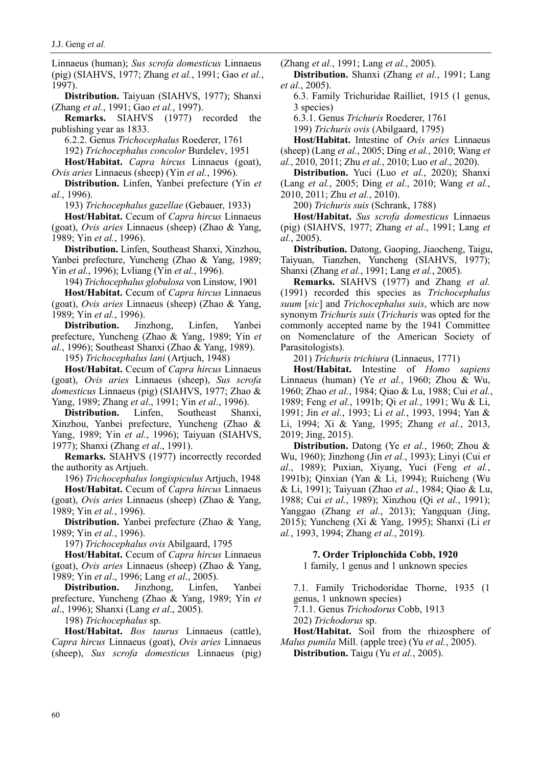Linnaeus (human); *Sus scrofa domesticus* Linnaeus (pig) (SIAHVS, 1977; Zhang *et al.*, 1991; Gao *et al.*, 1997).

**Distribution.** Taiyuan (SIAHVS, 1977); Shanxi (Zhang *et al.*, 1991; Gao *et al.*, 1997).

**Remarks.** SIAHVS (1977) recorded the publishing year as 1833.

6.2.2. Genus *Trichocephalus* Roederer, 1761

192) *Trichocephalus concolor* Burdelev, 1951

**Host/Habitat.** *Capra hircus* Linnaeus (goat), *Ovis aries* Linnaeus (sheep) (Yin *et al.*, 1996).

**Distribution.** Linfen, Yanbei prefecture (Yin *et al.*, 1996).

193) *Trichocephalus gazellae* (Gebauer, 1933)

**Host/Habitat.** Cecum of *Capra hircus* Linnaeus (goat), *Ovis aries* Linnaeus (sheep) (Zhao & Yang, 1989; Yin *et al.*, 1996).

**Distribution.** Linfen, Southeast Shanxi, Xinzhou, Yanbei prefecture, Yuncheng (Zhao & Yang, 1989; Yin *et al.*, 1996); Lvliang (Yin *et al.*, 1996).

194) *Trichocephalus globulosa* von Linstow, 1901

**Host/Habitat.** Cecum of *Capra hircus* Linnaeus (goat), *Ovis aries* Linnaeus (sheep) (Zhao & Yang, 1989; Yin *et al.*, 1996).

**Distribution.** Jinzhong, Linfen, Yanbei prefecture, Yuncheng (Zhao & Yang, 1989; Yin *et al.*, 1996); Southeast Shanxi (Zhao & Yang, 1989).

195) *Trichocephalus lani* (Artjuch, 1948)

**Host/Habitat.** Cecum of *Capra hircus* Linnaeus (goat), *Ovis aries* Linnaeus (sheep), *Sus scrofa domesticus* Linnaeus (pig) (SIAHVS, 1977; Zhao & Yang, 1989; Zhang *et al*., 1991; Yin *et al*., 1996).

**Distribution.** Linfen, Southeast Shanxi, Xinzhou, Yanbei prefecture, Yuncheng (Zhao & Yang, 1989; Yin *et al.*, 1996); Taiyuan (SIAHVS, 1977); Shanxi (Zhang *et al*., 1991).

**Remarks.** SIAHVS (1977) incorrectly recorded the authority as Artjueh.

196) *Trichocephalus longispiculus* Artjuch, 1948

**Host/Habitat.** Cecum of *Capra hircus* Linnaeus (goat), *Ovis aries* Linnaeus (sheep) (Zhao & Yang, 1989; Yin *et al.*, 1996).

**Distribution.** Yanbei prefecture (Zhao & Yang, 1989; Yin *et al.*, 1996).

197) *Trichocephalus ovis* Abilgaard, 1795

**Host/Habitat.** Cecum of *Capra hircus* Linnaeus (goat), *Ovis aries* Linnaeus (sheep) (Zhao & Yang, 1989; Yin *et al*., 1996; Lang *et al*., 2005).

**Distribution.** Jinzhong, Linfen, Yanbei prefecture, Yuncheng (Zhao & Yang, 1989; Yin *et al*., 1996); Shanxi (Lang *et al*., 2005).

198) *Trichocephalus* sp.

**Host/Habitat.** *Bos taurus* Linnaeus (cattle), *Capra hircus* Linnaeus (goat), *Ovis aries* Linnaeus (sheep), *Sus scrofa domesticus* Linnaeus (pig) (Zhang *et al.*, 1991; Lang *et al.*, 2005).

**Distribution.** Shanxi (Zhang *et al.*, 1991; Lang *et al.*, 2005).

6.3. Family Trichuridae Railliet, 1915 (1 genus, 3 species)

6.3.1. Genus *Trichuris* Roederer, 1761

199) *Trichuris ovis* (Abilgaard, 1795)

**Host/Habitat.** Intestine of *Ovis aries* Linnaeus (sheep) (Lang *et al.*, 2005; Ding *et al.*, 2010; Wang *et al.*, 2010, 2011; Zhu *et al.*, 2010; Luo *et al*., 2020).

**Distribution.** Yuci (Luo *et al.*, 2020); Shanxi (Lang *et al.*, 2005; Ding *et al.*, 2010; Wang *et al.*, 2010, 2011; Zhu *et al.*, 2010).

200) *Trichuris suis* (Schrank, 1788)

**Host/Habitat.** *Sus scrofa domesticus* Linnaeus (pig) (SIAHVS, 1977; Zhang *et al.*, 1991; Lang *et al.*, 2005).

**Distribution.** Datong, Gaoping, Jiaocheng, Taigu, Taiyuan, Tianzhen, Yuncheng (SIAHVS, 1977); Shanxi (Zhang *et al.*, 1991; Lang *et al.*, 2005).

**Remarks.** SIAHVS (1977) and Zhang *et al.* (1991) recorded this species as *Trichocephalus suum* [*sic*] and *Trichocephalus suis*, which are now synonym *Trichuris suis* (*Trichuris* was opted for the commonly accepted name by the 1941 Committee on Nomenclature of the American Society of Parasitologists).

201) *Trichuris trichiura* (Linnaeus, 1771)

**Host/Habitat.** Intestine of *Homo sapiens* Linnaeus (human) (Ye *et al.*, 1960; Zhou & Wu, 1960; Zhao *et al.*, 1984; Qiao & Lu, 1988; Cui *et al.*, 1989; Feng *et al.*, 1991b; Qi *et al.*, 1991; Wu & Li, 1991; Jin *et al.*, 1993; Li *et al.*, 1993, 1994; Yan & Li, 1994; Xi & Yang, 1995; Zhang *et al.*, 2013, 2019; Jing, 2015).

**Distribution.** Datong (Ye *et al.*, 1960; Zhou & Wu, 1960); Jinzhong (Jin *et al.*, 1993); Linyi (Cui *et al.*, 1989); Puxian, Xiyang, Yuci (Feng *et al.*, 1991b); Qinxian (Yan & Li, 1994); Ruicheng (Wu & Li, 1991); Taiyuan (Zhao *et al.*, 1984; Qiao & Lu, 1988; Cui *et al.*, 1989); Xinzhou (Qi *et al.*, 1991); Yanggao (Zhang *et al.*, 2013); Yangquan (Jing, 2015); Yuncheng (Xi & Yang, 1995); Shanxi (Li *et al.*, 1993, 1994; Zhang *et al.*, 2019).

## 7. Order Triplonchida Cobb, 1920

1 family, 1 genus and 1 unknown species

7.1. Family Trichodoridae Thorne, 1935 (1 genus, 1 unknown species)

7.1.1. Genus *Trichodorus* Cobb, 1913

202) *Trichodorus* sp.

**Host/Habitat.** Soil from the rhizosphere of *Malus pumila* Mill. (apple tree) (Yu *et al.*, 2005).

**Distribution.** Taigu (Yu *et al.*, 2005).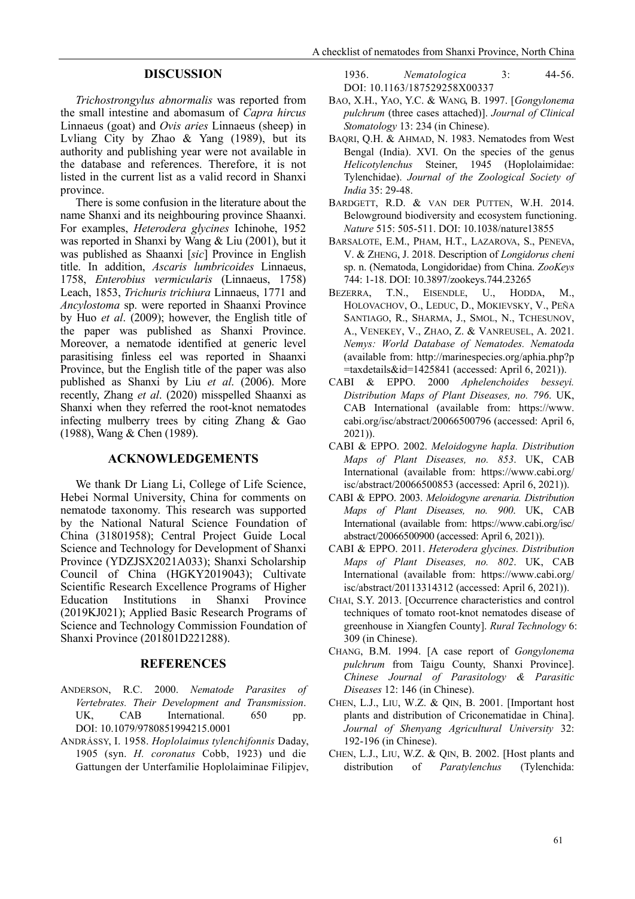## DISCUSSION

*Trichostrongylus abnormalis* was reported from the small intestine and abomasum of *Capra hircus* Linnaeus (goat) and *Ovis aries* Linnaeus (sheep) in Lvliang City by Zhao & Yang (1989), but its authority and publishing year were not available in the database and references. Therefore, it is not listed in the current list as a valid record in Shanxi province.

There is some confusion in the literature about the name Shanxi and its neighbouring province Shaanxi. For examples, *Heterodera glycines* Ichinohe, 1952 was reported in Shanxi by Wang & Liu (2001), but it was published as Shaanxi [*sic*] Province in English title. In addition, *Ascaris lumbricoides* Linnaeus, 1758, *Enterobius vermicularis* (Linnaeus, 1758) Leach, 1853, *Trichuris trichiura* Linnaeus, 1771 and *Ancylostoma* sp. were reported in Shaanxi Province by Huo *et al*. (2009); however, the English title of the paper was published as Shanxi Province. Moreover, a nematode identified at generic level parasitising finless eel was reported in Shaanxi Province, but the English title of the paper was also published as Shanxi by Liu *et al*. (2006). More recently, Zhang *et al*. (2020) misspelled Shaanxi as Shanxi when they referred the root-knot nematodes infecting mulberry trees by citing Zhang & Gao (1988), Wang & Chen (1989).

## ACKNOWLEDGEMENTS

We thank Dr Liang Li, College of Life Science, Hebei Normal University, China for comments on nematode taxonomy. This research was supported by the National Natural Science Foundation of China (31801958); Central Project Guide Local Science and Technology for Development of Shanxi Province (YDZJSX2021A033); Shanxi Scholarship Council of China (HGKY2019043); Cultivate Scientific Research Excellence Programs of Higher Education Institutions in Shanxi Province (2019KJ021); Applied Basic Research Programs of Science and Technology Commission Foundation of Shanxi Province (201801D221288).

## REFERENCES

ANDERSON, R.C. 2000. *Nematode Parasites of Vertebrates. Their Development and Transmission*. UK, CAB International. 650 pp. DOI: 10.1079/9780851994215.0001

ANDRÁSSY, I. 1958. *Hoplolaimus tylenchifonnis* Daday, 1905 (syn. *H. coronatus* Cobb, 1923) und die Gattungen der Unterfamilie Hoplolaiminae Filipjev, 1936. *Nematologica* 3: 44-56. DOI: 10.1163/187529258X00337

BAO, X.H., YAO, Y.C. & WANG, B. 1997. [*Gongylonema pulchrum* (three cases attached)]. *Journal of Clinical Stomatology* 13: 234 (in Chinese).

BAQRI, Q.H. & AHMAD, N. 1983. Nematodes from West Bengal (India). XVI. On the species of the genus *Helicotylenchus* Steiner, 1945 (Hoplolaimidae: Tylenchidae). *Journal of the Zoological Society of India* 35: 29-48.

BARDGETT, R.D. & VAN DER PUTTEN, W.H. 2014. Belowground biodiversity and ecosystem functioning. *Nature* 515: 505-511. DOI: 10.1038/nature13855

BARSALOTE, E.M., PHAM, H.T., LAZAROVA, S., PENEVA, V. & ZHENG, J. 2018. Description of *Longidorus cheni* sp. n. (Nematoda, Longidoridae) from China. *ZooKeys* 744: 1-18. DOI: 10.3897/zookeys.744.23265

BEZERRA, T.N., EISENDLE, U., HODDA, M., HOLOVACHOV, O., LEDUC, D., MOKIEVSKY, V., PEÑA SANTIAGO, R., SHARMA, J., SMOL, N., TCHESUNOV, A., VENEKEY, V., ZHAO, Z. & VANREUSEL, A. 2021. *Nemys: World Database of Nematodes. Nematoda* (available from: http://marinespecies.org/aphia.php?p=taxdetails&id=1425841 (accessed: April 6, 2021)).

CABI & EPPO. 2000 *Aphelenchoides besseyi. Distribution Maps of Plant Diseases, no. 796*. UK, CAB International (available from: https://www.cabi.org/isc/abstract/20066500796 (accessed: April 6, 2021)).

CABI & EPPO. 2002. *Meloidogyne hapla. Distribution Maps of Plant Diseases, no. 853*. UK, CAB International (available from: https://www.cabi.org/isc/abstract/20066500853 (accessed: April 6, 2021)).

CABI & EPPO. 2003. *Meloidogyne arenaria. Distribution Maps of Plant Diseases, no. 900*. UK, CAB International (available from: https://www.cabi.org/isc/abstract/20066500900 (accessed: April 6, 2021)).

CABI & EPPO. 2011. *Heterodera glycines. Distribution Maps of Plant Diseases, no. 802*. UK, CAB International (available from: https://www.cabi.org/isc/abstract/20113314312 (accessed: April 6, 2021)).

CHAI, S.Y. 2013. [Occurrence characteristics and control techniques of tomato root-knot nematodes disease of greenhouse in Xiangfen County]. *Rural Technology* 6: 309 (in Chinese).

CHANG, B.M. 1994. [A case report of *Gongylonema pulchrum* from Taigu County, Shanxi Province]. *Chinese Journal of Parasitology & Parasitic Diseases* 12: 146 (in Chinese).

CHEN, L.J., LIU, W.Z. & QIN, B. 2001. [Important host plants and distribution of Criconematidae in China]. *Journal of Shenyang Agricultural University* 32: 192-196 (in Chinese).

CHEN, L.J., LIU, W.Z. & QIN, B. 2002. [Host plants and distribution of *Paratylenchus* (Tylenchida: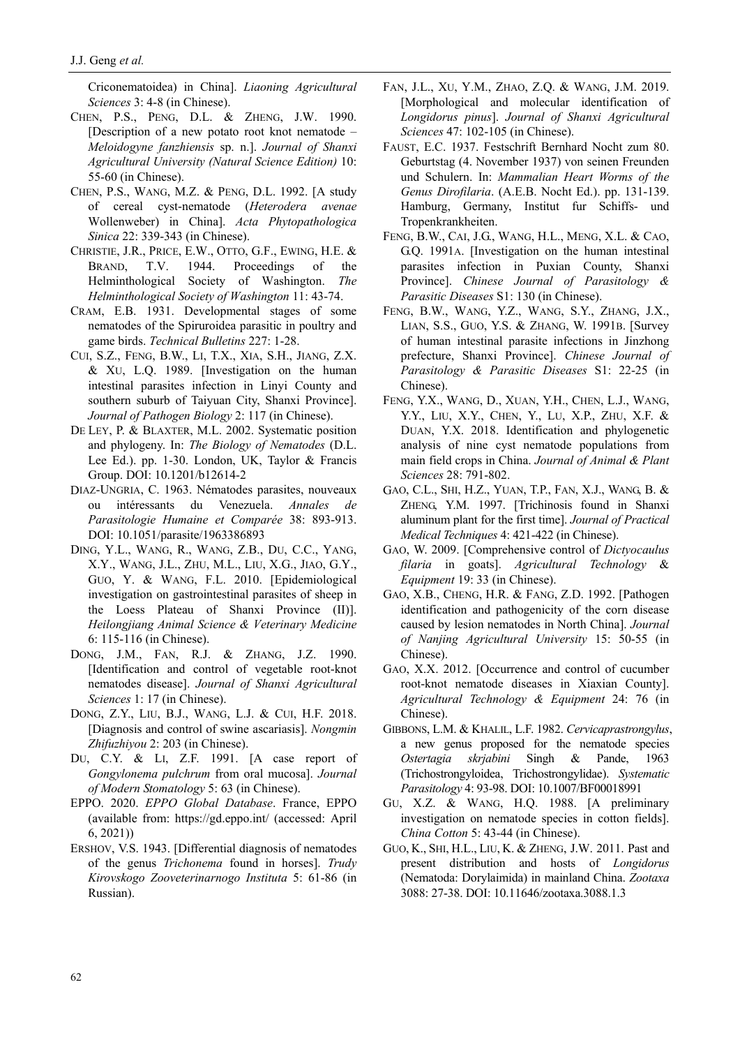Criconematoidea) in China]. *Liaoning Agricultural Sciences* 3: 4-8 (in Chinese).

CHEN, P.S., PENG, D.L. & ZHENG, J.W. 1990. [Description of a new potato root knot nematode – *Meloidogyne fanzhiensis* sp. n.]. *Journal of Shanxi Agricultural University (Natural Science Edition)* 10: 55-60 (in Chinese).

CHEN, P.S., WANG, M.Z. & PENG, D.L. 1992. [A study of cereal cyst-nematode (*Heterodera avenae* Wollenweber) in China]. *Acta Phytopathologica Sinica* 22: 339-343 (in Chinese).

CHRISTIE, J.R., PRICE, E.W., OTTO, G.F., EWING, H.E. & BRAND, T.V. 1944. Proceedings of the Helminthological Society of Washington. *The Helminthological Society of Washington* 11: 43-74.

CRAM, E.B. 1931. Developmental stages of some nematodes of the Spiruroidea parasitic in poultry and game birds. *Technical Bulletins* 227: 1-28.

CUI, S.Z., FENG, B.W., LI, T.X., XIA, S.H., JIANG, Z.X. & XU, L.Q. 1989. [Investigation on the human intestinal parasites infection in Linyi County and southern suburb of Taiyuan City, Shanxi Province]. *Journal of Pathogen Biology* 2: 117 (in Chinese).

DE LEY, P. & BLAXTER, M.L. 2002. Systematic position and phylogeny. In: *The Biology of Nematodes* (D.L. Lee Ed.). pp. 1-30. London, UK, Taylor & Francis Group. DOI: 10.1201/b12614-2

DIAZ-UNGRIA, C. 1963. Nématodes parasites, nouveaux ou intéressants du Venezuela. *Annales de Parasitologie Humaine et Comparée* 38: 893-913. DOI: 10.1051/parasite/1963386893

DING, Y.L., WANG, R., WANG, Z.B., DU, C.C., YANG, X.Y., WANG, J.L., ZHU, M.L., LIU, X.G., JIAO, G.Y., GUO, Y. & WANG, F.L. 2010. [Epidemiological investigation on gastrointestinal parasites of sheep in the Loess Plateau of Shanxi Province (II)]. *Heilongjiang Animal Science & Veterinary Medicine* 6: 115-116 (in Chinese).

DONG, J.M., FAN, R.J. & ZHANG, J.Z. 1990. [Identification and control of vegetable root-knot nematodes disease]. *Journal of Shanxi Agricultural Sciences* 1: 17 (in Chinese).

DONG, Z.Y., LIU, B.J., WANG, L.J. & CUI, H.F. 2018. [Diagnosis and control of swine ascariasis]. *Nongmin Zhifuzhiyou* 2: 203 (in Chinese).

DU, C.Y. & LI, Z.F. 1991. [A case report of *Gongylonema pulchrum* from oral mucosa]. *Journal of Modern Stomatology* 5: 63 (in Chinese).

EPPO. 2020. *EPPO Global Database*. France, EPPO (available from: https://gd.eppo.int/ (accessed: April 6, 2021))

ERSHOV, V.S. 1943. [Differential diagnosis of nematodes of the genus *Trichonema* found in horses]. *Trudy Kirovskogo Zooveterinarnogo Instituta* 5: 61-86 (in Russian).

FAN, J.L., XU, Y.M., ZHAO, Z.Q. & WANG, J.M. 2019. [Morphological and molecular identification of *Longidorus pinus*]. *Journal of Shanxi Agricultural Sciences* 47: 102-105 (in Chinese).

FAUST, E.C. 1937. Festschrift Bernhard Nocht zum 80. Geburtstag (4. November 1937) von seinen Freunden und Schulern. In: *Mammalian Heart Worms of the Genus Dirofilaria*. (A.E.B. Nocht Ed.). pp. 131-139. Hamburg, Germany, Institut fur Schiffs- und Tropenkrankheiten.

FENG, B.W., CAI, J.G., WANG, H.L., MENG, X.L. & CAO, G.Q. 1991A. [Investigation on the human intestinal parasites infection in Puxian County, Shanxi Province]. *Chinese Journal of Parasitology & Parasitic Diseases* S1: 130 (in Chinese).

FENG, B.W., WANG, Y.Z., WANG, S.Y., ZHANG, J.X., LIAN, S.S., GUO, Y.S. & ZHANG, W. 1991B. [Survey of human intestinal parasite infections in Jinzhong prefecture, Shanxi Province]. *Chinese Journal of Parasitology & Parasitic Diseases* S1: 22-25 (in Chinese).

FENG, Y.X., WANG, D., XUAN, Y.H., CHEN, L.J., WANG, Y.Y., LIU, X.Y., CHEN, Y., LU, X.P., ZHU, X.F. & DUAN, Y.X. 2018. Identification and phylogenetic analysis of nine cyst nematode populations from main field crops in China. *Journal of Animal & Plant Sciences* 28: 791-802.

GAO, C.L., SHI, H.Z., YUAN, T.P., FAN, X.J., WANG, B. & ZHENG, Y.M. 1997. [Trichinosis found in Shanxi aluminum plant for the first time]. *Journal of Practical Medical Techniques* 4: 421-422 (in Chinese).

GAO, W. 2009. [Comprehensive control of *Dictyocaulus filaria* in goats]. *Agricultural Technology & Equipment* 19: 33 (in Chinese).

GAO, X.B., CHENG, H.R. & FANG, Z.D. 1992. [Pathogen identification and pathogenicity of the corn disease caused by lesion nematodes in North China]. *Journal of Nanjing Agricultural University* 15: 50-55 (in Chinese).

GAO, X.X. 2012. [Occurrence and control of cucumber root-knot nematode diseases in Xiaxian County]. *Agricultural Technology & Equipment* 24: 76 (in Chinese).

GIBBONS, L.M. & KHALIL, L.F. 1982. *Cervicaprastrongylus*, a new genus proposed for the nematode species *Ostertagia skrjabini* Singh & Pande, 1963 (Trichostrongyloidea, Trichostrongylidae). *Systematic Parasitology* 4: 93-98. DOI: 10.1007/BF00018991

GU, X.Z. & WANG, H.Q. 1988. [A preliminary investigation on nematode species in cotton fields]. *China Cotton* 5: 43-44 (in Chinese).

GUO, K., SHI, H.L., LIU, K. & ZHENG, J.W. 2011. Past and present distribution and hosts of *Longidorus* (Nematoda: Dorylaimida) in mainland China. *Zootaxa* 3088: 27-38. DOI: 10.11646/zootaxa.3088.1.3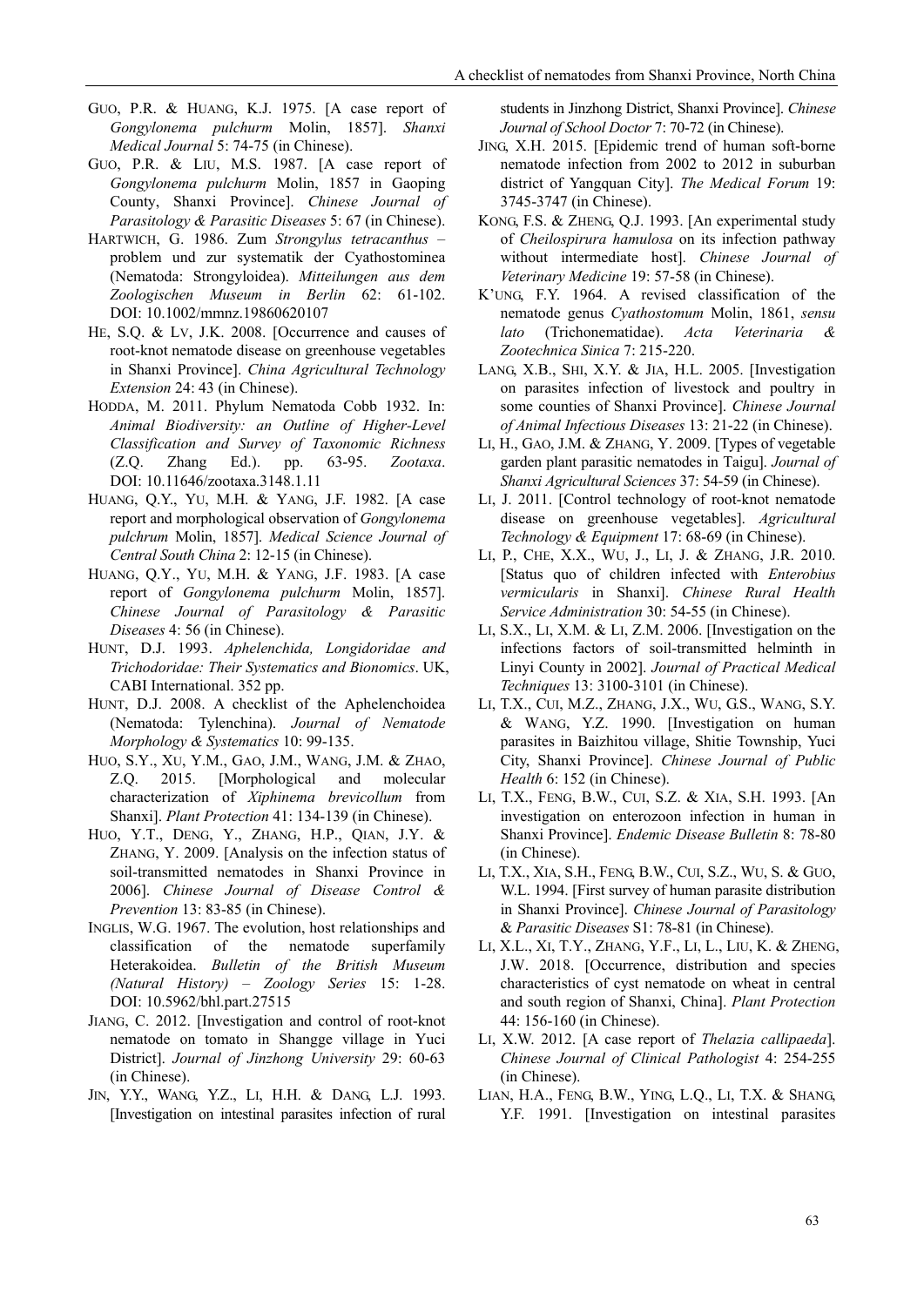GUO, P.R. & HUANG, K.J. 1975. [A case report of *Gongylonema pulchurm* Molin, 1857]. *Shanxi Medical Journal* 5: 74-75 (in Chinese).

GUO, P.R. & LIU, M.S. 1987. [A case report of *Gongylonema pulchurm* Molin, 1857 in Gaoping County, Shanxi Province]. *Chinese Journal of Parasitology & Parasitic Diseases* 5: 67 (in Chinese).

HARTWICH, G. 1986. Zum *Strongylus tetracanthus* – problem und zur systematik der Cyathostominea (Nematoda: Strongyloidea). *Mitteilungen aus dem Zoologischen Museum in Berlin* 62: 61-102. DOI: 10.1002/mmnz.19860620107

HE, S.Q. & LV, J.K. 2008. [Occurrence and causes of root-knot nematode disease on greenhouse vegetables in Shanxi Province]. *China Agricultural Technology Extension* 24: 43 (in Chinese).

HODDA, M. 2011. Phylum Nematoda Cobb 1932. In: *Animal Biodiversity: an Outline of Higher-Level Classification and Survey of Taxonomic Richness* (Z.Q. Zhang Ed.). pp. 63-95. *Zootaxa*. DOI: 10.11646/zootaxa.3148.1.11

HUANG, Q.Y., YU, M.H. & YANG, J.F. 1982. [A case report and morphological observation of *Gongylonema pulchrum* Molin, 1857]. *Medical Science Journal of Central South China* 2: 12-15 (in Chinese).

HUANG, Q.Y., YU, M.H. & YANG, J.F. 1983. [A case report of *Gongylonema pulchurm* Molin, 1857]. *Chinese Journal of Parasitology & Parasitic Diseases* 4: 56 (in Chinese).

HUNT, D.J. 1993. *Aphelenchida, Longidoridae and Trichodoridae: Their Systematics and Bionomics*. UK, CABI International. 352 pp.

HUNT, D.J. 2008. A checklist of the Aphelenchoidea (Nematoda: Tylenchina). *Journal of Nematode Morphology & Systematics* 10: 99-135.

HUO, S.Y., XU, Y.M., GAO, J.M., WANG, J.M. & ZHAO, Z.Q. 2015. [Morphological and molecular characterization of *Xiphinema brevicollum* from Shanxi]. *Plant Protection* 41: 134-139 (in Chinese).

HUO, Y.T., DENG, Y., ZHANG, H.P., QIAN, J.Y. & ZHANG, Y. 2009. [Analysis on the infection status of soil-transmitted nematodes in Shanxi Province in 2006]. *Chinese Journal of Disease Control & Prevention* 13: 83-85 (in Chinese).

INGLIS, W.G. 1967. The evolution, host relationships and classification of the nematode superfamily Heterakoidea. *Bulletin of the British Museum (Natural History) – Zoology Series* 15: 1-28. DOI: 10.5962/bhl.part.27515

JIANG, C. 2012. [Investigation and control of root-knot nematode on tomato in Shangge village in Yuci District]. *Journal of Jinzhong University* 29: 60-63 (in Chinese).

JIN, Y.Y., WANG, Y.Z., LI, H.H. & DANG, L.J. 1993. [Investigation on intestinal parasites infection of rural students in Jinzhong District, Shanxi Province]. *Chinese Journal of School Doctor* 7: 70-72 (in Chinese).

JING, X.H. 2015. [Epidemic trend of human soft-borne nematode infection from 2002 to 2012 in suburban district of Yangquan City]. *The Medical Forum* 19: 3745-3747 (in Chinese).

KONG, F.S. & ZHENG, Q.J. 1993. [An experimental study of *Cheilospirura hamulosa* on its infection pathway without intermediate host]. *Chinese Journal of Veterinary Medicine* 19: 57-58 (in Chinese).

K'UNG, F.Y. 1964. A revised classification of the nematode genus *Cyathostomum* Molin, 1861, *sensu lato* (Trichonematidae). *Acta Veterinaria & Zootechnica Sinica* 7: 215-220.

LANG, X.B., SHI, X.Y. & JIA, H.L. 2005. [Investigation on parasites infection of livestock and poultry in some counties of Shanxi Province]. *Chinese Journal of Animal Infectious Diseases* 13: 21-22 (in Chinese).

LI, H., GAO, J.M. & ZHANG, Y. 2009. [Types of vegetable garden plant parasitic nematodes in Taigu]. *Journal of Shanxi Agricultural Sciences* 37: 54-59 (in Chinese).

LI, J. 2011. [Control technology of root-knot nematode disease on greenhouse vegetables]. *Agricultural Technology & Equipment* 17: 68-69 (in Chinese).

LI, P., CHE, X.X., WU, J., LI, J. & ZHANG, J.R. 2010. [Status quo of children infected with *Enterobius vermicularis* in Shanxi]. *Chinese Rural Health Service Administration* 30: 54-55 (in Chinese).

LI, S.X., LI, X.M. & LI, Z.M. 2006. [Investigation on the infections factors of soil-transmitted helminth in Linyi County in 2002]. *Journal of Practical Medical Techniques* 13: 3100-3101 (in Chinese).

LI, T.X., CUI, M.Z., ZHANG, J.X., WU, G.S., WANG, S.Y. & WANG, Y.Z. 1990. [Investigation on human parasites in Baizhitou village, Shitie Township, Yuci City, Shanxi Province]. *Chinese Journal of Public Health* 6: 152 (in Chinese).

LI, T.X., FENG, B.W., CUI, S.Z. & XIA, S.H. 1993. [An investigation on enterozoon infection in human in Shanxi Province]. *Endemic Disease Bulletin* 8: 78-80 (in Chinese).

LI, T.X., XIA, S.H., FENG, B.W., CUI, S.Z., WU, S. & GUO, W.L. 1994. [First survey of human parasite distribution in Shanxi Province]. *Chinese Journal of Parasitology & Parasitic Diseases* S1: 78-81 (in Chinese).

LI, X.L., XI, T.Y., ZHANG, Y.F., LI, L., LIU, K. & ZHENG, J.W. 2018. [Occurrence, distribution and species characteristics of cyst nematode on wheat in central and south region of Shanxi, China]. *Plant Protection* 44: 156-160 (in Chinese).

LI, X.W. 2012. [A case report of *Thelazia callipaeda*]. *Chinese Journal of Clinical Pathologist* 4: 254-255 (in Chinese).

LIAN, H.A., FENG, B.W., YING, L.Q., LI, T.X. & SHANG, Y.F. 1991. [Investigation on intestinal parasites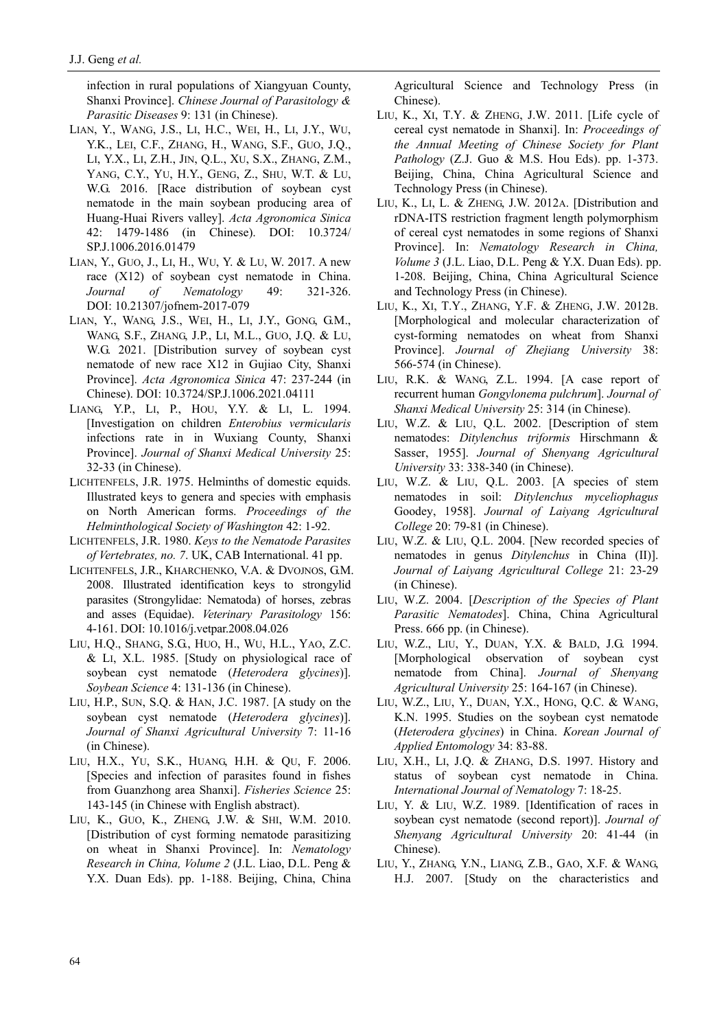infection in rural populations of Xiangyuan County, Shanxi Province]. *Chinese Journal of Parasitology & Parasitic Diseases* 9: 131 (in Chinese).

LIAN, Y., WANG, J.S., LI, H.C., WEI, H., LI, J.Y., WU, Y.K., LEI, C.F., ZHANG, H., WANG, S.F., GUO, J.Q., LI, Y.X., LI, Z.H., JIN, Q.L., XU, S.X., ZHANG, Z.M., YANG, C.Y., YU, H.Y., GENG, Z., SHU, W.T. & LU, W.G. 2016. [Race distribution of soybean cyst nematode in the main soybean producing area of Huang-Huai Rivers valley]. *Acta Agronomica Sinica* 42: 1479-1486 (in Chinese). DOI: 10.3724/SP.J.1006.2016.01479

LIAN, Y., GUO, J., LI, H., WU, Y. & LU, W. 2017. A new race (X12) of soybean cyst nematode in China. *Journal of Nematology* 49: 321-326. DOI: 10.21307/jofnem-2017-079

LIAN, Y., WANG, J.S., WEI, H., LI, J.Y., GONG, G.M., WANG, S.F., ZHANG, J.P., LI, M.L., GUO, J.Q. & LU, W.G. 2021. [Distribution survey of soybean cyst nematode of new race X12 in Gujiao City, Shanxi Province]. *Acta Agronomica Sinica* 47: 237-244 (in Chinese). DOI: 10.3724/SP.J.1006.2021.04111

LIANG, Y.P., LI, P., HOU, Y.Y. & LI, L. 1994. [Investigation on children *Enterobius vermicularis* infections rate in in Wuxiang County, Shanxi Province]. *Journal of Shanxi Medical University* 25: 32-33 (in Chinese).

LICHTENFELS, J.R. 1975. Helminths of domestic equids. Illustrated keys to genera and species with emphasis on North American forms. *Proceedings of the Helminthological Society of Washington* 42: 1-92.

LICHTENFELS, J.R. 1980. *Keys to the Nematode Parasites of Vertebrates, no. 7*. UK, CAB International. 41 pp.

LICHTENFELS, J.R., KHARCHENKO, V.A. & DVOJNOS, G.M. 2008. Illustrated identification keys to strongylid parasites (Strongylidae: Nematoda) of horses, zebras and asses (Equidae). *Veterinary Parasitology* 156: 4-161. DOI: 10.1016/j.vetpar.2008.04.026

LIU, H.Q., SHANG, S.G., HUO, H., WU, H.L., YAO, Z.C. & LI, X.L. 1985. [Study on physiological race of soybean cyst nematode (*Heterodera glycines*)]. *Soybean Science* 4: 131-136 (in Chinese).

LIU, H.P., SUN, S.Q. & HAN, J.C. 1987. [A study on the soybean cyst nematode (*Heterodera glycines*)]. *Journal of Shanxi Agricultural University* 7: 11-16 (in Chinese).

LIU, H.X., YU, S.K., HUANG, H.H. & QU, F. 2006. [Species and infection of parasites found in fishes from Guanzhong area Shanxi]. *Fisheries Science* 25: 143-145 (in Chinese with English abstract).

LIU, K., GUO, K., ZHENG, J.W. & SHI, W.M. 2010. [Distribution of cyst forming nematode parasitizing on wheat in Shanxi Province]. In: *Nematology Research in China, Volume 2* (J.L. Liao, D.L. Peng & Y.X. Duan Eds). pp. 1-188. Beijing, China, China Agricultural Science and Technology Press (in Chinese).

LIU, K., XI, T.Y. & ZHENG, J.W. 2011. [Life cycle of cereal cyst nematode in Shanxi]. In: *Proceedings of the Annual Meeting of Chinese Society for Plant Pathology* (Z.J. Guo & M.S. Hou Eds). pp. 1-373. Beijing, China, China Agricultural Science and Technology Press (in Chinese).

LIU, K., LI, L. & ZHENG, J.W. 2012A. [Distribution and rDNA-ITS restriction fragment length polymorphism of cereal cyst nematodes in some regions of Shanxi Province]. In: *Nematology Research in China, Volume 3* (J.L. Liao, D.L. Peng & Y.X. Duan Eds). pp. 1-208. Beijing, China, China Agricultural Science and Technology Press (in Chinese).

LIU, K., XI, T.Y., ZHANG, Y.F. & ZHENG, J.W. 2012B. [Morphological and molecular characterization of cyst-forming nematodes on wheat from Shanxi Province]. *Journal of Zhejiang University* 38: 566-574 (in Chinese).

LIU, R.K. & WANG, Z.L. 1994. [A case report of recurrent human *Gongylonema pulchrum*]. *Journal of Shanxi Medical University* 25: 314 (in Chinese).

LIU, W.Z. & LIU, Q.L. 2002. [Description of stem nematodes: *Ditylenchus triformis* Hirschmann & Sasser, 1955]. *Journal of Shenyang Agricultural University* 33: 338-340 (in Chinese).

LIU, W.Z. & LIU, Q.L. 2003. [A species of stem nematodes in soil: *Ditylenchus myceliophagus* Goodey, 1958]. *Journal of Laiyang Agricultural College* 20: 79-81 (in Chinese).

LIU, W.Z. & LIU, Q.L. 2004. [New recorded species of nematodes in genus *Ditylenchus* in China (II)]. *Journal of Laiyang Agricultural College* 21: 23-29 (in Chinese).

LIU, W.Z. 2004. [*Description of the Species of Plant Parasitic Nematodes*]. China, China Agricultural Press. 666 pp. (in Chinese).

LIU, W.Z., LIU, Y., DUAN, Y.X. & BALD, J.G. 1994. [Morphological observation of soybean cyst nematode from China]. *Journal of Shenyang Agricultural University* 25: 164-167 (in Chinese).

LIU, W.Z., LIU, Y., DUAN, Y.X., HONG, Q.C. & WANG, K.N. 1995. Studies on the soybean cyst nematode (*Heterodera glycines*) in China. *Korean Journal of Applied Entomology* 34: 83-88.

LIU, X.H., LI, J.Q. & ZHANG, D.S. 1997. History and status of soybean cyst nematode in China. *International Journal of Nematology* 7: 18-25.

LIU, Y. & LIU, W.Z. 1989. [Identification of races in soybean cyst nematode (second report)]. *Journal of Shenyang Agricultural University* 20: 41-44 (in Chinese).

LIU, Y., ZHANG, Y.N., LIANG, Z.B., GAO, X.F. & WANG, H.J. 2007. [Study on the characteristics and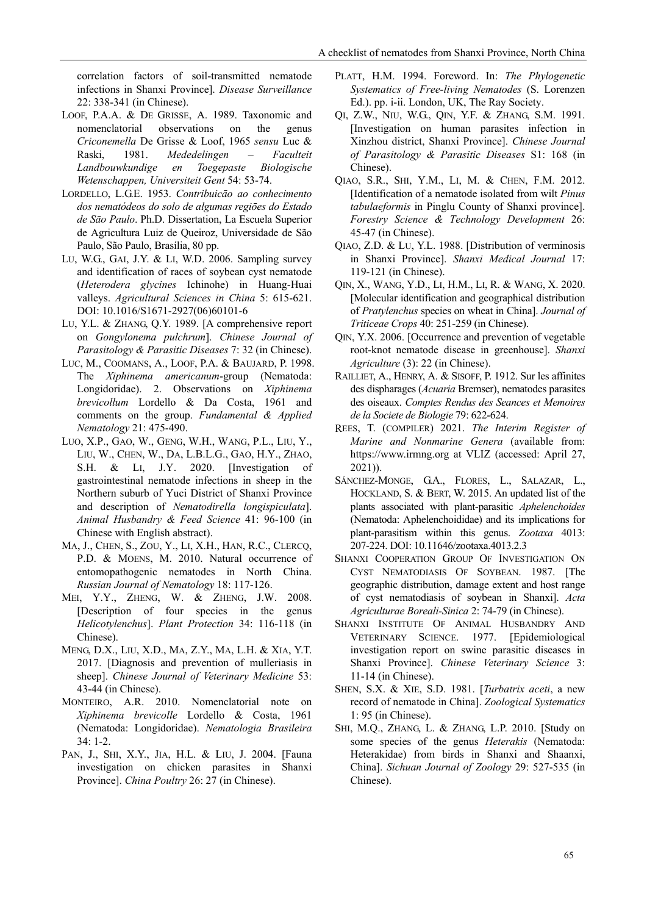correlation factors of soil-transmitted nematode infections in Shanxi Province]. *Disease Surveillance* 22: 338-341 (in Chinese).

LOOF, P.A.A. & DE GRISSE, A. 1989. Taxonomic and nomenclatorial observations on the genus *Criconemella* De Grisse & Loof, 1965 *sensu* Luc & Raski, 1981. *Mededelingen – Faculteit Landbouwkundige en Toegepaste Biologische Wetenschappen, Universiteit Gent* 54: 53-74.

LORDELLO, L.G.E. 1953. *Contribuicão ao conhecimento dos nematódeos do solo de algumas regiões do Estado de São Paulo*. Ph.D. Dissertation, La Escuela Superior de Agricultura Luiz de Queiroz, Universidade de São Paulo, São Paulo, Brasília, 80 pp.

LU, W.G., GAI, J.Y. & LI, W.D. 2006. Sampling survey and identification of races of soybean cyst nematode (*Heterodera glycines* Ichinohe) in Huang-Huai valleys. *Agricultural Sciences in China* 5: 615-621. DOI: 10.1016/S1671-2927(06)60101-6

LU, Y.L. & ZHANG, Q.Y. 1989. [A comprehensive report on *Gongylonema pulchrum*]. *Chinese Journal of Parasitology & Parasitic Diseases* 7: 32 (in Chinese).

LUC, M., COOMANS, A., LOOF, P.A.A. & BAUJARD, P. 1998. The *Xiphinema americanum*-group (Nematoda: Longidoridae). 2. Observations on *Xiphinema brevicollum* Lordello & Da Costa, 1961 and comments on the group. *Fundamental & Applied Nematology* 21: 475-490.

LUO, X.P., GAO, W., GENG, W.H., WANG, P.L., LIU, Y., LIU, W., CHEN, W., DA, L.B.L.G., GAO, H.Y., ZHAO, S.H. & LI, J.Y. 2020. [Investigation of gastrointestinal nematode infections in sheep in the Northern suburb of Yuci District of Shanxi Province and description of *Nematodirella longispiculata*]. *Animal Husbandry & Feed Science* 41: 96-100 (in Chinese with English abstract).

MA, J., CHEN, S., ZOU, Y., LI, X.H., HAN, R.C., CLERCQ, P.D. & MOENS, M. 2010. Natural occurrence of entomopathogenic nematodes in North China. *Russian Journal of Nematology* 18: 117-126.

MEI, Y.Y., ZHENG, W. & ZHENG, J.W. 2008. [Description of four species in the genus *Helicotylenchus*]. *Plant Protection* 34: 116-118 (in Chinese).

MENG, D.X., LIU, X.D., MA, Z.Y., MA, L.H. & XIA, Y.T. 2017. [Diagnosis and prevention of mulleriasis in sheep]. *Chinese Journal of Veterinary Medicine* 53: 43-44 (in Chinese).

MONTEIRO, A.R. 2010. Nomenclatorial note on *Xiphinema brevicolle* Lordello & Costa, 1961 (Nematoda: Longidoridae). *Nematologia Brasileira* 34: 1-2.

PAN, J., SHI, X.Y., JIA, H.L. & LIU, J. 2004. [Fauna investigation on chicken parasites in Shanxi Province]. *China Poultry* 26: 27 (in Chinese).

PLATT, H.M. 1994. Foreword. In: *The Phylogenetic Systematics of Free-living Nematodes* (S. Lorenzen Ed.). pp. i-ii. London, UK, The Ray Society.

QI, Z.W., NIU, W.G., QIN, Y.F. & ZHANG, S.M. 1991. [Investigation on human parasites infection in Xinzhou district, Shanxi Province]. *Chinese Journal of Parasitology & Parasitic Diseases* S1: 168 (in Chinese).

QIAO, S.R., SHI, Y.M., LI, M. & CHEN, F.M. 2012. [Identification of a nematode isolated from wilt *Pinus tabulaeformis* in Pinglu County of Shanxi province]. *Forestry Science & Technology Development* 26: 45-47 (in Chinese).

QIAO, Z.D. & LU, Y.L. 1988. [Distribution of verminosis in Shanxi Province]. *Shanxi Medical Journal* 17: 119-121 (in Chinese).

QIN, X., WANG, Y.D., LI, H.M., LI, R. & WANG, X. 2020. [Molecular identification and geographical distribution of *Pratylenchus* species on wheat in China]. *Journal of Triticeae Crops* 40: 251-259 (in Chinese).

QIN, Y.X. 2006. [Occurrence and prevention of vegetable root-knot nematode disease in greenhouse]. *Shanxi Agriculture* (3): 22 (in Chinese).

RAILLIET, A., HENRY, A. & SISOFF, P. 1912. Sur les affinites des dispharages (*Acuaria* Bremser), nematodes parasites des oiseaux. *Comptes Rendus des Seances et Memoires de la Societe de Biologie* 79: 622-624.

REES, T. (COMPILER) 2021. *The Interim Register of Marine and Nonmarine Genera* (available from: https://www.irmng.org at VLIZ (accessed: April 27, 2021)).

SÁNCHEZ-MONGE, G.A., FLORES, L., SALAZAR, L., HOCKLAND, S. & BERT, W. 2015. An updated list of the plants associated with plant-parasitic *Aphelenchoides* (Nematoda: Aphelenchoididae) and its implications for plant-parasitism within this genus. *Zootaxa* 4013: 207-224. DOI: 10.11646/zootaxa.4013.2.3

SHANXI COOPERATION GROUP OF INVESTIGATION ON CYST NEMATODIASIS OF SOYBEAN. 1987. [The geographic distribution, damage extent and host range of cyst nematodiasis of soybean in Shanxi]. *Acta Agriculturae Boreali-Sinica* 2: 74-79 (in Chinese).

SHANXI INSTITUTE OF ANIMAL HUSBANDRY AND VETERINARY SCIENCE. 1977. [Epidemiological investigation report on swine parasitic diseases in Shanxi Province]. *Chinese Veterinary Science* 3: 11-14 (in Chinese).

SHEN, S.X. & XIE, S.D. 1981. [*Turbatrix aceti*, a new record of nematode in China]. *Zoological Systematics* 1: 95 (in Chinese).

SHI, M.Q., ZHANG, L. & ZHANG, L.P. 2010. [Study on some species of the genus *Heterakis* (Nematoda: Heterakidae) from birds in Shanxi and Shaanxi, China]. *Sichuan Journal of Zoology* 29: 527-535 (in Chinese).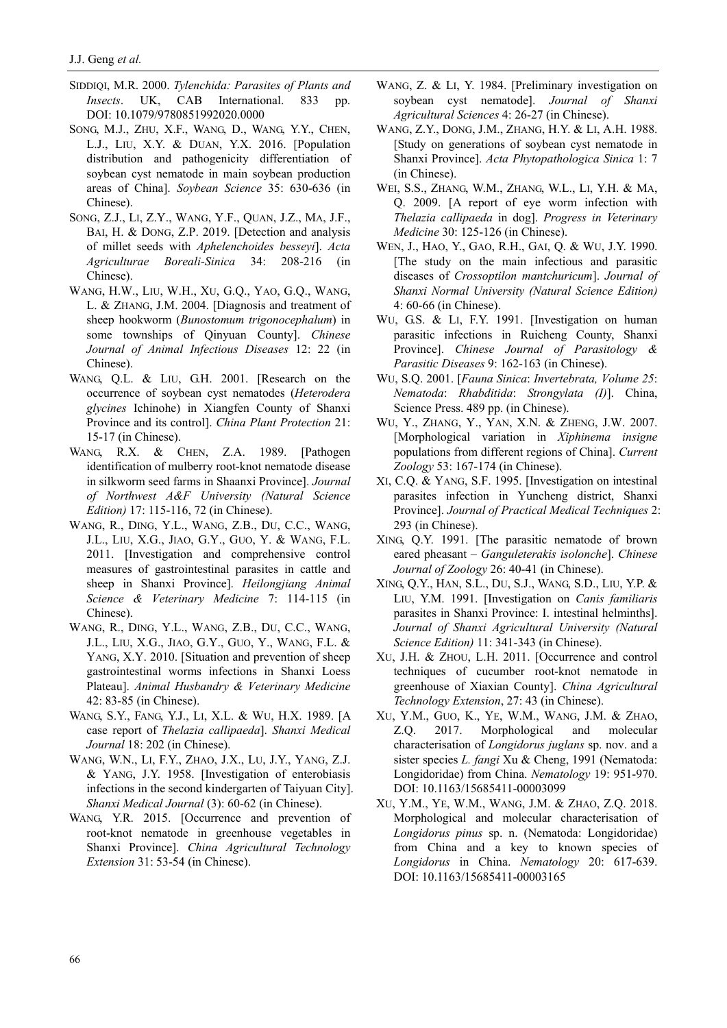SIDDIQI, M.R. 2000. *Tylenchida: Parasites of Plants and Insects*. UK, CAB International. 833 pp. DOI: 10.1079/9780851992020.0000

SONG, M.J., ZHU, X.F., WANG, D., WANG, Y.Y., CHEN, L.J., LIU, X.Y. & DUAN, Y.X. 2016. [Population distribution and pathogenicity differentiation of soybean cyst nematode in main soybean production areas of China]. *Soybean Science* 35: 630-636 (in Chinese).

SONG, Z.J., LI, Z.Y., WANG, Y.F., QUAN, J.Z., MA, J.F., BAI, H. & DONG, Z.P. 2019. [Detection and analysis of millet seeds with *Aphelenchoides besseyi*]. *Acta Agriculturae Boreali-Sinica* 34: 208-216 (in Chinese).

WANG, H.W., LIU, W.H., XU, G.Q., YAO, G.Q., WANG, L. & ZHANG, J.M. 2004. [Diagnosis and treatment of sheep hookworm (*Bunostomum trigonocephalum*) in some townships of Qinyuan County]. *Chinese Journal of Animal Infectious Diseases* 12: 22 (in Chinese).

WANG, Q.L. & LIU, G.H. 2001. [Research on the occurrence of soybean cyst nematodes (*Heterodera glycines* Ichinohe) in Xiangfen County of Shanxi Province and its control]. *China Plant Protection* 21: 15-17 (in Chinese).

WANG, R.X. & CHEN, Z.A. 1989. [Pathogen identification of mulberry root-knot nematode disease in silkworm seed farms in Shaanxi Province]. *Journal of Northwest A&F University (Natural Science Edition)* 17: 115-116, 72 (in Chinese).

WANG, R., DING, Y.L., WANG, Z.B., DU, C.C., WANG, J.L., LIU, X.G., JIAO, G.Y., GUO, Y. & WANG, F.L. 2011. [Investigation and comprehensive control measures of gastrointestinal parasites in cattle and sheep in Shanxi Province]. *Heilongjiang Animal Science & Veterinary Medicine* 7: 114-115 (in Chinese).

WANG, R., DING, Y.L., WANG, Z.B., DU, C.C., WANG, J.L., LIU, X.G., JIAO, G.Y., GUO, Y., WANG, F.L. & YANG, X.Y. 2010. [Situation and prevention of sheep gastrointestinal worms infections in Shanxi Loess Plateau]. *Animal Husbandry & Veterinary Medicine* 42: 83-85 (in Chinese).

WANG, S.Y., FANG, Y.J., LI, X.L. & WU, H.X. 1989. [A case report of *Thelazia callipaeda*]. *Shanxi Medical Journal* 18: 202 (in Chinese).

WANG, W.N., LI, F.Y., ZHAO, J.X., LU, J.Y., YANG, Z.J. & YANG, J.Y. 1958. [Investigation of enterobiasis infections in the second kindergarten of Taiyuan City]. *Shanxi Medical Journal* (3): 60-62 (in Chinese).

WANG, Y.R. 2015. [Occurrence and prevention of root-knot nematode in greenhouse vegetables in Shanxi Province]. *China Agricultural Technology Extension* 31: 53-54 (in Chinese).

WANG, Z. & LI, Y. 1984. [Preliminary investigation on soybean cyst nematode]. *Journal of Shanxi Agricultural Sciences* 4: 26-27 (in Chinese).

WANG, Z.Y., DONG, J.M., ZHANG, H.Y. & LI, A.H. 1988. [Study on generations of soybean cyst nematode in Shanxi Province]. *Acta Phytopathologica Sinica* 1: 7 (in Chinese).

WEI, S.S., ZHANG, W.M., ZHANG, W.L., LI, Y.H. & MA, Q. 2009. [A report of eye worm infection with *Thelazia callipaeda* in dog]. *Progress in Veterinary Medicine* 30: 125-126 (in Chinese).

WEN, J., HAO, Y., GAO, R.H., GAI, Q. & WU, J.Y. 1990. [The study on the main infectious and parasitic diseases of *Crossoptilon mantchuricum*]. *Journal of Shanxi Normal University (Natural Science Edition)* 4: 60-66 (in Chinese).

WU, G.S. & LI, F.Y. 1991. [Investigation on human parasitic infections in Ruicheng County, Shanxi Province]. *Chinese Journal of Parasitology & Parasitic Diseases* 9: 162-163 (in Chinese).

WU, S.Q. 2001. [*Fauna Sinica*: *Invertebrata, Volume 25*: *Nematoda*: *Rhabditida*: *Strongylata (I)*]. China, Science Press. 489 pp. (in Chinese).

WU, Y., ZHANG, Y., YAN, X.N. & ZHENG, J.W. 2007. [Morphological variation in *Xiphinema insigne* populations from different regions of China]. *Current Zoology* 53: 167-174 (in Chinese).

XI, C.Q. & YANG, S.F. 1995. [Investigation on intestinal parasites infection in Yuncheng district, Shanxi Province]. *Journal of Practical Medical Techniques* 2: 293 (in Chinese).

XING, Q.Y. 1991. [The parasitic nematode of brown eared pheasant – *Ganguleterakis isolonche*]. *Chinese Journal of Zoology* 26: 40-41 (in Chinese).

XING, Q.Y., HAN, S.L., DU, S.J., WANG, S.D., LIU, Y.P. & LIU, Y.M. 1991. [Investigation on *Canis familiaris* parasites in Shanxi Province: I. intestinal helminths]. *Journal of Shanxi Agricultural University (Natural Science Edition)* 11: 341-343 (in Chinese).

XU, J.H. & ZHOU, L.H. 2011. [Occurrence and control techniques of cucumber root-knot nematode in greenhouse of Xiaxian County]. *China Agricultural Technology Extension*, 27: 43 (in Chinese).

XU, Y.M., GUO, K., YE, W.M., WANG, J.M. & ZHAO, Z.Q. 2017. Morphological and molecular characterisation of *Longidorus juglans* sp. nov. and a sister species *L. fangi* Xu & Cheng, 1991 (Nematoda: Longidoridae) from China. *Nematology* 19: 951-970. DOI: 10.1163/15685411-00003099

XU, Y.M., YE, W.M., WANG, J.M. & ZHAO, Z.Q. 2018. Morphological and molecular characterisation of *Longidorus pinus* sp. n. (Nematoda: Longidoridae) from China and a key to known species of *Longidorus* in China. *Nematology* 20: 617-639. DOI: 10.1163/15685411-00003165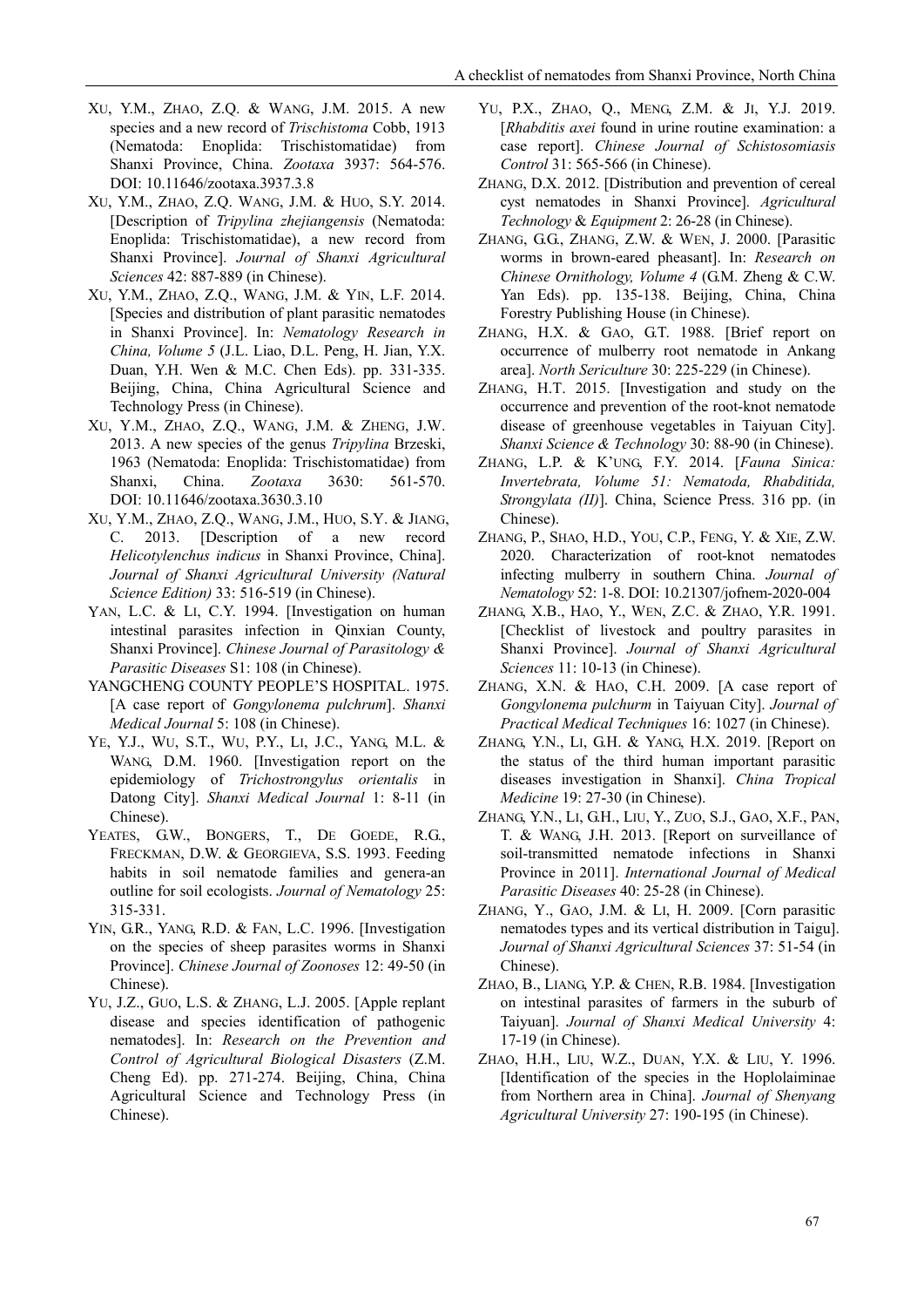XU, Y.M., ZHAO, Z.Q. & WANG, J.M. 2015. A new species and a new record of *Trischistoma* Cobb, 1913 (Nematoda: Enoplida: Trischistomatidae) from Shanxi Province, China. *Zootaxa* 3937: 564-576. DOI: 10.11646/zootaxa.3937.3.8

XU, Y.M., ZHAO, Z.Q. WANG, J.M. & HUO, S.Y. 2014. [Description of *Tripylina zhejiangensis* (Nematoda: Enoplida: Trischistomatidae), a new record from Shanxi Province]. *Journal of Shanxi Agricultural Sciences* 42: 887-889 (in Chinese).

XU, Y.M., ZHAO, Z.Q., WANG, J.M. & YIN, L.F. 2014. [Species and distribution of plant parasitic nematodes in Shanxi Province]. In: *Nematology Research in China, Volume 5* (J.L. Liao, D.L. Peng, H. Jian, Y.X. Duan, Y.H. Wen & M.C. Chen Eds). pp. 331-335. Beijing, China, China Agricultural Science and Technology Press (in Chinese).

XU, Y.M., ZHAO, Z.Q., WANG, J.M. & ZHENG, J.W. 2013. A new species of the genus *Tripylina* Brzeski, 1963 (Nematoda: Enoplida: Trischistomatidae) from Shanxi, China. *Zootaxa* 3630: 561-570. DOI: 10.11646/zootaxa.3630.3.10

XU, Y.M., ZHAO, Z.Q., WANG, J.M., HUO, S.Y. & JIANG, C. 2013. [Description of a new record *Helicotylenchus indicus* in Shanxi Province, China]. *Journal of Shanxi Agricultural University (Natural Science Edition)* 33: 516-519 (in Chinese).

YAN, L.C. & LI, C.Y. 1994. [Investigation on human intestinal parasites infection in Qinxian County, Shanxi Province]. *Chinese Journal of Parasitology & Parasitic Diseases* S1: 108 (in Chinese).

YANGCHENG COUNTY PEOPLE'S HOSPITAL. 1975. [A case report of *Gongylonema pulchrum*]. *Shanxi Medical Journal* 5: 108 (in Chinese).

YE, Y.J., WU, S.T., WU, P.Y., LI, J.C., YANG, M.L. & WANG, D.M. 1960. [Investigation report on the epidemiology of *Trichostrongylus orientalis* in Datong City]. *Shanxi Medical Journal* 1: 8-11 (in Chinese).

YEATES, G.W., BONGERS, T., DE GOEDE, R.G., FRECKMAN, D.W. & GEORGIEVA, S.S. 1993. Feeding habits in soil nematode families and genera-an outline for soil ecologists. *Journal of Nematology* 25: 315-331.

YIN, G.R., YANG, R.D. & FAN, L.C. 1996. [Investigation on the species of sheep parasites worms in Shanxi Province]. *Chinese Journal of Zoonoses* 12: 49-50 (in Chinese).

YU, J.Z., GUO, L.S. & ZHANG, L.J. 2005. [Apple replant disease and species identification of pathogenic nematodes]. In: *Research on the Prevention and Control of Agricultural Biological Disasters* (Z.M. Cheng Ed). pp. 271-274. Beijing, China, China Agricultural Science and Technology Press (in Chinese).

YU, P.X., ZHAO, Q., MENG, Z.M. & JI, Y.J. 2019. [*Rhabditis axei* found in urine routine examination: a case report]. *Chinese Journal of Schistosomiasis Control* 31: 565-566 (in Chinese).

ZHANG, D.X. 2012. [Distribution and prevention of cereal cyst nematodes in Shanxi Province]. *Agricultural Technology & Equipment* 2: 26-28 (in Chinese).

ZHANG, G.G., ZHANG, Z.W. & WEN, J. 2000. [Parasitic worms in brown-eared pheasant]. In: *Research on Chinese Ornithology, Volume 4* (G.M. Zheng & C.W. Yan Eds). pp. 135-138. Beijing, China, China Forestry Publishing House (in Chinese).

ZHANG, H.X. & GAO, G.T. 1988. [Brief report on occurrence of mulberry root nematode in Ankang area]. *North Sericulture* 30: 225-229 (in Chinese).

ZHANG, H.T. 2015. [Investigation and study on the occurrence and prevention of the root-knot nematode disease of greenhouse vegetables in Taiyuan City]. *Shanxi Science & Technology* 30: 88-90 (in Chinese).

ZHANG, L.P. & K'UNG, F.Y. 2014. [*Fauna Sinica: Invertebrata, Volume 51: Nematoda, Rhabditida, Strongylata (II)*]. China, Science Press. 316 pp. (in Chinese).

ZHANG, P., SHAO, H.D., YOU, C.P., FENG, Y. & XIE, Z.W. 2020. Characterization of root-knot nematodes infecting mulberry in southern China. *Journal of Nematology* 52: 1-8. DOI: 10.21307/jofnem-2020-004

ZHANG, X.B., HAO, Y., WEN, Z.C. & ZHAO, Y.R. 1991. [Checklist of livestock and poultry parasites in Shanxi Province]. *Journal of Shanxi Agricultural Sciences* 11: 10-13 (in Chinese).

ZHANG, X.N. & HAO, C.H. 2009. [A case report of *Gongylonema pulchurm* in Taiyuan City]. *Journal of Practical Medical Techniques* 16: 1027 (in Chinese).

ZHANG, Y.N., LI, G.H. & YANG, H.X. 2019. [Report on the status of the third human important parasitic diseases investigation in Shanxi]. *China Tropical Medicine* 19: 27-30 (in Chinese).

ZHANG, Y.N., LI, G.H., LIU, Y., ZUO, S.J., GAO, X.F., PAN, T. & WANG, J.H. 2013. [Report on surveillance of soil-transmitted nematode infections in Shanxi Province in 2011]. *International Journal of Medical Parasitic Diseases* 40: 25-28 (in Chinese).

ZHANG, Y., GAO, J.M. & LI, H. 2009. [Corn parasitic nematodes types and its vertical distribution in Taigu]. *Journal of Shanxi Agricultural Sciences* 37: 51-54 (in Chinese).

ZHAO, B., LIANG, Y.P. & CHEN, R.B. 1984. [Investigation on intestinal parasites of farmers in the suburb of Taiyuan]. *Journal of Shanxi Medical University* 4: 17-19 (in Chinese).

ZHAO, H.H., LIU, W.Z., DUAN, Y.X. & LIU, Y. 1996. [Identification of the species in the Hoplolaiminae from Northern area in China]. *Journal of Shenyang Agricultural University* 27: 190-195 (in Chinese).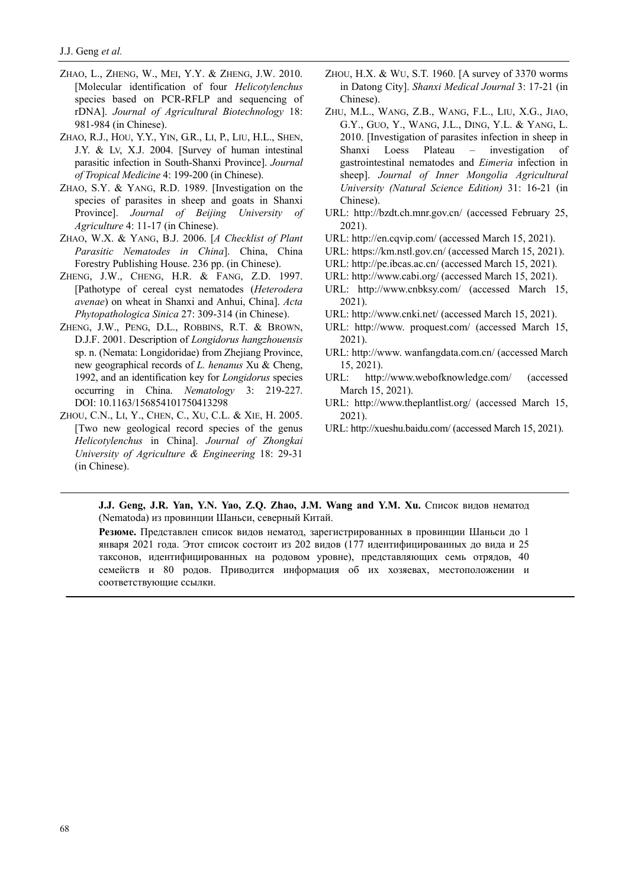ZHAO, L., ZHENG, W., MEI, Y.Y. & ZHENG, J.W. 2010. [Molecular identification of four *Helicotylenchus* species based on PCR-RFLP and sequencing of rDNA]. *Journal of Agricultural Biotechnology* 18: 981-984 (in Chinese).

ZHAO, R.J., HOU, Y.Y., YIN, G.R., LI, P., LIU, H.L., SHEN, J.Y. & LV, X.J. 2004. [Survey of human intestinal parasitic infection in South-Shanxi Province]. *Journal of Tropical Medicine* 4: 199-200 (in Chinese).

ZHAO, S.Y. & YANG, R.D. 1989. [Investigation on the species of parasites in sheep and goats in Shanxi Province]. *Journal of Beijing University of Agriculture* 4: 11-17 (in Chinese).

ZHAO, W.X. & YANG, B.J. 2006. [*A Checklist of Plant Parasitic Nematodes in China*]. China, China Forestry Publishing House. 236 pp. (in Chinese).

ZHENG, J.W., CHENG, H.R. & FANG, Z.D. 1997. [Pathotype of cereal cyst nematodes (*Heterodera avenae*) on wheat in Shanxi and Anhui, China]. *Acta Phytopathologica Sinica* 27: 309-314 (in Chinese).

ZHENG, J.W., PENG, D.L., ROBBINS, R.T. & BROWN, D.J.F. 2001. Description of *Longidorus hangzhouensis* sp. n. (Nemata: Longidoridae) from Zhejiang Province, new geographical records of *L. henanus* Xu & Cheng, 1992, and an identification key for *Longidorus* species occurring in China. *Nematology* 3: 219-227. DOI: 10.1163/156854101750413298

ZHOU, C.N., LI, Y., CHEN, C., XU, C.L. & XIE, H. 2005. [Two new geological record species of the genus *Helicotylenchus* in China]. *Journal of Zhongkai University of Agriculture & Engineering* 18: 29-31 (in Chinese).

ZHOU, H.X. & WU, S.T. 1960. [A survey of 3370 worms in Datong City]. *Shanxi Medical Journal* 3: 17-21 (in Chinese).

ZHU, M.L., WANG, Z.B., WANG, F.L., LIU, X.G., JIAO, G.Y., GUO, Y., WANG, J.L., DING, Y.L. & YANG, L. 2010. [Investigation of parasites infection in sheep in Shanxi Loess Plateau – investigation of gastrointestinal nematodes and *Eimeria* infection in sheep]. *Journal of Inner Mongolia Agricultural University (Natural Science Edition)* 31: 16-21 (in Chinese).

URL: http://bzdt.ch.mnr.gov.cn/ (accessed February 25, 2021).

URL: http://en.cqvip.com/ (accessed March 15, 2021).

URL: https://km.nstl.gov.cn/ (accessed March 15, 2021).

URL: http://pe.ibcas.ac.cn/ (accessed March 15, 2021).

URL: http://www.cabi.org/ (accessed March 15, 2021).

URL: http://www.cnbksy.com/ (accessed March 15, 2021).

URL: http://www.cnki.net/ (accessed March 15, 2021).

URL: http://www. proquest.com/ (accessed March 15, 2021).

URL: http://www. wanfangdata.com.cn/ (accessed March 15, 2021).

URL: http://www.webofknowledge.com/ (accessed March 15, 2021).

URL: http://www.theplantlist.org/ (accessed March 15, 2021).

URL: http://xueshu.baidu.com/ (accessed March 15, 2021).

---

**J.J. Geng, J.R. Yan, Y.N. Yao, Z.Q. Zhao, J.M. Wang and Y.M. Xu.** Список видов нематод (Nematoda) из провинции Шаньси, северный Китай.

**Резюме.** Представлен список видов нематод, зарегистрированных в провинции Шаньси до 1 января 2021 года. Этот список состоит из 202 видов (177 идентифицированных до вида и 25 таксонов, идентифицированных на родовом уровне), представляющих семь отрядов, 40 семейств и 80 родов. Приводится информация об их хозяевах, местоположении и соответствующие ссылки.